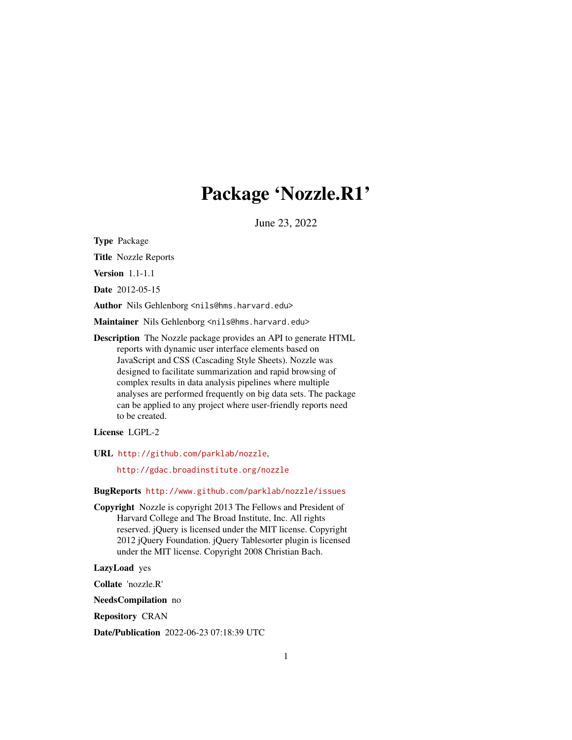# Package 'Nozzle.R1'

June 23, 2022

**Type** Package

**Title** Nozzle Reports

**Version** 1.1-1.1

**Date** 2012-05-15

**Author** Nils Gehlenborg <nils@hms.harvard.edu>

**Maintainer** Nils Gehlenborg <nils@hms.harvard.edu>

**Description** The Nozzle package provides an API to generate HTML reports with dynamic user interface elements based on JavaScript and CSS (Cascading Style Sheets). Nozzle was designed to facilitate summarization and rapid browsing of complex results in data analysis pipelines where multiple analyses are performed frequently on big data sets. The package can be applied to any project where user-friendly reports need to be created.

**License** LGPL-2

**URL** http://github.com/parklab/nozzle,

http://gdac.broadinstitute.org/nozzle

**BugReports** http://www.github.com/parklab/nozzle/issues

**Copyright** Nozzle is copyright 2013 The Fellows and President of Harvard College and The Broad Institute, Inc. All rights reserved. jQuery is licensed under the MIT license. Copyright 2012 jQuery Foundation. jQuery Tablesorter plugin is licensed under the MIT license. Copyright 2008 Christian Bach.

**LazyLoad** yes

**Collate** 'nozzle.R'

**NeedsCompilation** no

**Repository** CRAN

**Date/Publication** 2022-06-23 07:18:39 UTC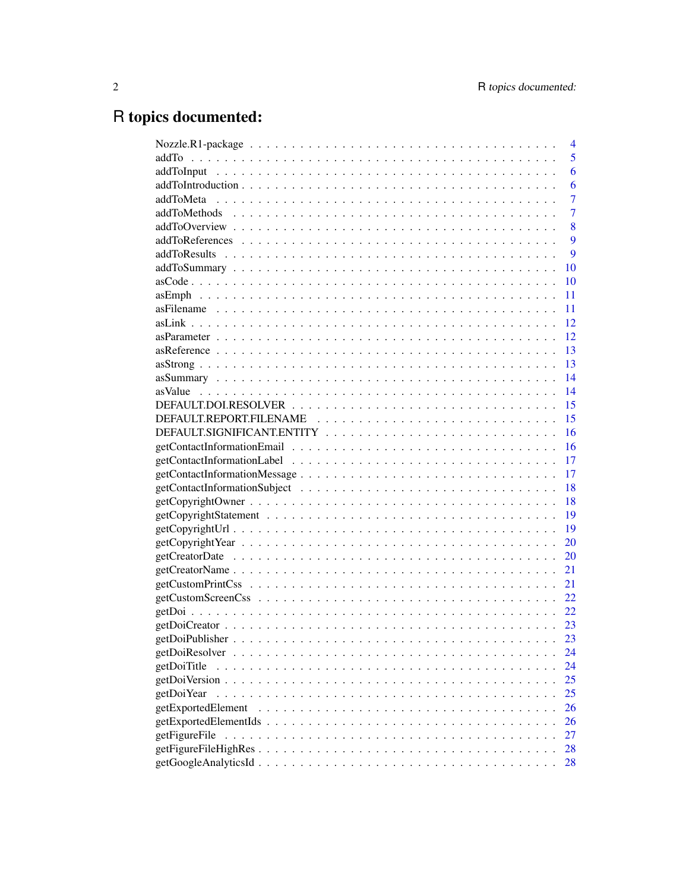# R topics documented:

| | |
|---|---|
| Nozzle.R1-package | 4 |
| addTo | 5 |
| addToInput | 6 |
| addToIntroduction | 6 |
| addToMeta | 7 |
| addToMethods | 7 |
| addToOverview | 8 |
| addToReferences | 9 |
| addToResults | 9 |
| addToSummary | 10 |
| asCode | 10 |
| asEmph | 11 |
| asFilename | 11 |
| asLink | 12 |
| asParameter | 12 |
| asReference | 13 |
| asStrong | 13 |
| asSummary | 14 |
| asValue | 14 |
| DEFAULT.DOI.RESOLVER | 15 |
| DEFAULT.REPORT.FILENAME | 15 |
| DEFAULT.SIGNIFICANT.ENTITY | 16 |
| getContactInformationEmail | 16 |
| getContactInformationLabel | 17 |
| getContactInformationMessage | 17 |
| getContactInformationSubject | 18 |
| getCopyrightOwner | 18 |
| getCopyrightStatement | 19 |
| getCopyrightUrl | 19 |
| getCopyrightYear | 20 |
| getCreatorDate | 20 |
| getCreatorName | 21 |
| getCustomPrintCss | 21 |
| getCustomScreenCss | 22 |
| getDoi | 22 |
| getDoiCreator | 23 |
| getDoiPublisher | 23 |
| getDoiResolver | 24 |
| getDoiTitle | 24 |
| getDoiVersion | 25 |
| getDoiYear | 25 |
| getExportedElement | 26 |
| getExportedElementIds | 26 |
| getFigureFile | 27 |
| getFigureFileHighRes | 28 |
| getGoogleAnalyticsId | 28 |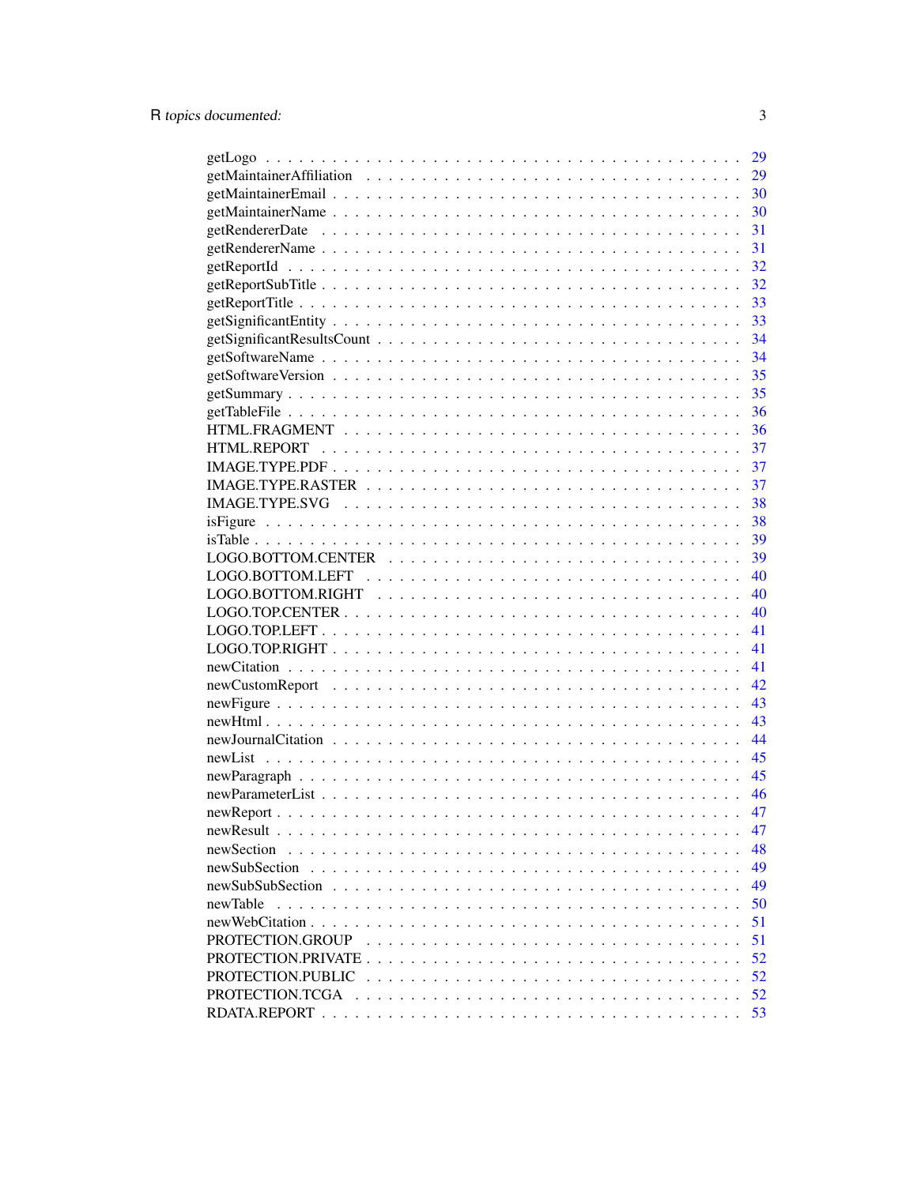getLogo . . . . . . . . . . . . . . . . . . . . . . . . . . . . . . . . . . . . . . . . . . 29
getMaintainerAffiliation . . . . . . . . . . . . . . . . . . . . . . . . . . . . . . . . . 29
getMaintainerEmail . . . . . . . . . . . . . . . . . . . . . . . . . . . . . . . . . . . . . 30
getMaintainerName . . . . . . . . . . . . . . . . . . . . . . . . . . . . . . . . . . . . . 30
getRendererDate . . . . . . . . . . . . . . . . . . . . . . . . . . . . . . . . . . . . . . 31
getRendererName . . . . . . . . . . . . . . . . . . . . . . . . . . . . . . . . . . . . . . 31
getReportId . . . . . . . . . . . . . . . . . . . . . . . . . . . . . . . . . . . . . . . . . 32
getReportSubTitle . . . . . . . . . . . . . . . . . . . . . . . . . . . . . . . . . . . . . 32
getReportTitle . . . . . . . . . . . . . . . . . . . . . . . . . . . . . . . . . . . . . . . 33
getSignificantEntity . . . . . . . . . . . . . . . . . . . . . . . . . . . . . . . . . . . . 33
getSignificantResultsCount . . . . . . . . . . . . . . . . . . . . . . . . . . . . . . . . 34
getSoftwareName . . . . . . . . . . . . . . . . . . . . . . . . . . . . . . . . . . . . . . 34
getSoftwareVersion . . . . . . . . . . . . . . . . . . . . . . . . . . . . . . . . . . . . . 35
getSummary . . . . . . . . . . . . . . . . . . . . . . . . . . . . . . . . . . . . . . . . . 35
getTableFile . . . . . . . . . . . . . . . . . . . . . . . . . . . . . . . . . . . . . . . . 36
HTML.FRAGMENT . . . . . . . . . . . . . . . . . . . . . . . . . . . . . . . . . . . . . 36
HTML.REPORT . . . . . . . . . . . . . . . . . . . . . . . . . . . . . . . . . . . . . . . 37
IMAGE.TYPE.PDF . . . . . . . . . . . . . . . . . . . . . . . . . . . . . . . . . . . . . 37
IMAGE.TYPE.RASTER . . . . . . . . . . . . . . . . . . . . . . . . . . . . . . . . . . . 37
IMAGE.TYPE.SVG . . . . . . . . . . . . . . . . . . . . . . . . . . . . . . . . . . . . . 38
isFigure . . . . . . . . . . . . . . . . . . . . . . . . . . . . . . . . . . . . . . . . . . 38
isTable . . . . . . . . . . . . . . . . . . . . . . . . . . . . . . . . . . . . . . . . . . . 39
LOGO.BOTTOM.CENTER . . . . . . . . . . . . . . . . . . . . . . . . . . . . . . . . . . 39
LOGO.BOTTOM.LEFT . . . . . . . . . . . . . . . . . . . . . . . . . . . . . . . . . . . 40
LOGO.BOTTOM.RIGHT . . . . . . . . . . . . . . . . . . . . . . . . . . . . . . . . . . 40
LOGO.TOP.CENTER . . . . . . . . . . . . . . . . . . . . . . . . . . . . . . . . . . . . 40
LOGO.TOP.LEFT . . . . . . . . . . . . . . . . . . . . . . . . . . . . . . . . . . . . . . 41
LOGO.TOP.RIGHT . . . . . . . . . . . . . . . . . . . . . . . . . . . . . . . . . . . . . 41
newCitation . . . . . . . . . . . . . . . . . . . . . . . . . . . . . . . . . . . . . . . . 41
newCustomReport . . . . . . . . . . . . . . . . . . . . . . . . . . . . . . . . . . . . . 42
newFigure . . . . . . . . . . . . . . . . . . . . . . . . . . . . . . . . . . . . . . . . . 43
newHtml . . . . . . . . . . . . . . . . . . . . . . . . . . . . . . . . . . . . . . . . . . 43
newJournalCitation . . . . . . . . . . . . . . . . . . . . . . . . . . . . . . . . . . . . 44
newList . . . . . . . . . . . . . . . . . . . . . . . . . . . . . . . . . . . . . . . . . . 45
newParagraph . . . . . . . . . . . . . . . . . . . . . . . . . . . . . . . . . . . . . . . 45
newParameterList . . . . . . . . . . . . . . . . . . . . . . . . . . . . . . . . . . . . . 46
newReport . . . . . . . . . . . . . . . . . . . . . . . . . . . . . . . . . . . . . . . . . 47
newResult . . . . . . . . . . . . . . . . . . . . . . . . . . . . . . . . . . . . . . . . . 47
newSection . . . . . . . . . . . . . . . . . . . . . . . . . . . . . . . . . . . . . . . . 48
newSubSection . . . . . . . . . . . . . . . . . . . . . . . . . . . . . . . . . . . . . . 49
newSubSubSection . . . . . . . . . . . . . . . . . . . . . . . . . . . . . . . . . . . . 49
newTable . . . . . . . . . . . . . . . . . . . . . . . . . . . . . . . . . . . . . . . . . 50
newWebCitation . . . . . . . . . . . . . . . . . . . . . . . . . . . . . . . . . . . . . . 51
PROTECTION.GROUP . . . . . . . . . . . . . . . . . . . . . . . . . . . . . . . . . . . 51
PROTECTION.PRIVATE . . . . . . . . . . . . . . . . . . . . . . . . . . . . . . . . . . 52
PROTECTION.PUBLIC . . . . . . . . . . . . . . . . . . . . . . . . . . . . . . . . . . . 52
PROTECTION.TCGA . . . . . . . . . . . . . . . . . . . . . . . . . . . . . . . . . . . . 52
RDATA.REPORT . . . . . . . . . . . . . . . . . . . . . . . . . . . . . . . . . . . . . . 53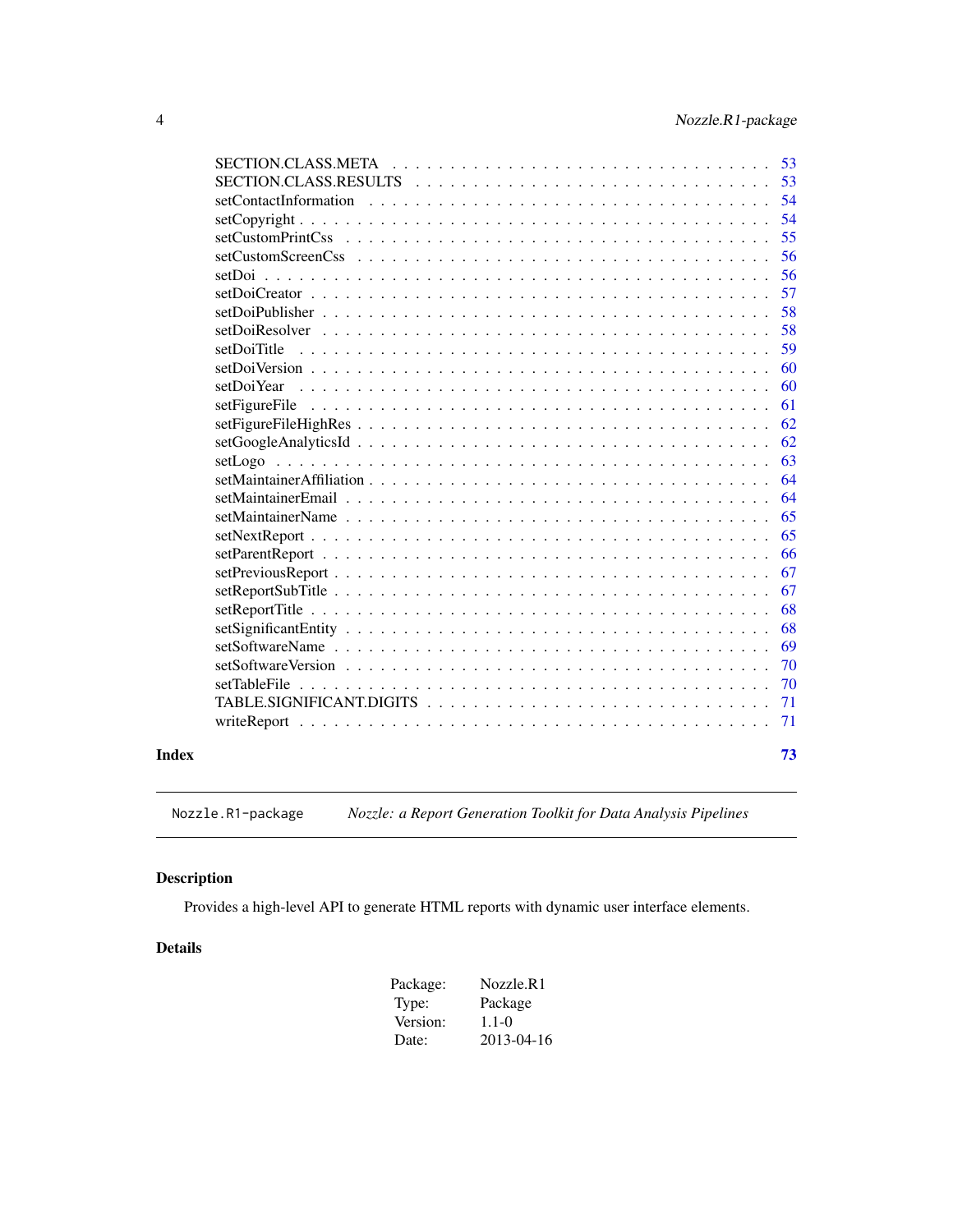SECTION.CLASS.META . . . . . . . . . . . . . . . . . . . . . . . . . . . . . . 53
SECTION.CLASS.RESULTS . . . . . . . . . . . . . . . . . . . . . . . . . . . . 53
setContactInformation . . . . . . . . . . . . . . . . . . . . . . . . . . . . . 54
setCopyright . . . . . . . . . . . . . . . . . . . . . . . . . . . . . . . . . . 54
setCustomPrintCss . . . . . . . . . . . . . . . . . . . . . . . . . . . . . . . 55
setCustomScreenCss . . . . . . . . . . . . . . . . . . . . . . . . . . . . . . 56
setDoi . . . . . . . . . . . . . . . . . . . . . . . . . . . . . . . . . . . . . 56
setDoiCreator . . . . . . . . . . . . . . . . . . . . . . . . . . . . . . . . . 57
setDoiPublisher . . . . . . . . . . . . . . . . . . . . . . . . . . . . . . . . 58
setDoiResolver . . . . . . . . . . . . . . . . . . . . . . . . . . . . . . . . . 58
setDoiTitle . . . . . . . . . . . . . . . . . . . . . . . . . . . . . . . . . . 59
setDoiVersion . . . . . . . . . . . . . . . . . . . . . . . . . . . . . . . . . 60
setDoiYear . . . . . . . . . . . . . . . . . . . . . . . . . . . . . . . . . . . 60
setFigureFile . . . . . . . . . . . . . . . . . . . . . . . . . . . . . . . . . 61
setFigureFileHighRes . . . . . . . . . . . . . . . . . . . . . . . . . . . . . 62
setGoogleAnalyticsId . . . . . . . . . . . . . . . . . . . . . . . . . . . . . 62
setLogo . . . . . . . . . . . . . . . . . . . . . . . . . . . . . . . . . . . . 63
setMaintainerAffiliation . . . . . . . . . . . . . . . . . . . . . . . . . . . 64
setMaintainerEmail . . . . . . . . . . . . . . . . . . . . . . . . . . . . . . 64
setMaintainerName . . . . . . . . . . . . . . . . . . . . . . . . . . . . . . . 65
setNextReport . . . . . . . . . . . . . . . . . . . . . . . . . . . . . . . . . 65
setParentReport . . . . . . . . . . . . . . . . . . . . . . . . . . . . . . . . 66
setPreviousReport . . . . . . . . . . . . . . . . . . . . . . . . . . . . . . . 67
setReportSubTitle . . . . . . . . . . . . . . . . . . . . . . . . . . . . . . . 67
setReportTitle . . . . . . . . . . . . . . . . . . . . . . . . . . . . . . . . . 68
setSignificantEntity . . . . . . . . . . . . . . . . . . . . . . . . . . . . . . 68
setSoftwareName . . . . . . . . . . . . . . . . . . . . . . . . . . . . . . . . 69
setSoftwareVersion . . . . . . . . . . . . . . . . . . . . . . . . . . . . . . . 70
setTableFile . . . . . . . . . . . . . . . . . . . . . . . . . . . . . . . . . . 70
TABLE.SIGNIFICANT.DIGITS . . . . . . . . . . . . . . . . . . . . . . . . . . . 71
writeReport . . . . . . . . . . . . . . . . . . . . . . . . . . . . . . . . . . . 71

**Index** **73**

---

`Nozzle.R1-package` *Nozzle: a Report Generation Toolkit for Data Analysis Pipelines*

---

### Description

Provides a high-level API to generate HTML reports with dynamic user interface elements.

### Details

| | |
|---|---|
| Package: | Nozzle.R1 |
| Type: | Package |
| Version: | 1.1-0 |
| Date: | 2013-04-16 |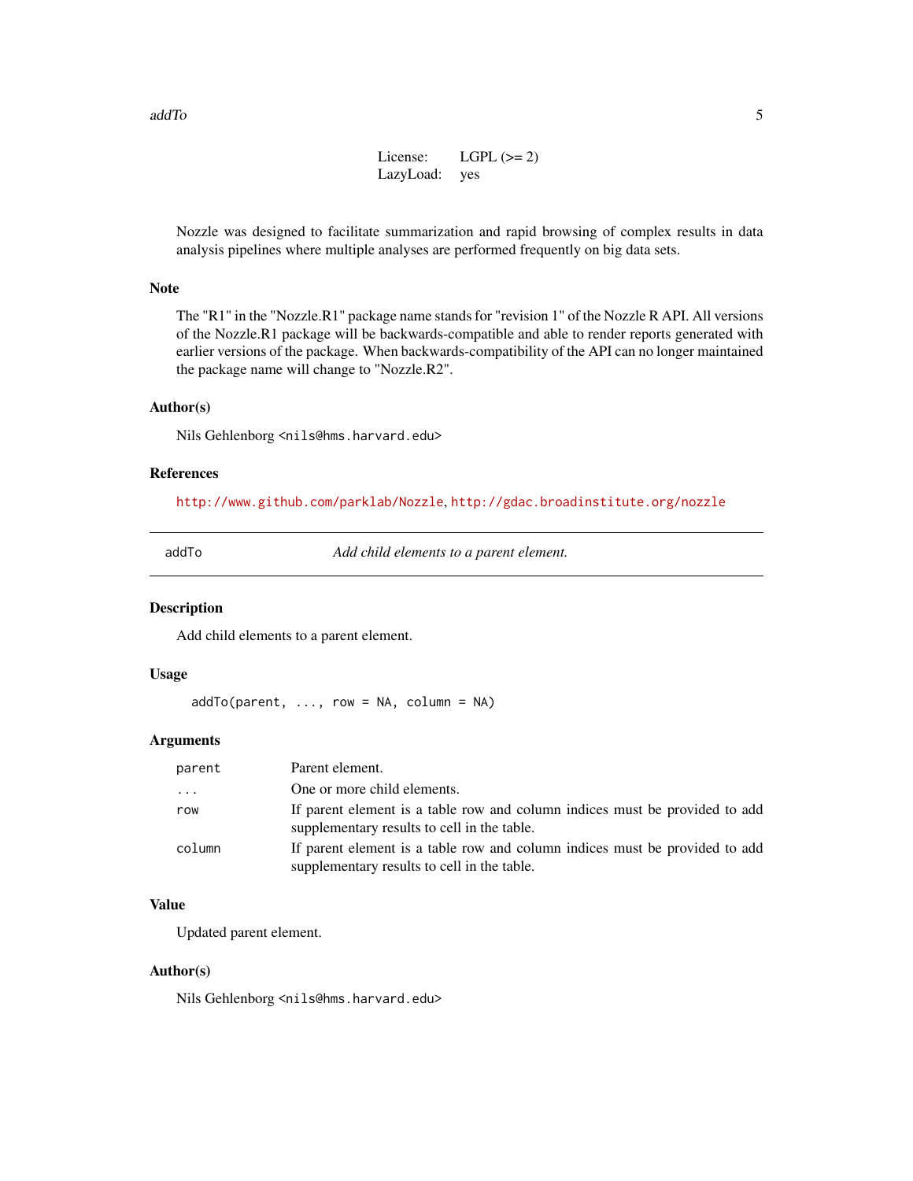| | |
|---|---|
| License: | LGPL (>= 2) |
| LazyLoad: | yes |

Nozzle was designed to facilitate summarization and rapid browsing of complex results in data analysis pipelines where multiple analyses are performed frequently on big data sets.

### Note

The "R1" in the "Nozzle.R1" package name stands for "revision 1" of the Nozzle R API. All versions of the Nozzle.R1 package will be backwards-compatible and able to render reports generated with earlier versions of the package. When backwards-compatibility of the API can no longer maintained the package name will change to "Nozzle.R2".

### Author(s)

Nils Gehlenborg <nils@hms.harvard.edu>

### References

http://www.github.com/parklab/Nozzle, http://gdac.broadinstitute.org/nozzle

---

## addTo — *Add child elements to a parent element.*

---

### Description

Add child elements to a parent element.

### Usage

```
addTo(parent, ..., row = NA, column = NA)
```

### Arguments

| | |
|---|---|
| parent | Parent element. |
| ... | One or more child elements. |
| row | If parent element is a table row and column indices must be provided to add supplementary results to cell in the table. |
| column | If parent element is a table row and column indices must be provided to add supplementary results to cell in the table. |

### Value

Updated parent element.

### Author(s)

Nils Gehlenborg <nils@hms.harvard.edu>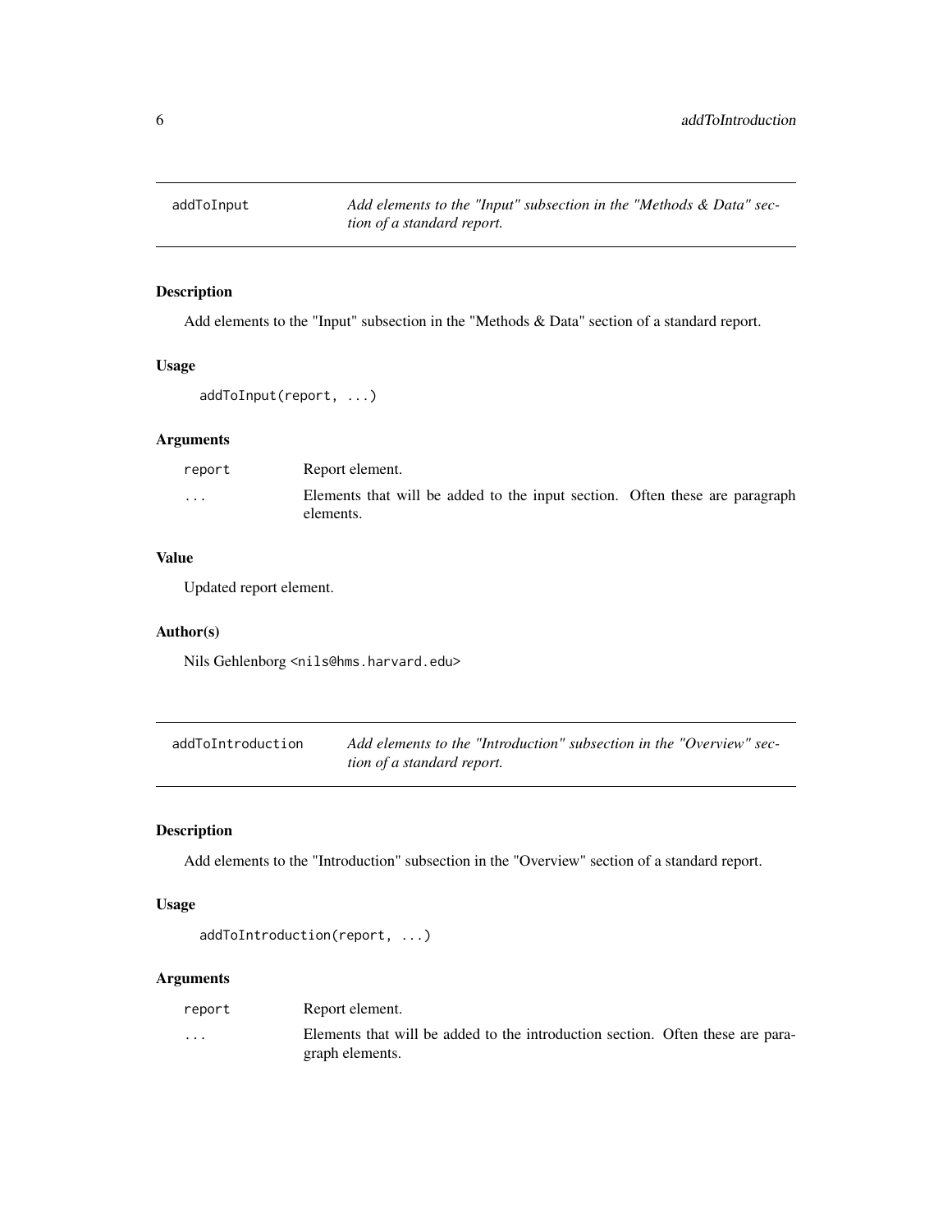## addToInput

*Add elements to the "Input" subsection in the "Methods & Data" section of a standard report.*

### Description

Add elements to the "Input" subsection in the "Methods & Data" section of a standard report.

### Usage

```
addToInput(report, ...)
```

### Arguments

| | |
|---|---|
| report | Report element. |
| ... | Elements that will be added to the input section. Often these are paragraph elements. |

### Value

Updated report element.

### Author(s)

Nils Gehlenborg <nils@hms.harvard.edu>

## addToIntroduction

*Add elements to the "Introduction" subsection in the "Overview" section of a standard report.*

### Description

Add elements to the "Introduction" subsection in the "Overview" section of a standard report.

### Usage

```
addToIntroduction(report, ...)
```

### Arguments

| | |
|---|---|
| report | Report element. |
| ... | Elements that will be added to the introduction section. Often these are paragraph elements. |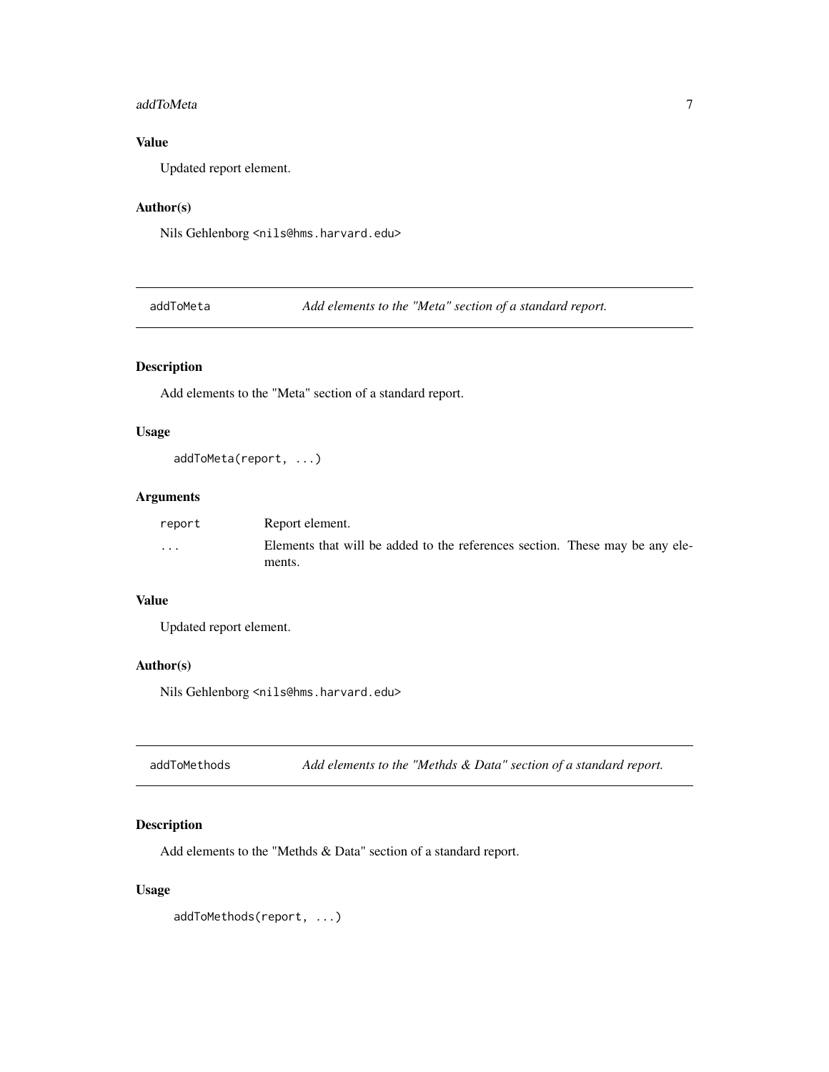## Value

Updated report element.

## Author(s)

Nils Gehlenborg <nils@hms.harvard.edu>

---

# addToMeta — *Add elements to the "Meta" section of a standard report.*

---

## Description

Add elements to the "Meta" section of a standard report.

## Usage

```
addToMeta(report, ...)
```

## Arguments

| | |
|---|---|
| `report` | Report element. |
| `...` | Elements that will be added to the references section. These may be any elements. |

## Value

Updated report element.

## Author(s)

Nils Gehlenborg <nils@hms.harvard.edu>

---

# addToMethods — *Add elements to the "Methds & Data" section of a standard report.*

---

## Description

Add elements to the "Methds & Data" section of a standard report.

## Usage

```
addToMethods(report, ...)
```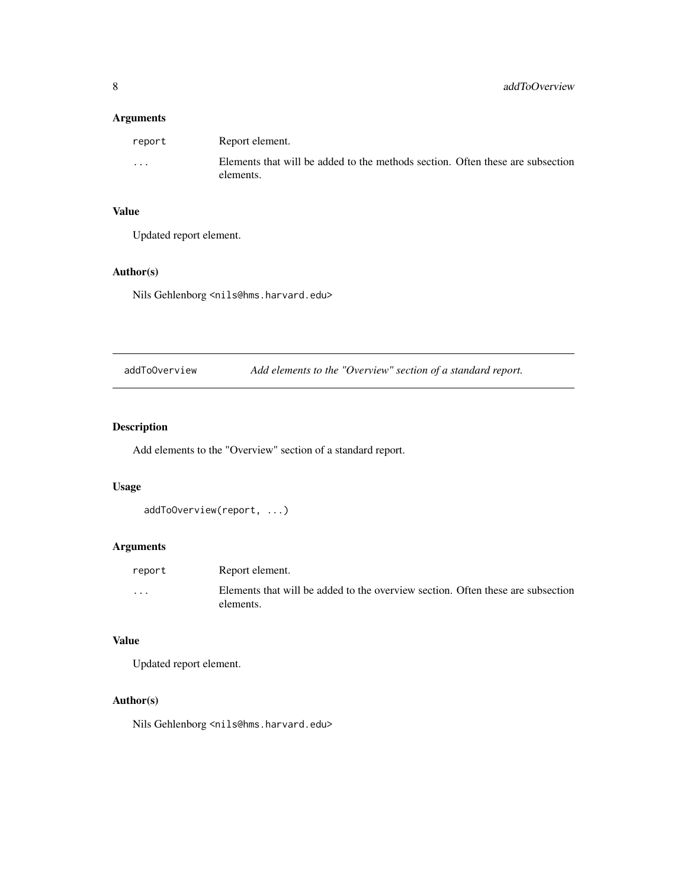### Arguments

| | |
|---|---|
| `report` | Report element. |
| `...` | Elements that will be added to the methods section. Often these are subsection elements. |

### Value

Updated report element.

### Author(s)

Nils Gehlenborg <nils@hms.harvard.edu>

---

## addToOverview — *Add elements to the "Overview" section of a standard report.*

### Description

Add elements to the "Overview" section of a standard report.

### Usage

```
addToOverview(report, ...)
```

### Arguments

| | |
|---|---|
| `report` | Report element. |
| `...` | Elements that will be added to the overview section. Often these are subsection elements. |

### Value

Updated report element.

### Author(s)

Nils Gehlenborg <nils@hms.harvard.edu>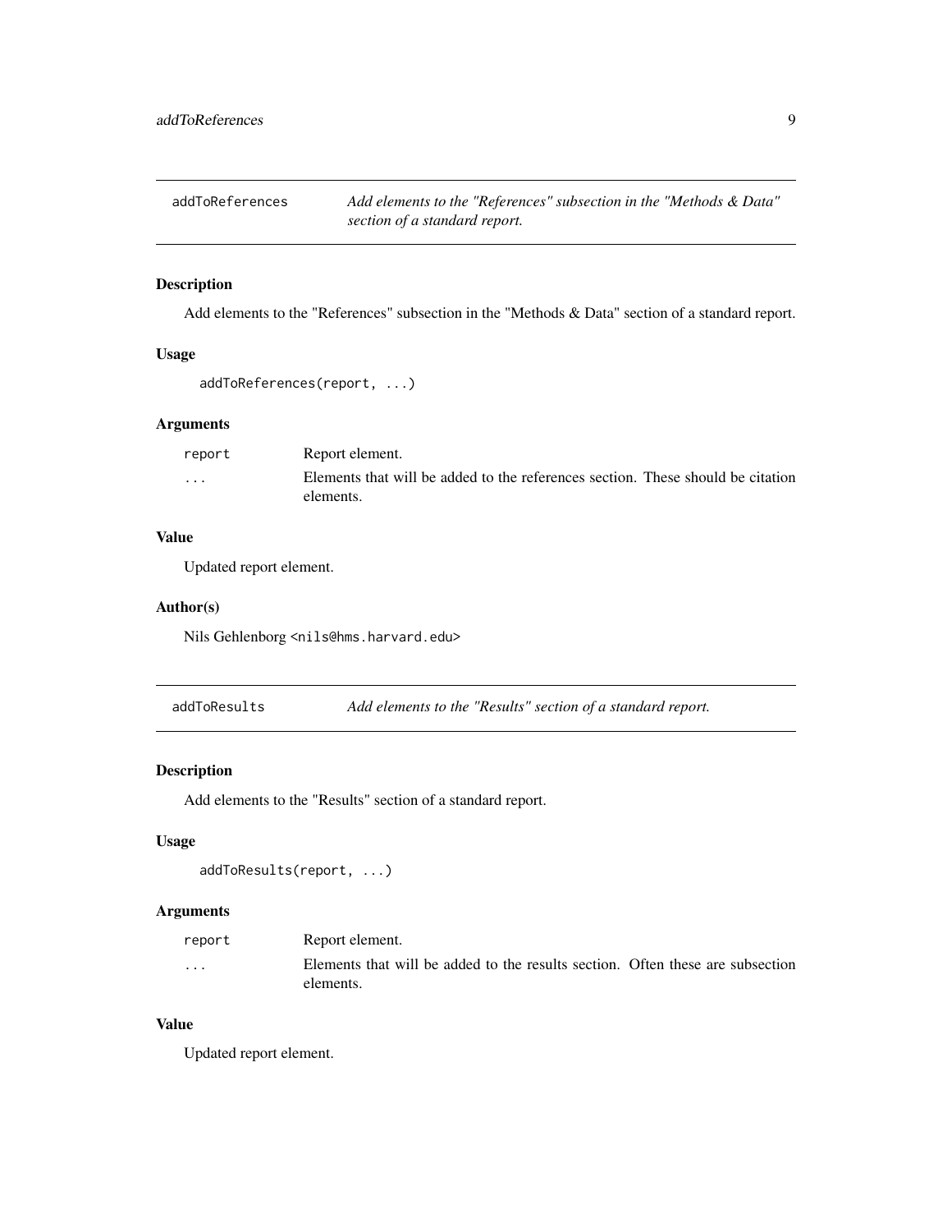## addToReferences — *Add elements to the "References" subsection in the "Methods & Data" section of a standard report.*

### Description

Add elements to the "References" subsection in the "Methods & Data" section of a standard report.

### Usage

```
addToReferences(report, ...)
```

### Arguments

| | |
|---|---|
| report | Report element. |
| ... | Elements that will be added to the references section. These should be citation elements. |

### Value

Updated report element.

### Author(s)

Nils Gehlenborg <nils@hms.harvard.edu>

## addToResults — *Add elements to the "Results" section of a standard report.*

### Description

Add elements to the "Results" section of a standard report.

### Usage

```
addToResults(report, ...)
```

### Arguments

| | |
|---|---|
| report | Report element. |
| ... | Elements that will be added to the results section. Often these are subsection elements. |

### Value

Updated report element.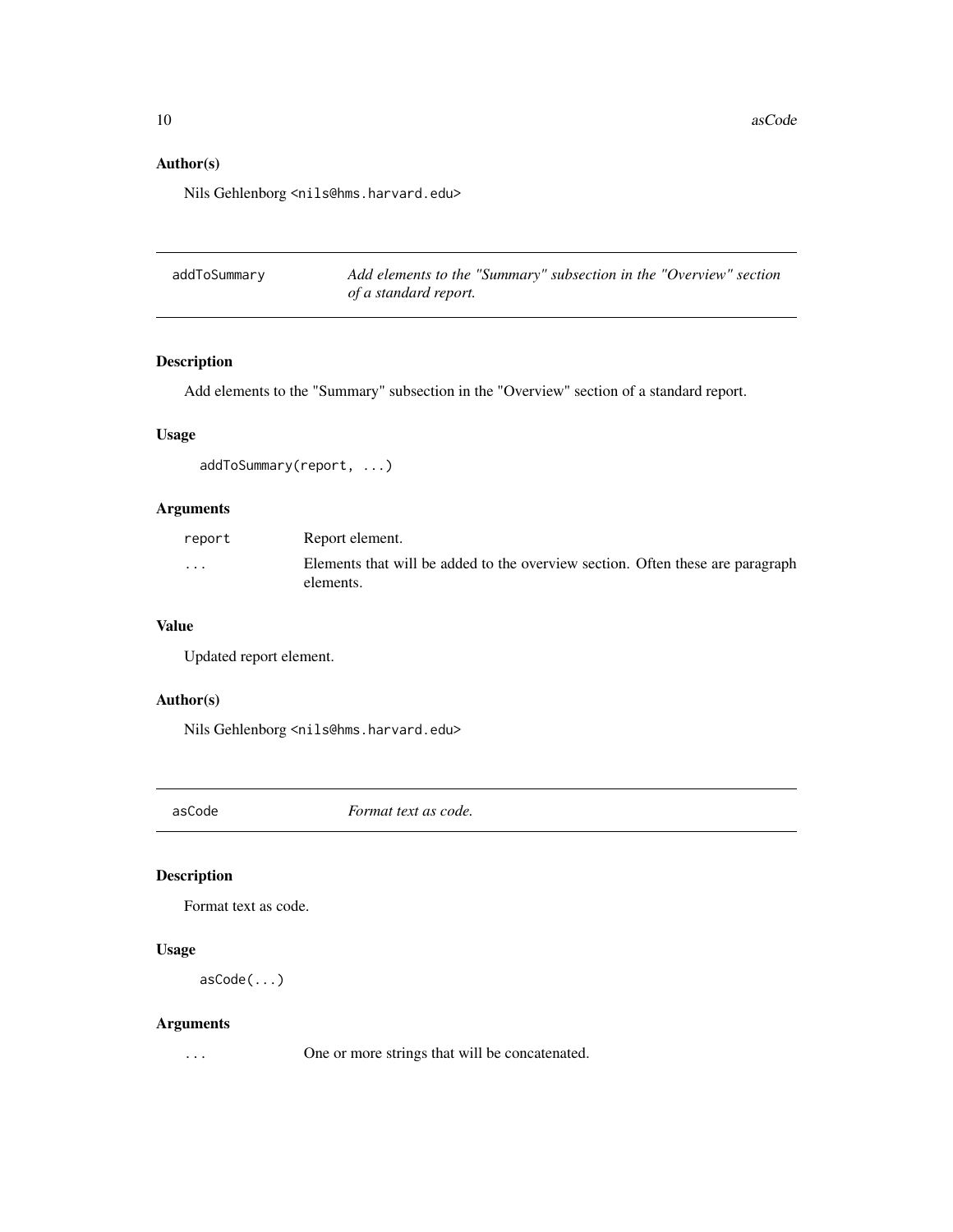### Author(s)

Nils Gehlenborg <nils@hms.harvard.edu>

---

## addToSummary — *Add elements to the "Summary" subsection in the "Overview" section of a standard report.*

### Description

Add elements to the "Summary" subsection in the "Overview" section of a standard report.

### Usage

```
addToSummary(report, ...)
```

### Arguments

| | |
|---|---|
| `report` | Report element. |
| `...` | Elements that will be added to the overview section. Often these are paragraph elements. |

### Value

Updated report element.

### Author(s)

Nils Gehlenborg <nils@hms.harvard.edu>

---

## asCode — *Format text as code.*

### Description

Format text as code.

### Usage

```
asCode(...)
```

### Arguments

| | |
|---|---|
| `...` | One or more strings that will be concatenated. |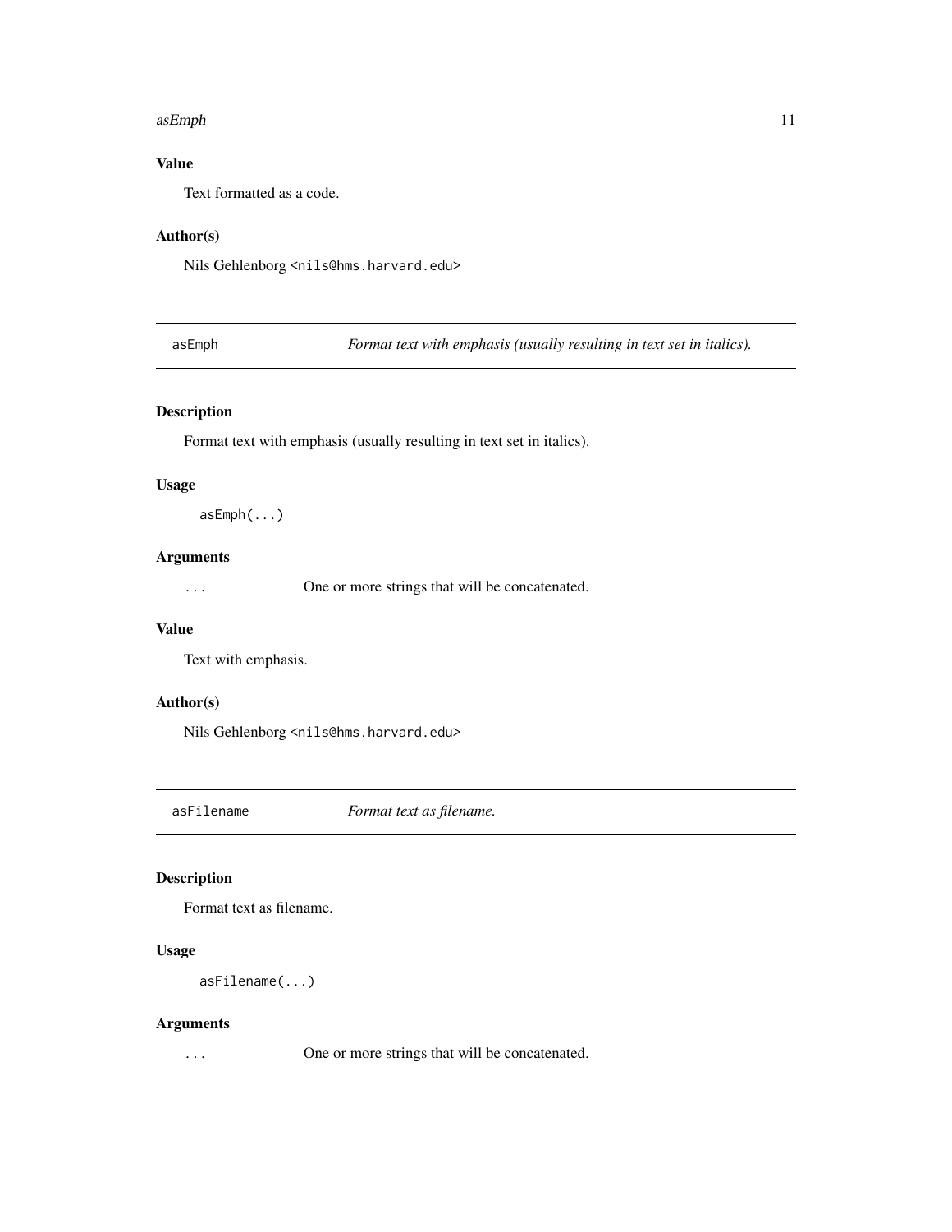### Value

Text formatted as a code.

### Author(s)

Nils Gehlenborg <nils@hms.harvard.edu>

---

## asEmph — *Format text with emphasis (usually resulting in text set in italics).*

### Description

Format text with emphasis (usually resulting in text set in italics).

### Usage

```
asEmph(...)
```

### Arguments

`...` One or more strings that will be concatenated.

### Value

Text with emphasis.

### Author(s)

Nils Gehlenborg <nils@hms.harvard.edu>

---

## asFilename — *Format text as filename.*

### Description

Format text as filename.

### Usage

```
asFilename(...)
```

### Arguments

`...` One or more strings that will be concatenated.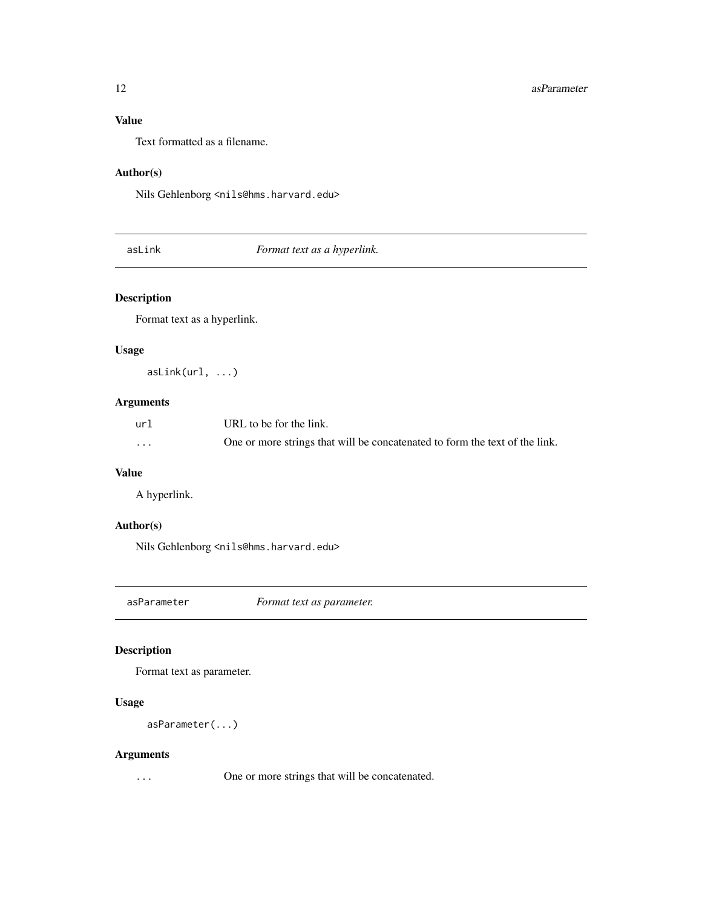### Value

Text formatted as a filename.

### Author(s)

Nils Gehlenborg <nils@hms.harvard.edu>

---

## asLink *Format text as a hyperlink.*

### Description

Format text as a hyperlink.

### Usage

```
asLink(url, ...)
```

### Arguments

| | |
|---|---|
| url | URL to be for the link. |
| ... | One or more strings that will be concatenated to form the text of the link. |

### Value

A hyperlink.

### Author(s)

Nils Gehlenborg <nils@hms.harvard.edu>

---

## asParameter *Format text as parameter.*

### Description

Format text as parameter.

### Usage

```
asParameter(...)
```

### Arguments

| | |
|---|---|
| ... | One or more strings that will be concatenated. |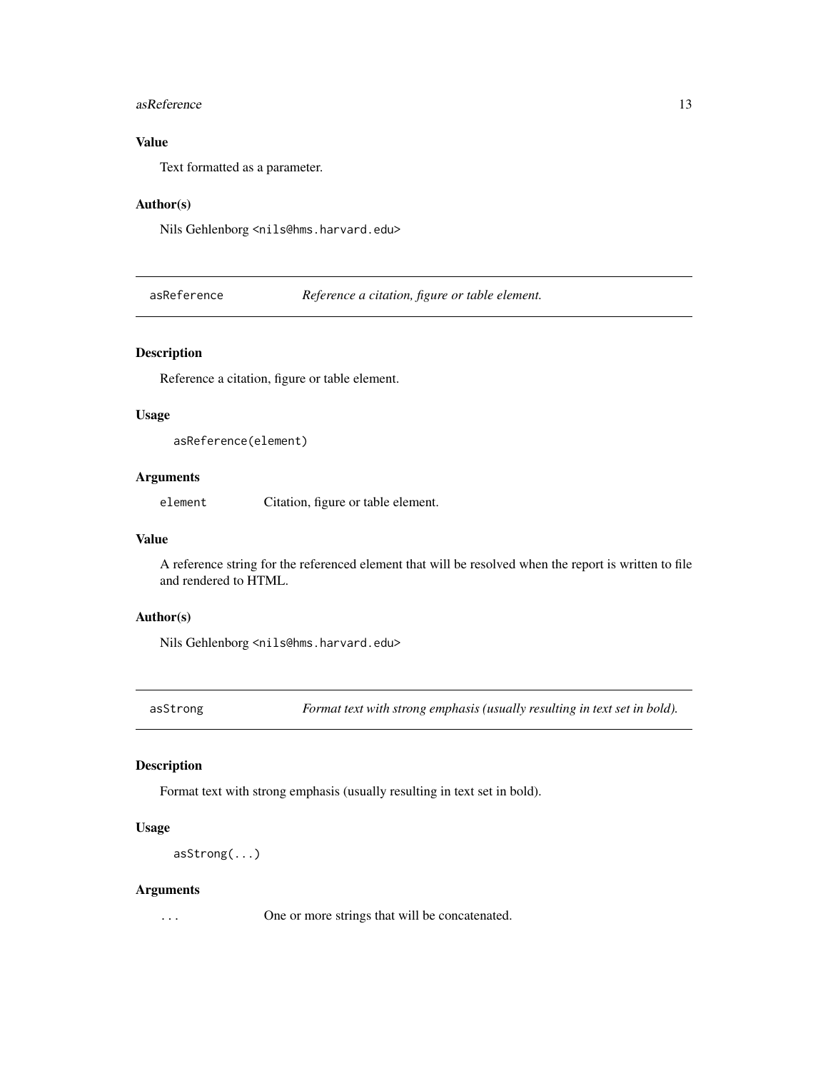### Value

Text formatted as a parameter.

### Author(s)

Nils Gehlenborg <nils@hms.harvard.edu>

## asReference *Reference a citation, figure or table element.*

### Description

Reference a citation, figure or table element.

### Usage

```
asReference(element)
```

### Arguments

| | |
|---|---|
| element | Citation, figure or table element. |

### Value

A reference string for the referenced element that will be resolved when the report is written to file and rendered to HTML.

### Author(s)

Nils Gehlenborg <nils@hms.harvard.edu>

## asStrong *Format text with strong emphasis (usually resulting in text set in bold).*

### Description

Format text with strong emphasis (usually resulting in text set in bold).

### Usage

```
asStrong(...)
```

### Arguments

| | |
|---|---|
| ... | One or more strings that will be concatenated. |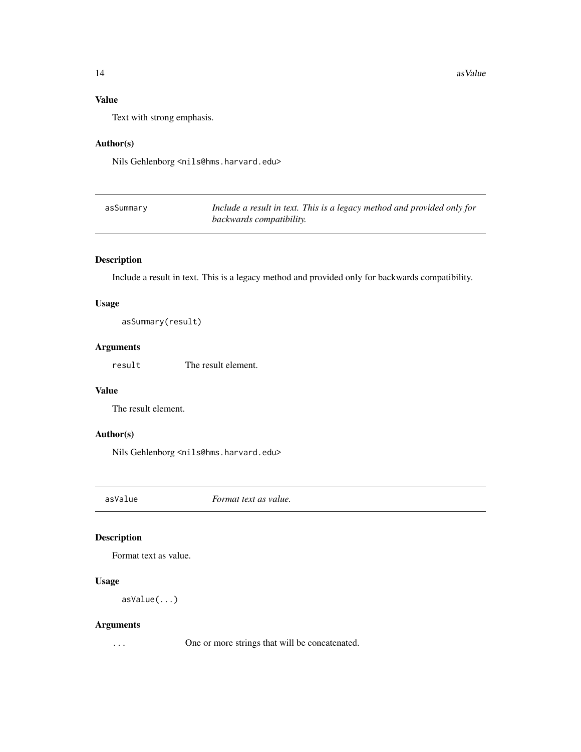### Value

Text with strong emphasis.

### Author(s)

Nils Gehlenborg <nils@hms.harvard.edu>

---

## asSummary — *Include a result in text. This is a legacy method and provided only for backwards compatibility.*

---

### Description

Include a result in text. This is a legacy method and provided only for backwards compatibility.

### Usage

```
asSummary(result)
```

### Arguments

| | |
|---|---|
| `result` | The result element. |

### Value

The result element.

### Author(s)

Nils Gehlenborg <nils@hms.harvard.edu>

---

## asValue — *Format text as value.*

---

### Description

Format text as value.

### Usage

```
asValue(...)
```

### Arguments

| | |
|---|---|
| `...` | One or more strings that will be concatenated. |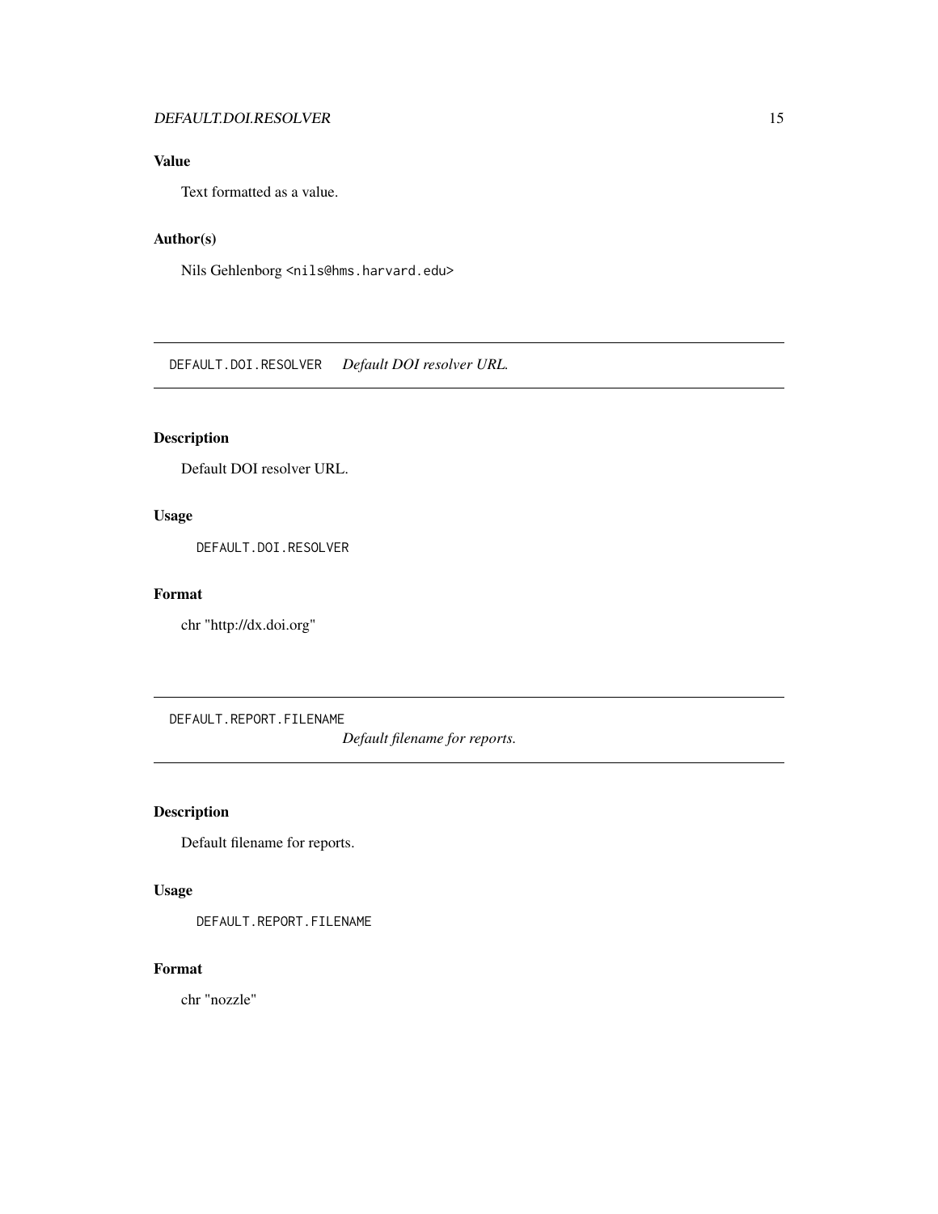## Value

Text formatted as a value.

## Author(s)

Nils Gehlenborg <nils@hms.harvard.edu>

---

`DEFAULT.DOI.RESOLVER` *Default DOI resolver URL.*

---

## Description

Default DOI resolver URL.

## Usage

```
DEFAULT.DOI.RESOLVER
```

## Format

chr "http://dx.doi.org"

---

`DEFAULT.REPORT.FILENAME` *Default filename for reports.*

---

## Description

Default filename for reports.

## Usage

```
DEFAULT.REPORT.FILENAME
```

## Format

chr "nozzle"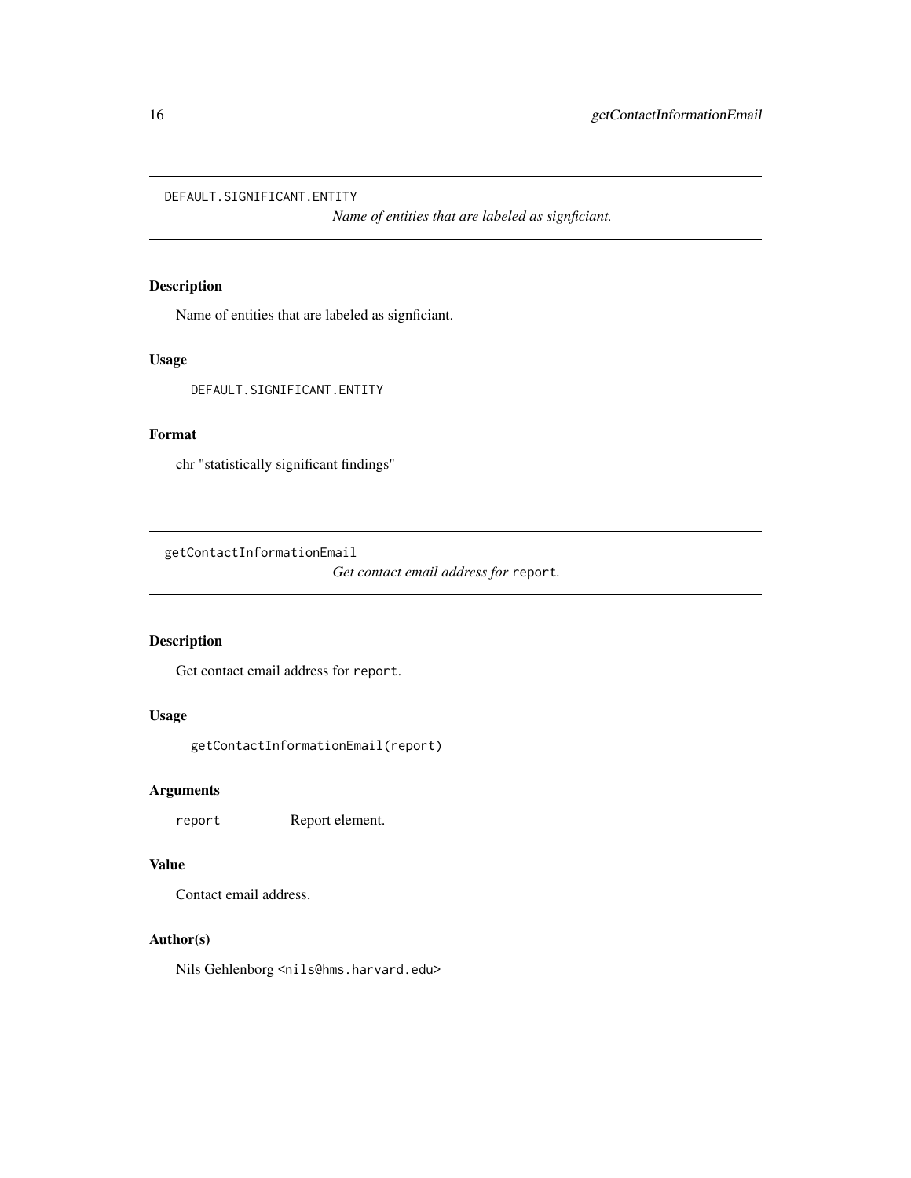## DEFAULT.SIGNIFICANT.ENTITY

*Name of entities that are labeled as signficiant.*

### Description

Name of entities that are labeled as signficiant.

### Usage

```
DEFAULT.SIGNIFICANT.ENTITY
```

### Format

chr "statistically significant findings"

## getContactInformationEmail

*Get contact email address for* `report`*.*

### Description

Get contact email address for `report`.

### Usage

```
getContactInformationEmail(report)
```

### Arguments

| | |
|---|---|
| `report` | Report element. |

### Value

Contact email address.

### Author(s)

Nils Gehlenborg <nils@hms.harvard.edu>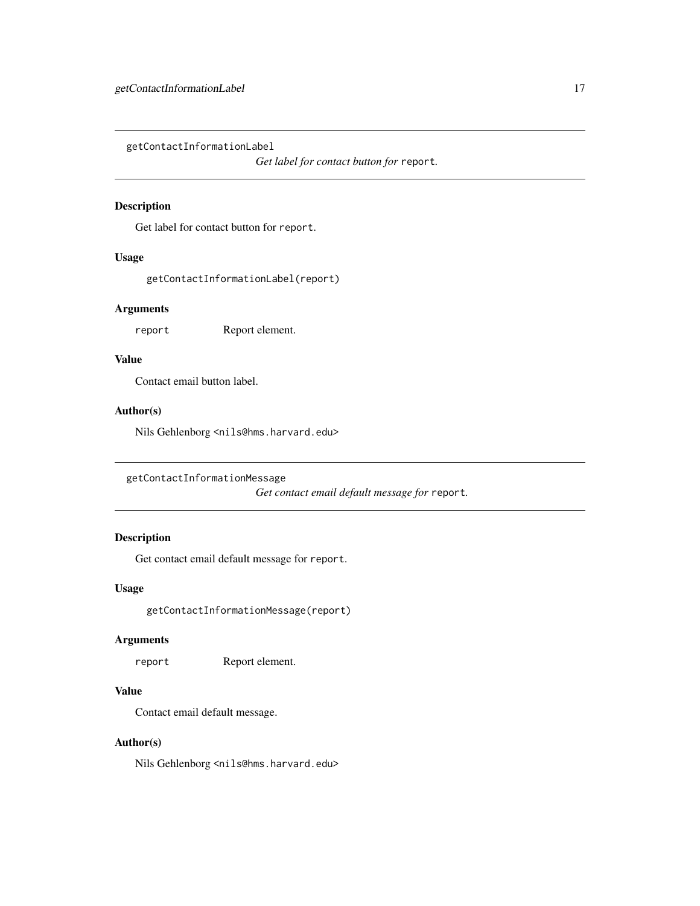## getContactInformationLabel

*Get label for contact button for* `report`.

### Description

Get label for contact button for `report`.

### Usage

```
getContactInformationLabel(report)
```

### Arguments

| | |
|---|---|
| `report` | Report element. |

### Value

Contact email button label.

### Author(s)

Nils Gehlenborg <nils@hms.harvard.edu>

## getContactInformationMessage

*Get contact email default message for* `report`.

### Description

Get contact email default message for `report`.

### Usage

```
getContactInformationMessage(report)
```

### Arguments

| | |
|---|---|
| `report` | Report element. |

### Value

Contact email default message.

### Author(s)

Nils Gehlenborg <nils@hms.harvard.edu>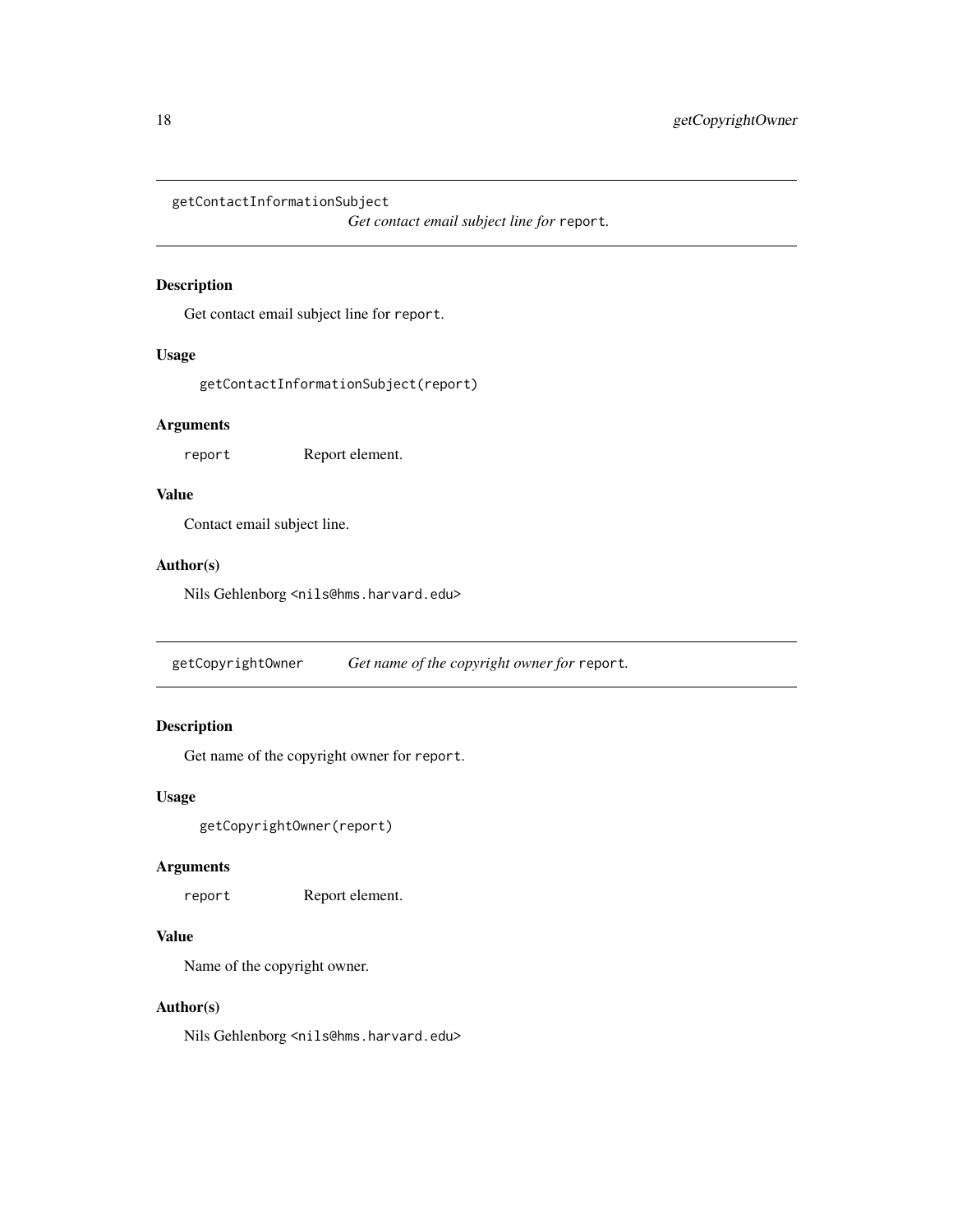## getContactInformationSubject

*Get contact email subject line for* `report`*.*

### Description

Get contact email subject line for `report`.

### Usage

```
getContactInformationSubject(report)
```

### Arguments

| | |
|---|---|
| `report` | Report element. |

### Value

Contact email subject line.

### Author(s)

Nils Gehlenborg `<nils@hms.harvard.edu>`

## getCopyrightOwner

*Get name of the copyright owner for* `report`*.*

### Description

Get name of the copyright owner for `report`.

### Usage

```
getCopyrightOwner(report)
```

### Arguments

| | |
|---|---|
| `report` | Report element. |

### Value

Name of the copyright owner.

### Author(s)

Nils Gehlenborg `<nils@hms.harvard.edu>`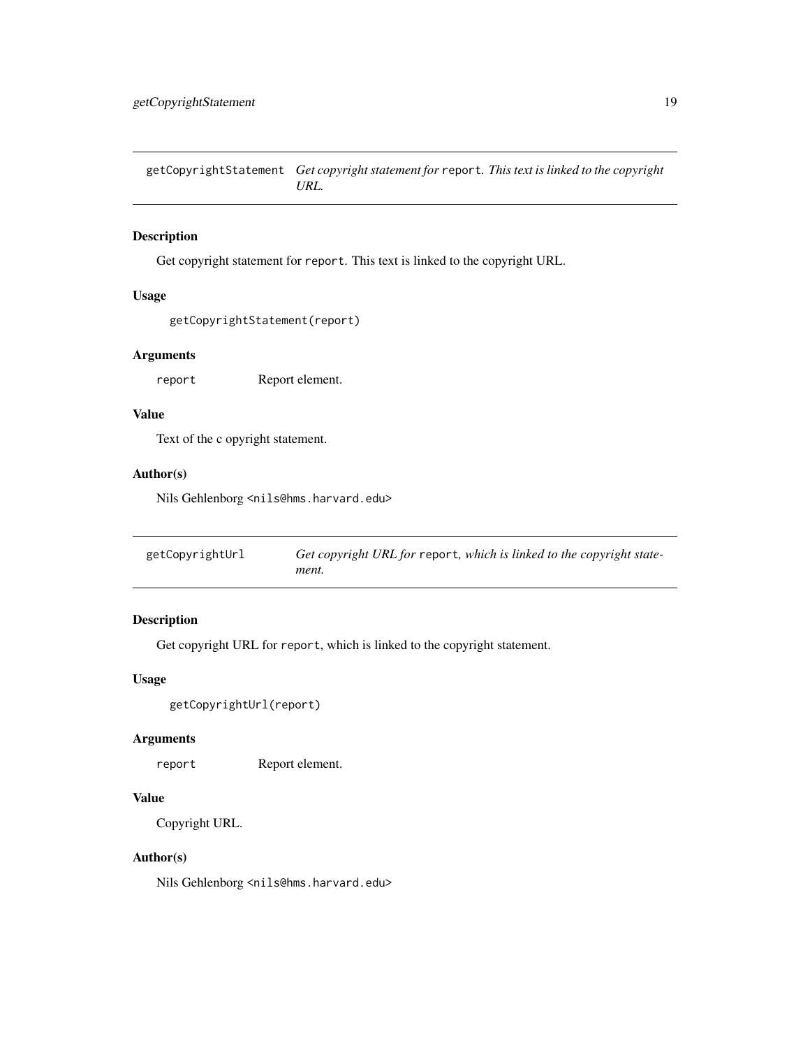## getCopyrightStatement *Get copyright statement for* `report`*. This text is linked to the copyright URL.*

### Description

Get copyright statement for `report`. This text is linked to the copyright URL.

### Usage

```
getCopyrightStatement(report)
```

### Arguments

`report` Report element.

### Value

Text of the c opyright statement.

### Author(s)

Nils Gehlenborg <nils@hms.harvard.edu>

## getCopyrightUrl *Get copyright URL for* `report`*, which is linked to the copyright statement.*

### Description

Get copyright URL for `report`, which is linked to the copyright statement.

### Usage

```
getCopyrightUrl(report)
```

### Arguments

`report` Report element.

### Value

Copyright URL.

### Author(s)

Nils Gehlenborg <nils@hms.harvard.edu>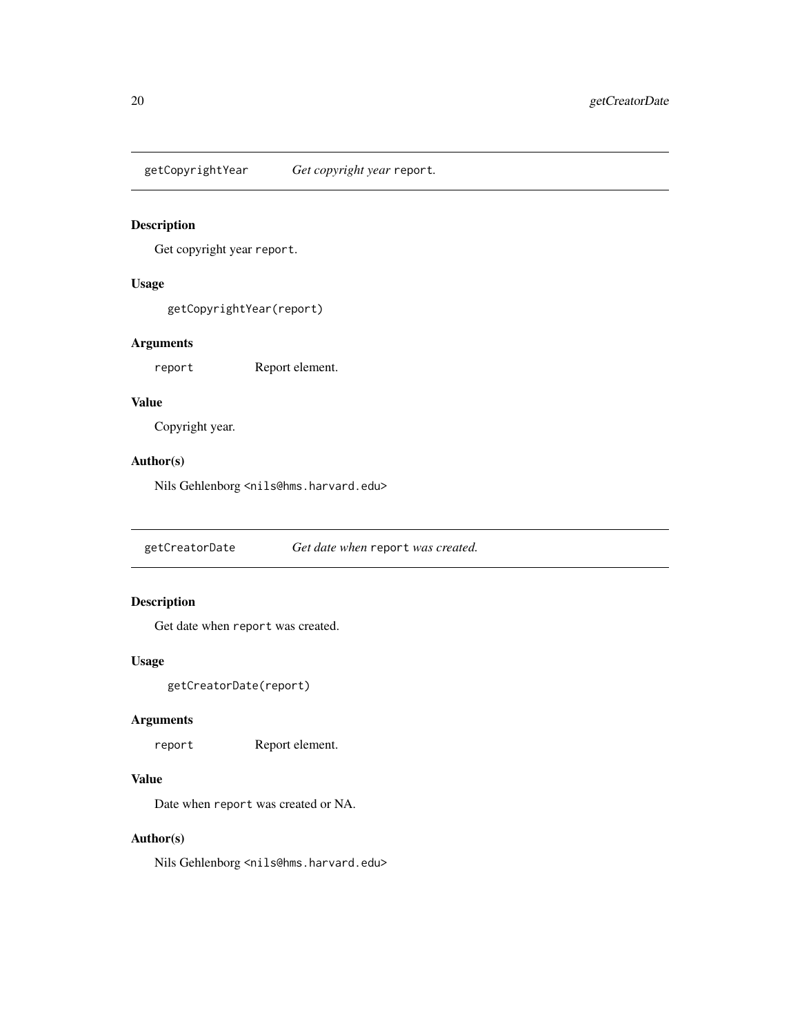## getCopyrightYear — *Get copyright year* `report`.

### Description

Get copyright year `report`.

### Usage

```
getCopyrightYear(report)
```

### Arguments

| | |
|---|---|
| `report` | Report element. |

### Value

Copyright year.

### Author(s)

Nils Gehlenborg `<nils@hms.harvard.edu>`

## getCreatorDate — *Get date when* `report` *was created.*

### Description

Get date when `report` was created.

### Usage

```
getCreatorDate(report)
```

### Arguments

| | |
|---|---|
| `report` | Report element. |

### Value

Date when `report` was created or NA.

### Author(s)

Nils Gehlenborg `<nils@hms.harvard.edu>`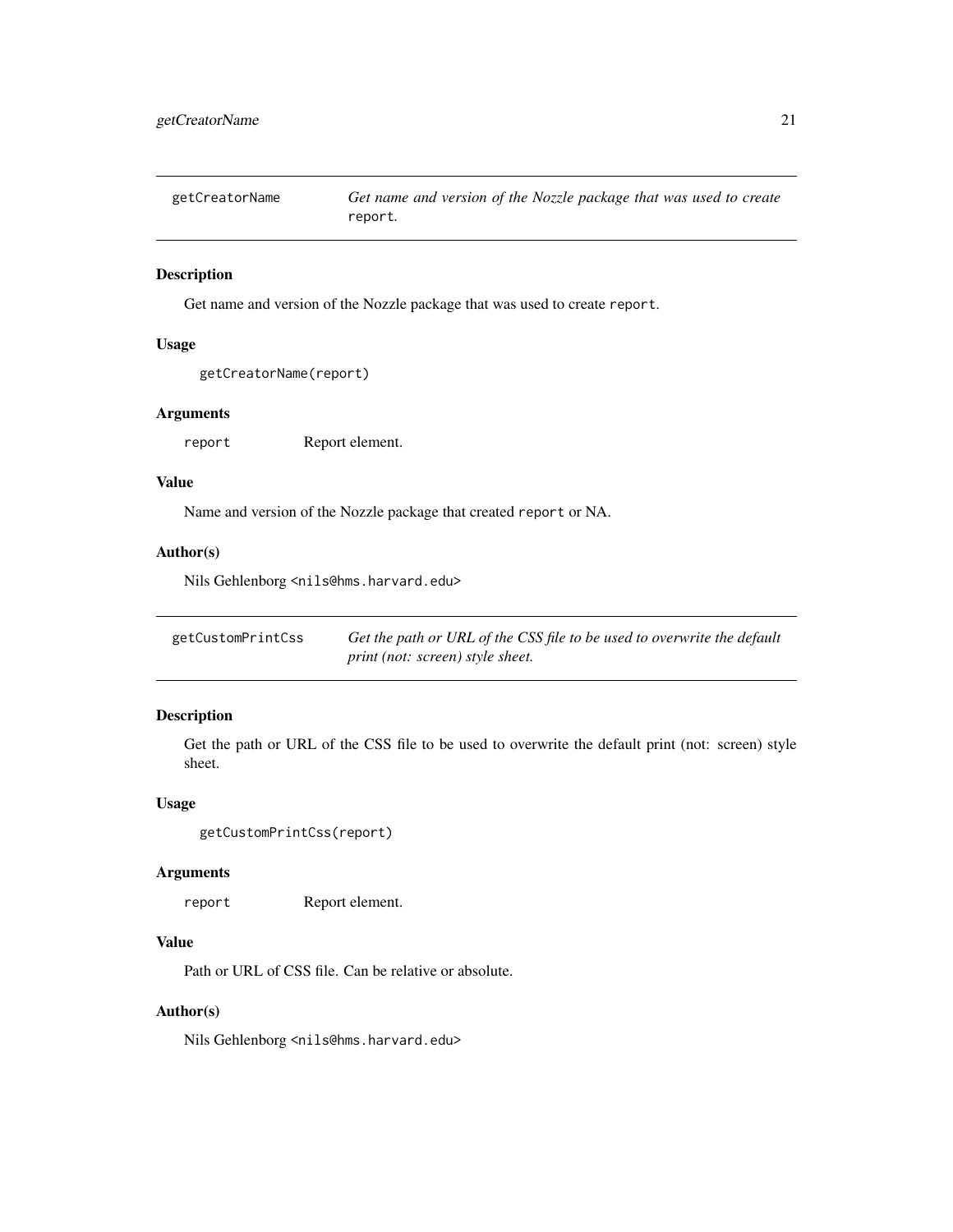## getCreatorName — *Get name and version of the Nozzle package that was used to create* `report`.

### Description

Get name and version of the Nozzle package that was used to create `report`.

### Usage

```
getCreatorName(report)
```

### Arguments

| | |
|---|---|
| `report` | Report element. |

### Value

Name and version of the Nozzle package that created `report` or NA.

### Author(s)

Nils Gehlenborg `<nils@hms.harvard.edu>`

## getCustomPrintCss — *Get the path or URL of the CSS file to be used to overwrite the default print (not: screen) style sheet.*

### Description

Get the path or URL of the CSS file to be used to overwrite the default print (not: screen) style sheet.

### Usage

```
getCustomPrintCss(report)
```

### Arguments

| | |
|---|---|
| `report` | Report element. |

### Value

Path or URL of CSS file. Can be relative or absolute.

### Author(s)

Nils Gehlenborg `<nils@hms.harvard.edu>`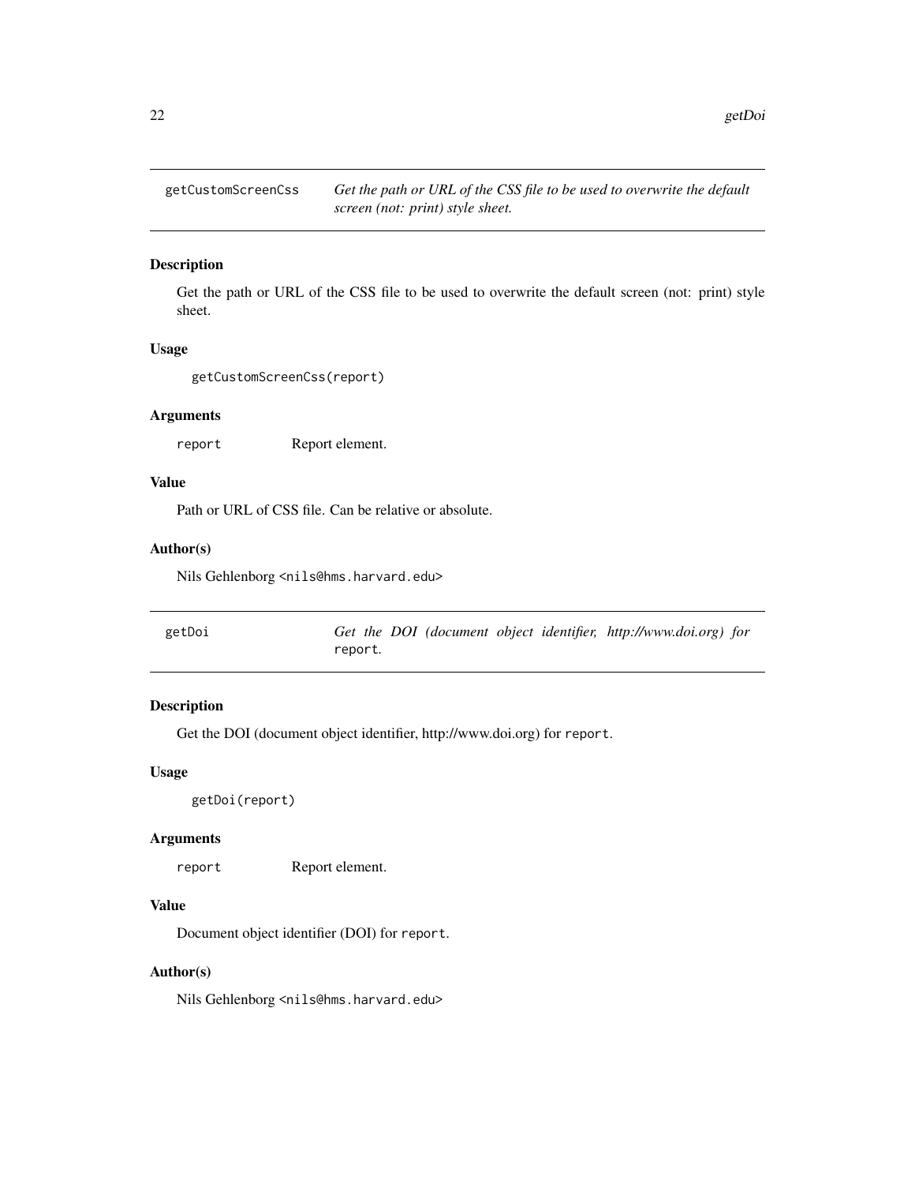## getCustomScreenCss — *Get the path or URL of the CSS file to be used to overwrite the default screen (not: print) style sheet.*

### Description

Get the path or URL of the CSS file to be used to overwrite the default screen (not: print) style sheet.

### Usage

```
getCustomScreenCss(report)
```

### Arguments

| | |
|---|---|
| `report` | Report element. |

### Value

Path or URL of CSS file. Can be relative or absolute.

### Author(s)

Nils Gehlenborg <nils@hms.harvard.edu>

## getDoi — *Get the DOI (document object identifier, http://www.doi.org) for `report`.*

### Description

Get the DOI (document object identifier, http://www.doi.org) for `report`.

### Usage

```
getDoi(report)
```

### Arguments

| | |
|---|---|
| `report` | Report element. |

### Value

Document object identifier (DOI) for `report`.

### Author(s)

Nils Gehlenborg <nils@hms.harvard.edu>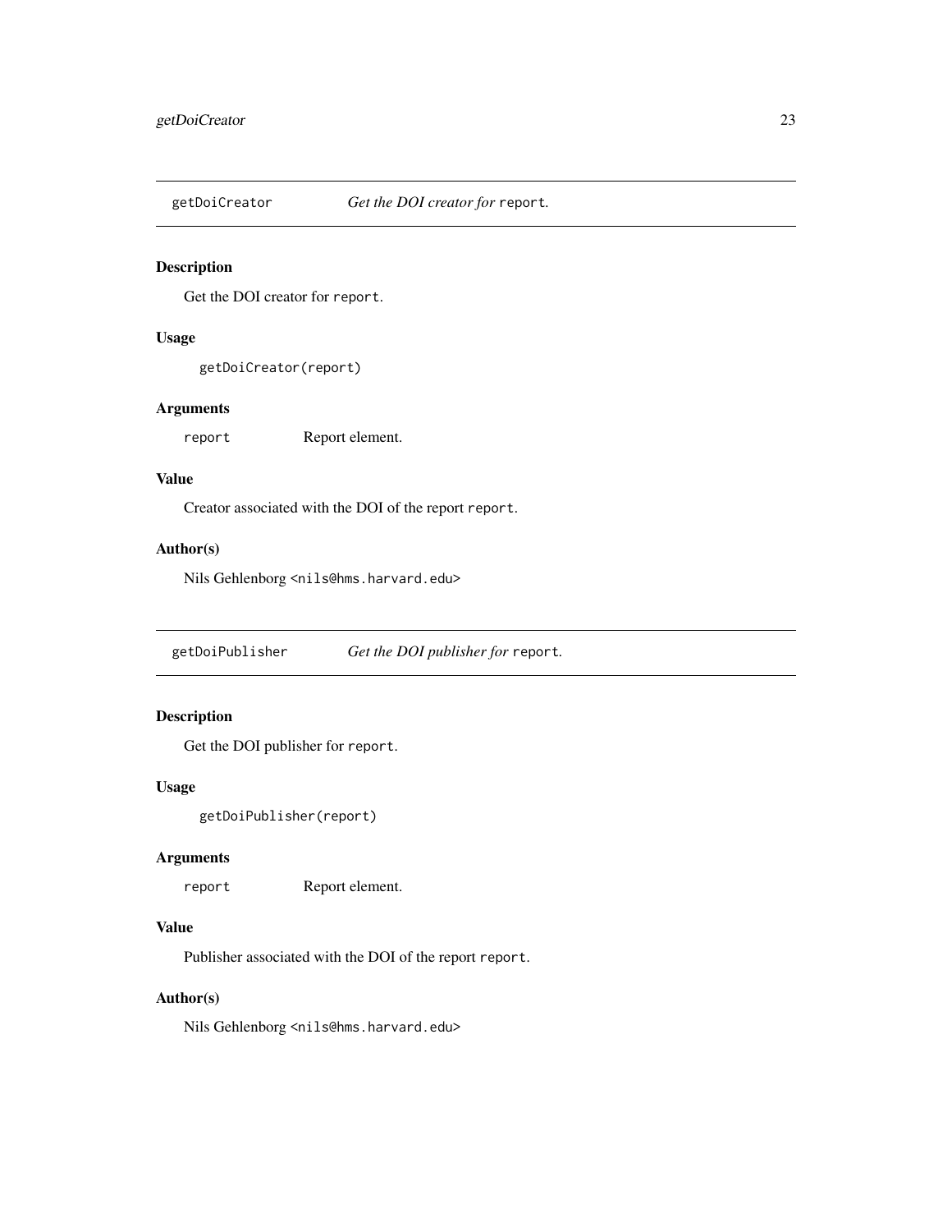## getDoiCreator — *Get the DOI creator for* `report`.

### Description

Get the DOI creator for `report`.

### Usage

```
getDoiCreator(report)
```

### Arguments

| | |
|---|---|
| `report` | Report element. |

### Value

Creator associated with the DOI of the report `report`.

### Author(s)

Nils Gehlenborg <nils@hms.harvard.edu>

## getDoiPublisher — *Get the DOI publisher for* `report`.

### Description

Get the DOI publisher for `report`.

### Usage

```
getDoiPublisher(report)
```

### Arguments

| | |
|---|---|
| `report` | Report element. |

### Value

Publisher associated with the DOI of the report `report`.

### Author(s)

Nils Gehlenborg <nils@hms.harvard.edu>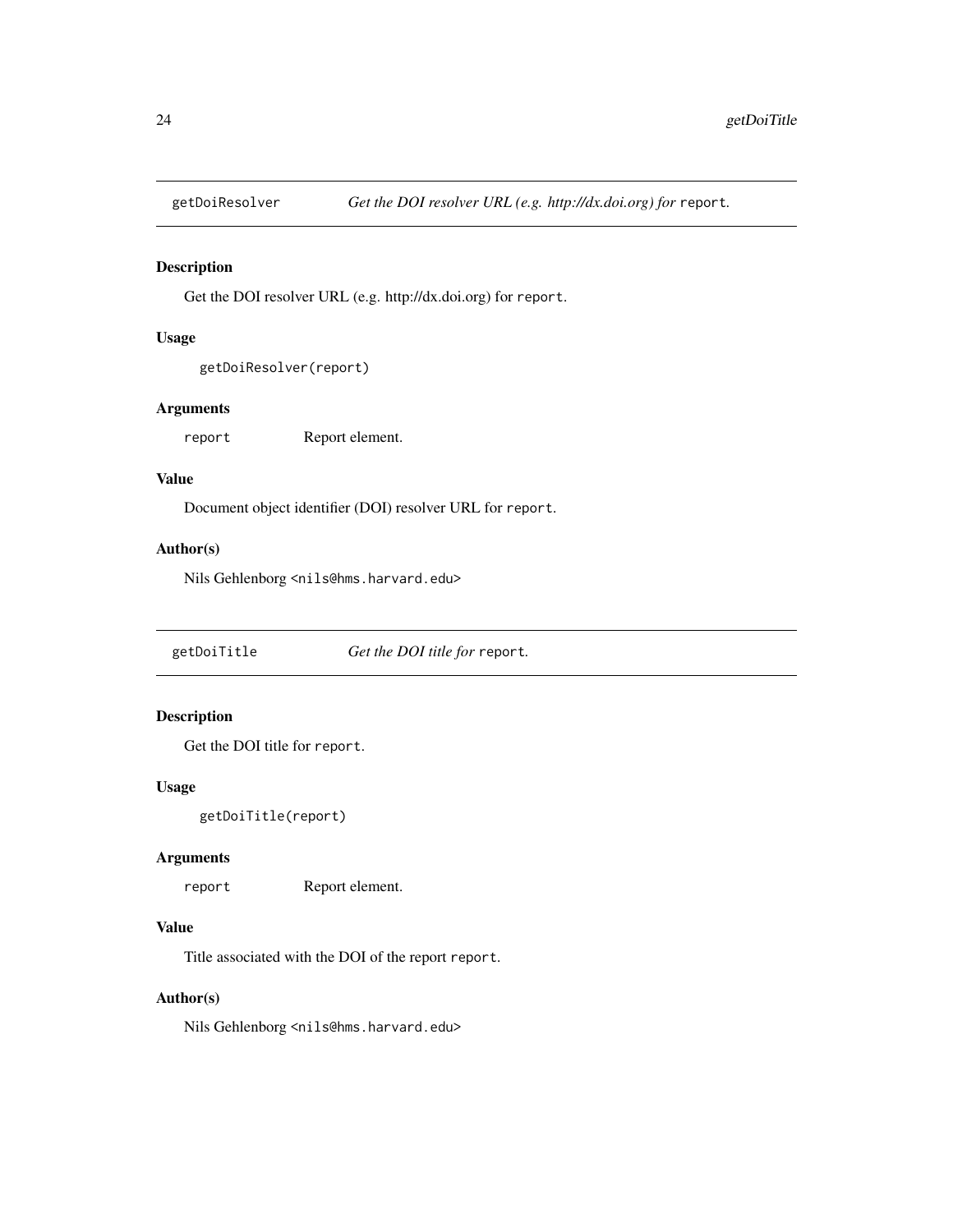## getDoiResolver — *Get the DOI resolver URL (e.g. http://dx.doi.org) for* `report`.

### Description

Get the DOI resolver URL (e.g. http://dx.doi.org) for `report`.

### Usage

```
getDoiResolver(report)
```

### Arguments

| | |
|---|---|
| `report` | Report element. |

### Value

Document object identifier (DOI) resolver URL for `report`.

### Author(s)

Nils Gehlenborg <nils@hms.harvard.edu>

## getDoiTitle — *Get the DOI title for* `report`.

### Description

Get the DOI title for `report`.

### Usage

```
getDoiTitle(report)
```

### Arguments

| | |
|---|---|
| `report` | Report element. |

### Value

Title associated with the DOI of the report `report`.

### Author(s)

Nils Gehlenborg <nils@hms.harvard.edu>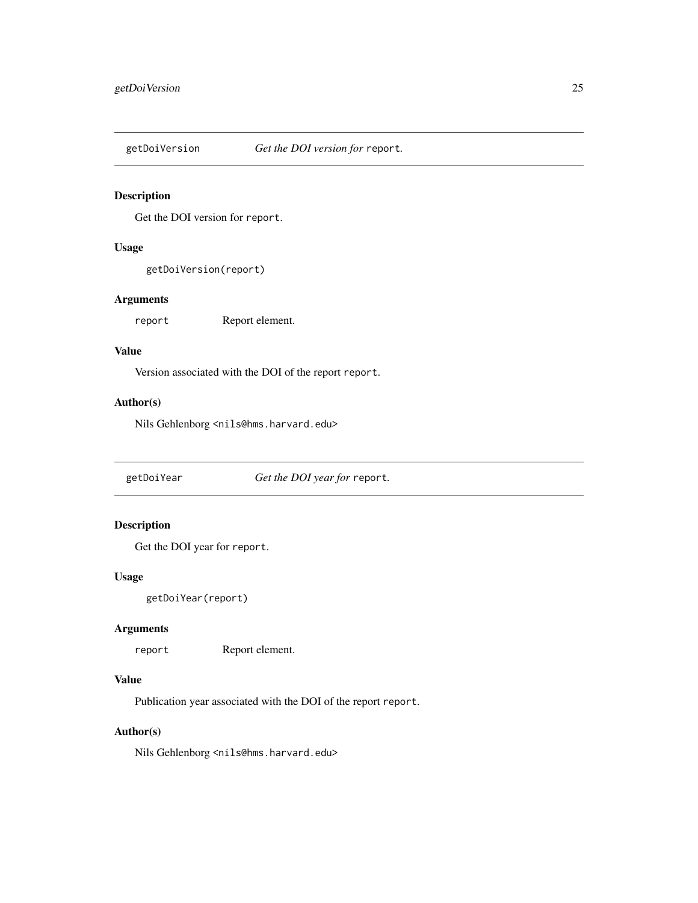## getDoiVersion — *Get the DOI version for* `report`.

### Description

Get the DOI version for `report`.

### Usage

```
getDoiVersion(report)
```

### Arguments

| | |
|---|---|
| `report` | Report element. |

### Value

Version associated with the DOI of the report `report`.

### Author(s)

Nils Gehlenborg <nils@hms.harvard.edu>

## getDoiYear — *Get the DOI year for* `report`.

### Description

Get the DOI year for `report`.

### Usage

```
getDoiYear(report)
```

### Arguments

| | |
|---|---|
| `report` | Report element. |

### Value

Publication year associated with the DOI of the report `report`.

### Author(s)

Nils Gehlenborg <nils@hms.harvard.edu>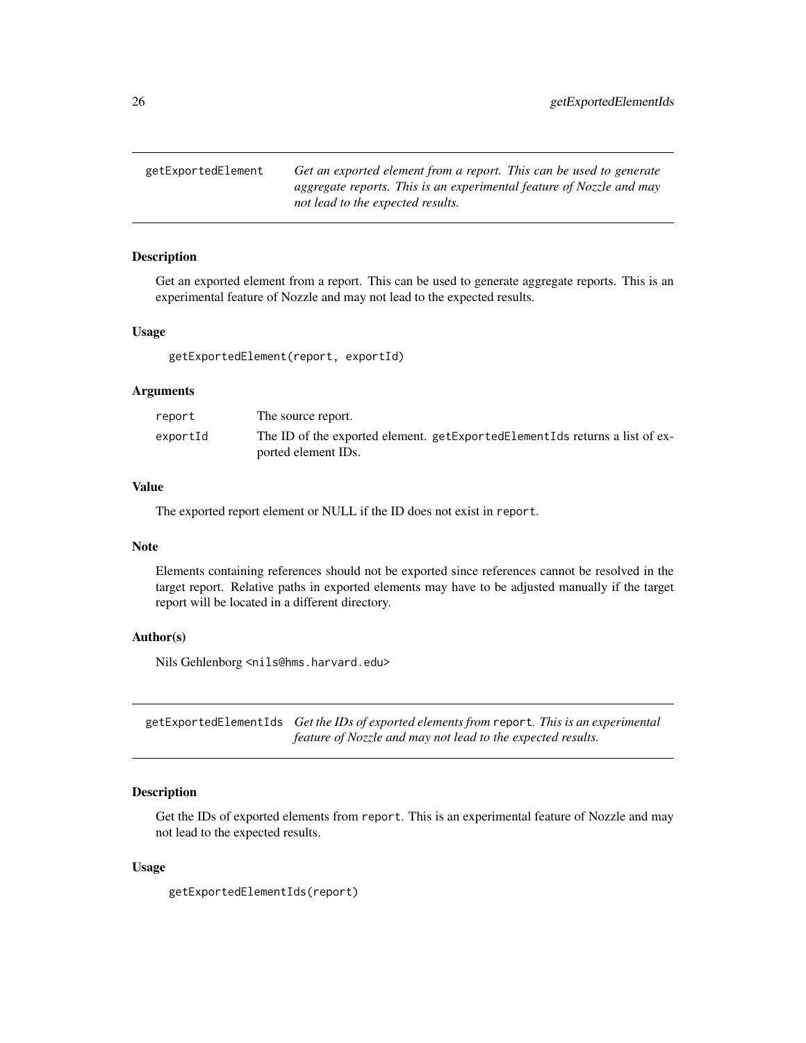`getExportedElement` *Get an exported element from a report. This can be used to generate aggregate reports. This is an experimental feature of Nozzle and may not lead to the expected results.*

### Description

Get an exported element from a report. This can be used to generate aggregate reports. This is an experimental feature of Nozzle and may not lead to the expected results.

### Usage

```
getExportedElement(report, exportId)
```

### Arguments

| | |
|---|---|
| `report` | The source report. |
| `exportId` | The ID of the exported element. `getExportedElementIds` returns a list of exported element IDs. |

### Value

The exported report element or NULL if the ID does not exist in `report`.

### Note

Elements containing references should not be exported since references cannot be resolved in the target report. Relative paths in exported elements may have to be adjusted manually if the target report will be located in a different directory.

### Author(s)

Nils Gehlenborg <`nils@hms.harvard.edu`>

---

`getExportedElementIds` *Get the IDs of exported elements from* `report`*. This is an experimental feature of Nozzle and may not lead to the expected results.*

### Description

Get the IDs of exported elements from `report`. This is an experimental feature of Nozzle and may not lead to the expected results.

### Usage

```
getExportedElementIds(report)
```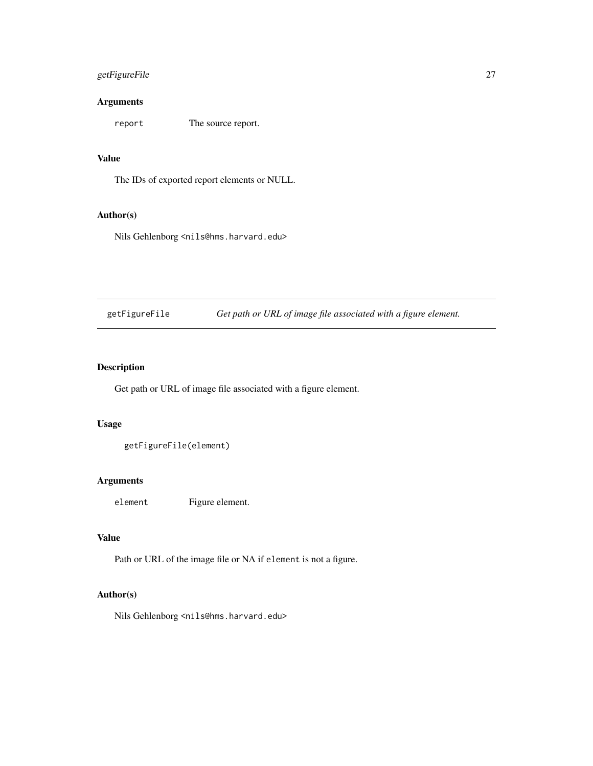### Arguments

`report` The source report.

### Value

The IDs of exported report elements or NULL.

### Author(s)

Nils Gehlenborg <nils@hms.harvard.edu>

---

## getFigureFile *Get path or URL of image file associated with a figure element.*

---

### Description

Get path or URL of image file associated with a figure element.

### Usage

```
getFigureFile(element)
```

### Arguments

`element` Figure element.

### Value

Path or URL of the image file or NA if `element` is not a figure.

### Author(s)

Nils Gehlenborg <nils@hms.harvard.edu>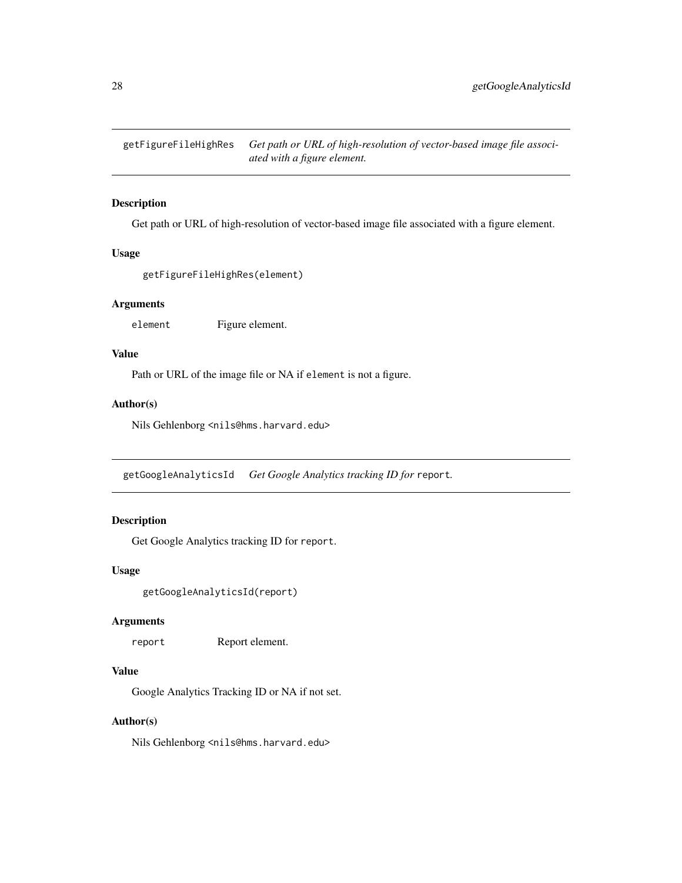## getFigureFileHighRes *Get path or URL of high-resolution of vector-based image file associated with a figure element.*

### Description

Get path or URL of high-resolution of vector-based image file associated with a figure element.

### Usage

```
getFigureFileHighRes(element)
```

### Arguments

| | |
|---|---|
| element | Figure element. |

### Value

Path or URL of the image file or NA if `element` is not a figure.

### Author(s)

Nils Gehlenborg <nils@hms.harvard.edu>

## getGoogleAnalyticsId *Get Google Analytics tracking ID for* `report`*.*

### Description

Get Google Analytics tracking ID for `report`.

### Usage

```
getGoogleAnalyticsId(report)
```

### Arguments

| | |
|---|---|
| report | Report element. |

### Value

Google Analytics Tracking ID or NA if not set.

### Author(s)

Nils Gehlenborg <nils@hms.harvard.edu>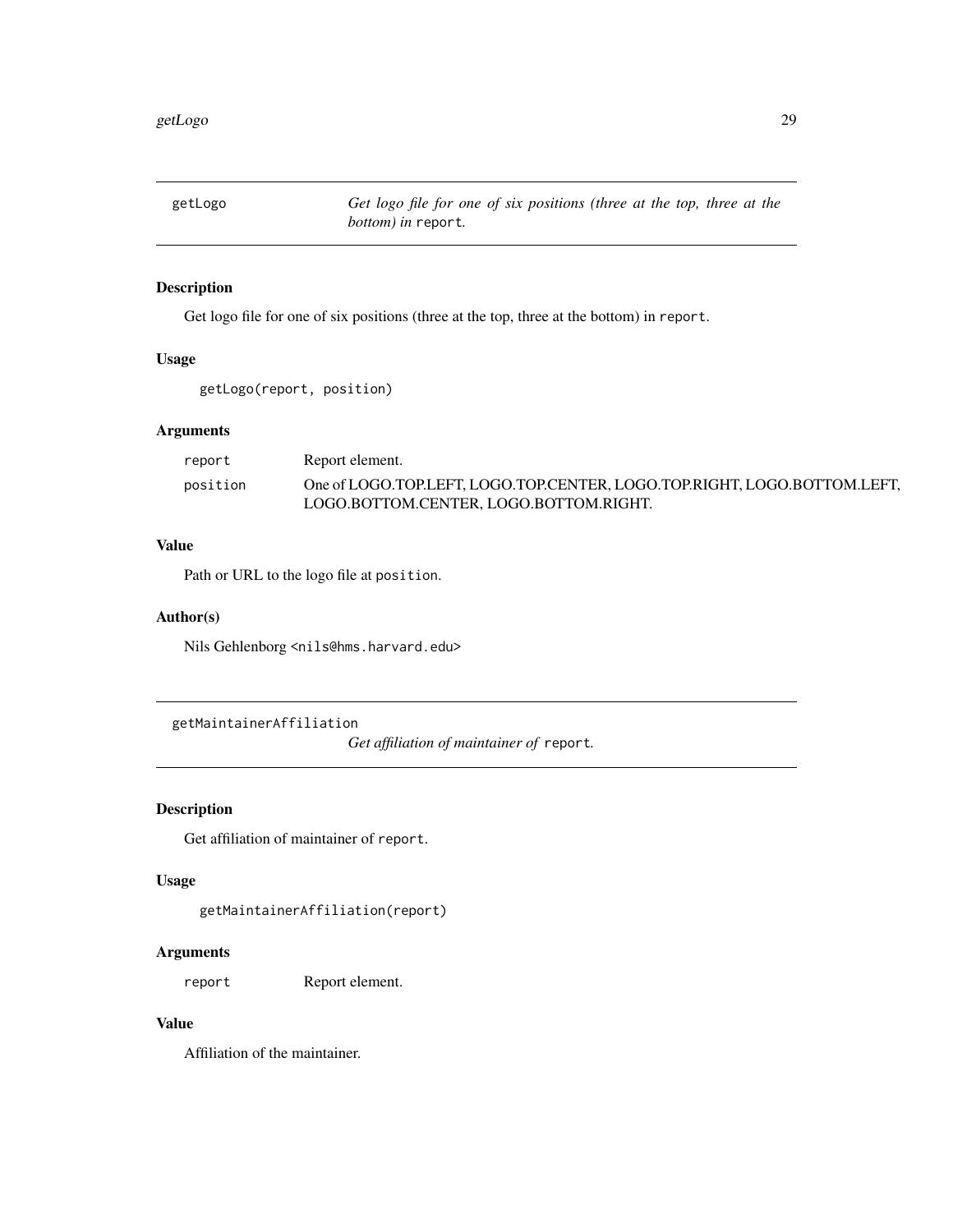## getLogo

*Get logo file for one of six positions (three at the top, three at the bottom) in* `report`*.*

### Description

Get logo file for one of six positions (three at the top, three at the bottom) in `report`.

### Usage

```
getLogo(report, position)
```

### Arguments

| | |
|---|---|
| `report` | Report element. |
| `position` | One of LOGO.TOP.LEFT, LOGO.TOP.CENTER, LOGO.TOP.RIGHT, LOGO.BOTTOM.LEFT, LOGO.BOTTOM.CENTER, LOGO.BOTTOM.RIGHT. |

### Value

Path or URL to the logo file at `position`.

### Author(s)

Nils Gehlenborg `<nils@hms.harvard.edu>`

## getMaintainerAffiliation

*Get affiliation of maintainer of* `report`*.*

### Description

Get affiliation of maintainer of `report`.

### Usage

```
getMaintainerAffiliation(report)
```

### Arguments

| | |
|---|---|
| `report` | Report element. |

### Value

Affiliation of the maintainer.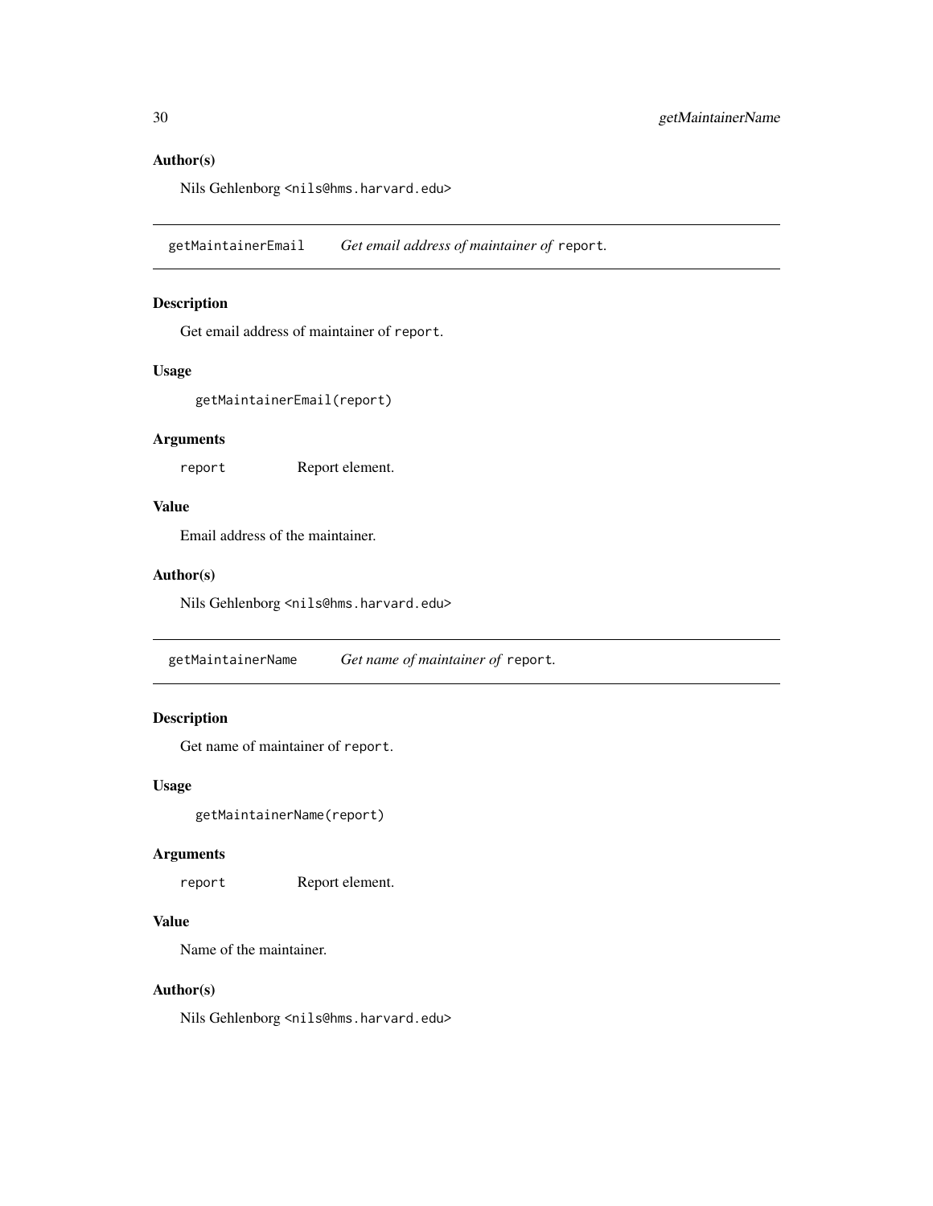### Author(s)

Nils Gehlenborg <nils@hms.harvard.edu>

---

## getMaintainerEmail — *Get email address of maintainer of* `report`.

### Description

Get email address of maintainer of `report`.

### Usage

```
getMaintainerEmail(report)
```

### Arguments

| | |
|---|---|
| `report` | Report element. |

### Value

Email address of the maintainer.

### Author(s)

Nils Gehlenborg <nils@hms.harvard.edu>

---

## getMaintainerName — *Get name of maintainer of* `report`.

### Description

Get name of maintainer of `report`.

### Usage

```
getMaintainerName(report)
```

### Arguments

| | |
|---|---|
| `report` | Report element. |

### Value

Name of the maintainer.

### Author(s)

Nils Gehlenborg <nils@hms.harvard.edu>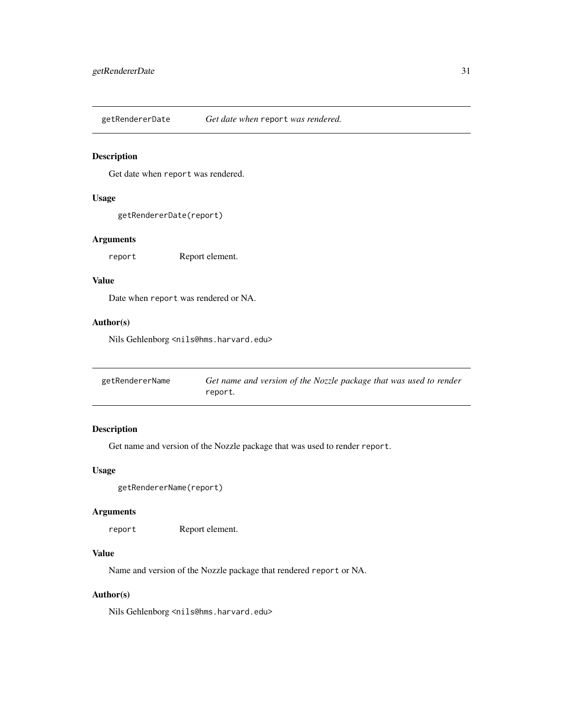## getRendererDate *Get date when `report` was rendered.*

### Description

Get date when `report` was rendered.

### Usage

```
getRendererDate(report)
```

### Arguments

| | |
|---|---|
| `report` | Report element. |

### Value

Date when `report` was rendered or NA.

### Author(s)

Nils Gehlenborg <nils@hms.harvard.edu>

## getRendererName *Get name and version of the Nozzle package that was used to render `report`.*

### Description

Get name and version of the Nozzle package that was used to render `report`.

### Usage

```
getRendererName(report)
```

### Arguments

| | |
|---|---|
| `report` | Report element. |

### Value

Name and version of the Nozzle package that rendered `report` or NA.

### Author(s)

Nils Gehlenborg <nils@hms.harvard.edu>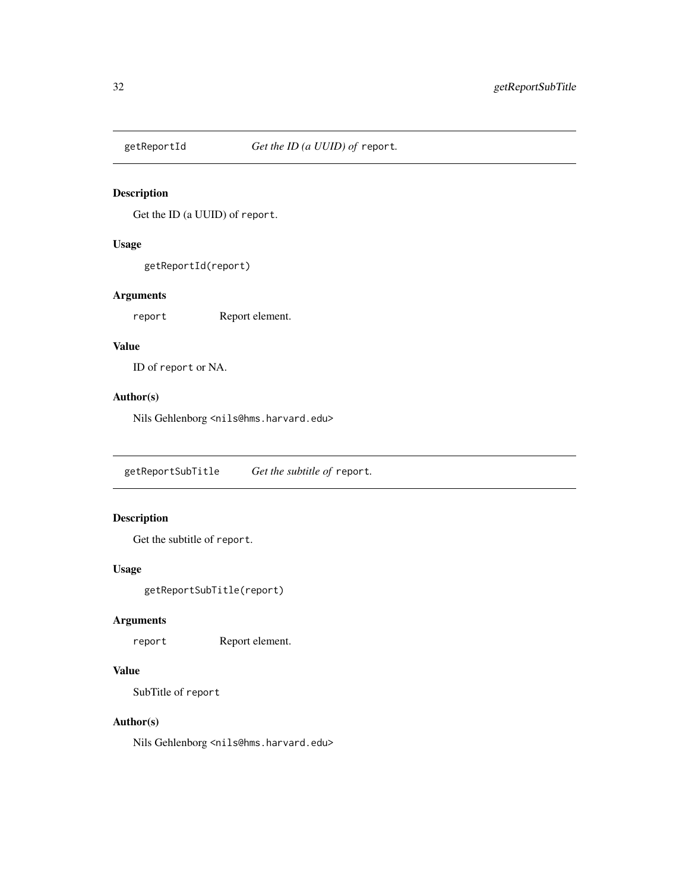## getReportId — *Get the ID (a UUID) of* `report`.

### Description

Get the ID (a UUID) of `report`.

### Usage

```
getReportId(report)
```

### Arguments

| | |
|---|---|
| `report` | Report element. |

### Value

ID of `report` or NA.

### Author(s)

Nils Gehlenborg <nils@hms.harvard.edu>

## getReportSubTitle — *Get the subtitle of* `report`.

### Description

Get the subtitle of `report`.

### Usage

```
getReportSubTitle(report)
```

### Arguments

| | |
|---|---|
| `report` | Report element. |

### Value

SubTitle of `report`

### Author(s)

Nils Gehlenborg <nils@hms.harvard.edu>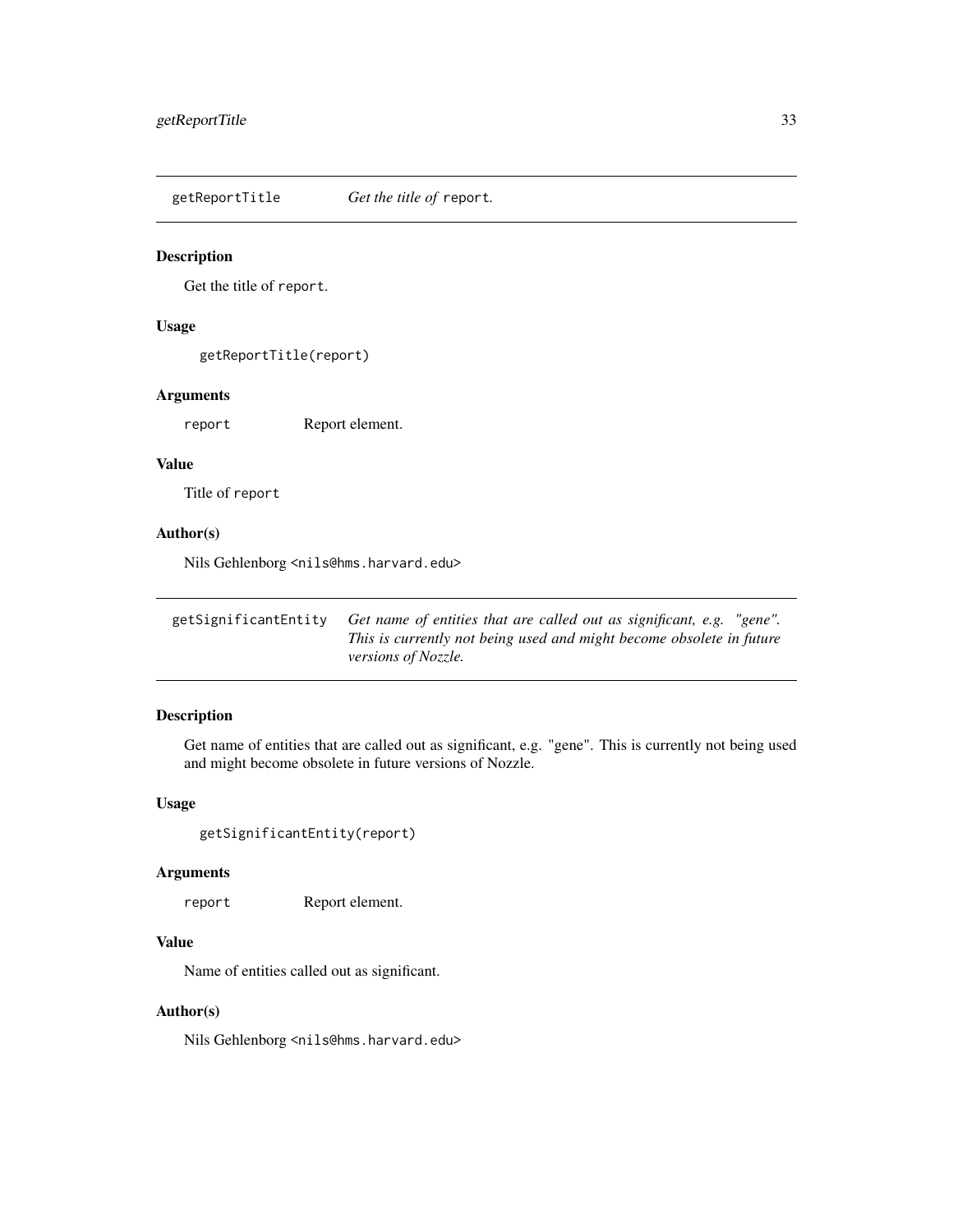## getReportTitle — *Get the title of* `report`.

### Description

Get the title of `report`.

### Usage

```
getReportTitle(report)
```

### Arguments

| | |
|---|---|
| `report` | Report element. |

### Value

Title of `report`

### Author(s)

Nils Gehlenborg <nils@hms.harvard.edu>

## getSignificantEntity — *Get name of entities that are called out as significant, e.g. "gene". This is currently not being used and might become obsolete in future versions of Nozzle.*

### Description

Get name of entities that are called out as significant, e.g. "gene". This is currently not being used and might become obsolete in future versions of Nozzle.

### Usage

```
getSignificantEntity(report)
```

### Arguments

| | |
|---|---|
| `report` | Report element. |

### Value

Name of entities called out as significant.

### Author(s)

Nils Gehlenborg <nils@hms.harvard.edu>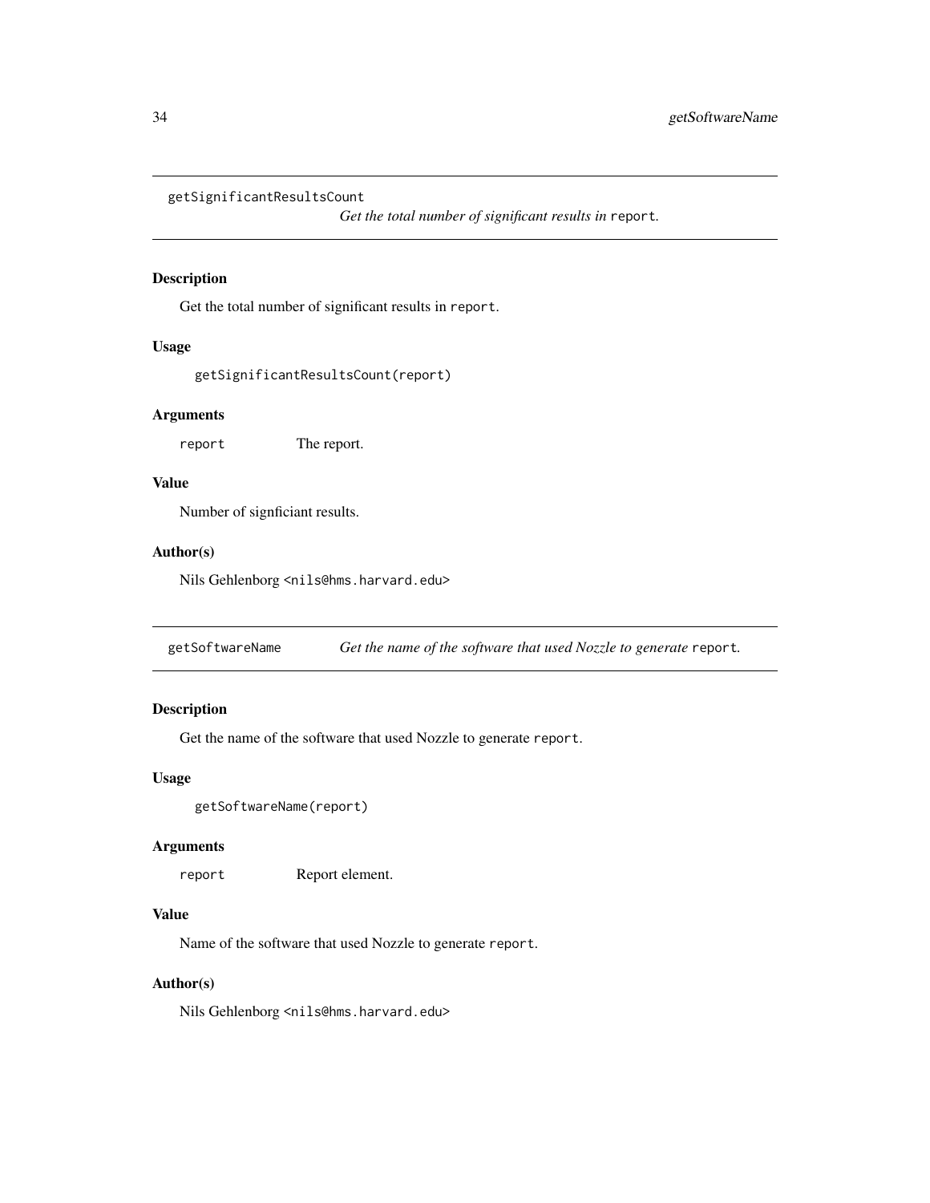## getSignificantResultsCount *Get the total number of significant results in* `report`*.*

### Description

Get the total number of significant results in `report`.

### Usage

```
getSignificantResultsCount(report)
```

### Arguments

| | |
|---|---|
| `report` | The report. |

### Value

Number of signficiant results.

### Author(s)

Nils Gehlenborg <nils@hms.harvard.edu>

## getSoftwareName *Get the name of the software that used Nozzle to generate* `report`*.*

### Description

Get the name of the software that used Nozzle to generate `report`.

### Usage

```
getSoftwareName(report)
```

### Arguments

| | |
|---|---|
| `report` | Report element. |

### Value

Name of the software that used Nozzle to generate `report`.

### Author(s)

Nils Gehlenborg <nils@hms.harvard.edu>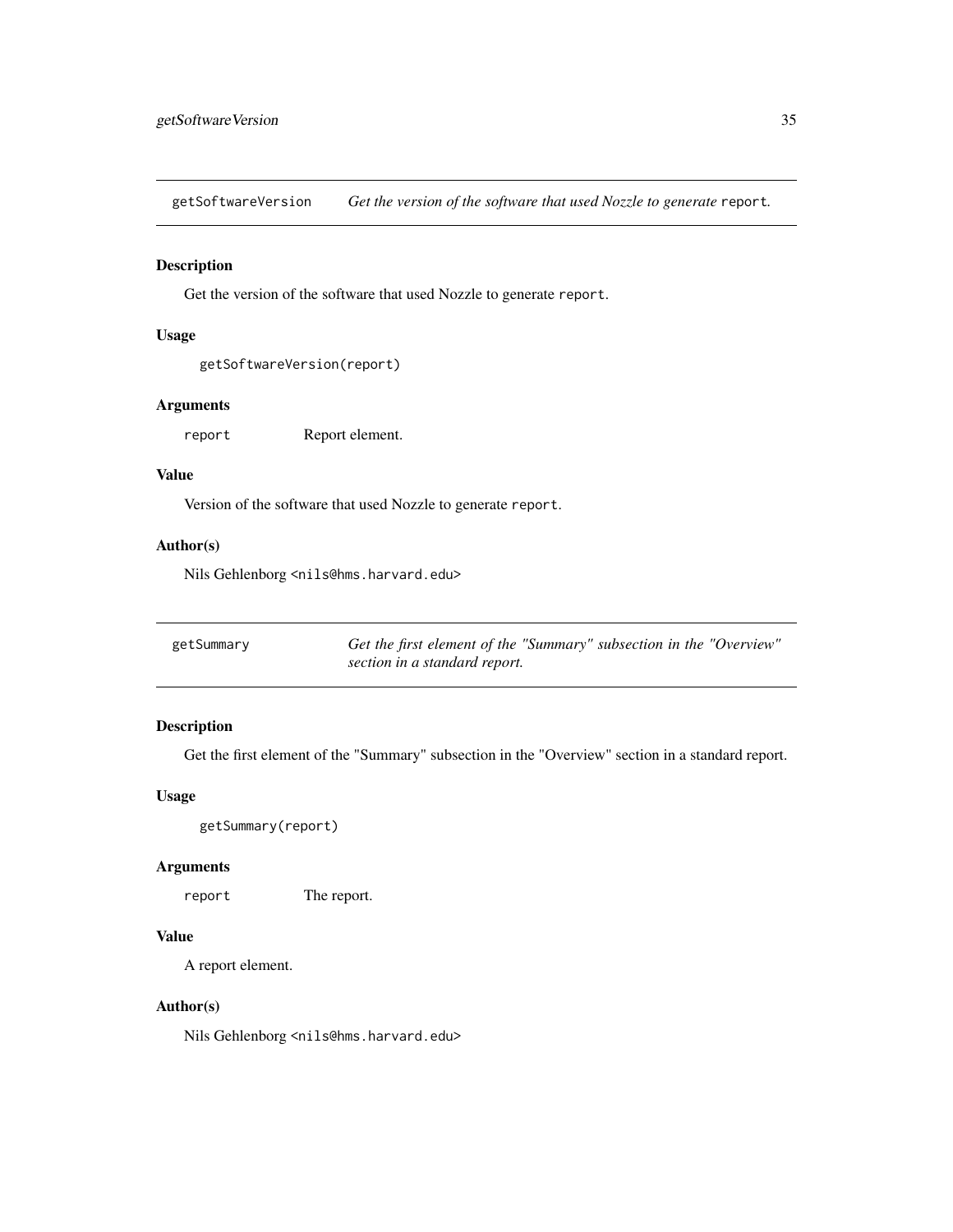## getSoftwareVersion — *Get the version of the software that used Nozzle to generate* `report`*.*

### Description

Get the version of the software that used Nozzle to generate `report`.

### Usage

```
getSoftwareVersion(report)
```

### Arguments

`report` Report element.

### Value

Version of the software that used Nozzle to generate `report`.

### Author(s)

Nils Gehlenborg <nils@hms.harvard.edu>

## getSummary — *Get the first element of the "Summary" subsection in the "Overview" section in a standard report.*

### Description

Get the first element of the "Summary" subsection in the "Overview" section in a standard report.

### Usage

```
getSummary(report)
```

### Arguments

`report` The report.

### Value

A report element.

### Author(s)

Nils Gehlenborg <nils@hms.harvard.edu>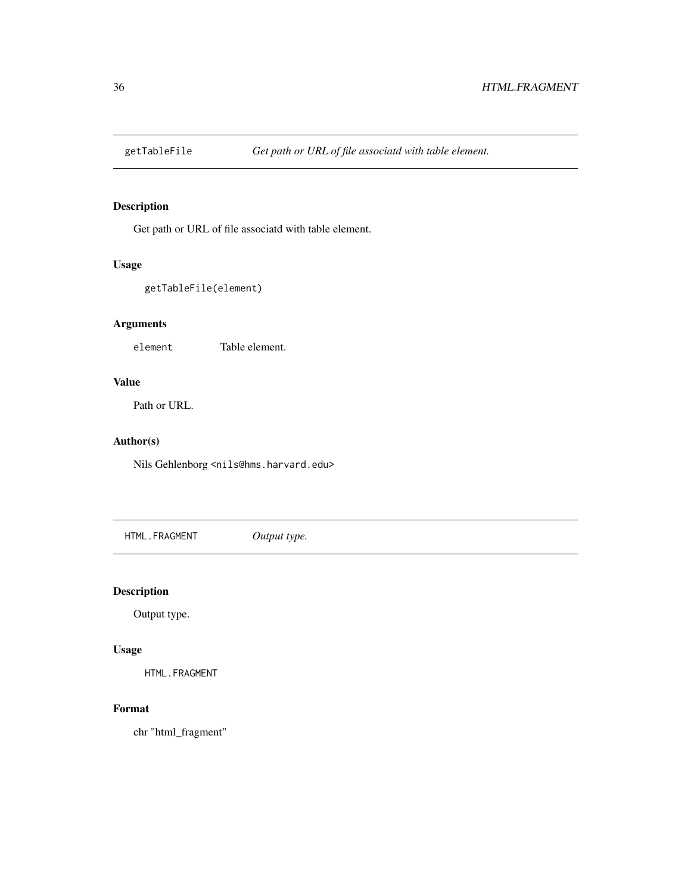## getTableFile — *Get path or URL of file associatd with table element.*

### Description

Get path or URL of file associatd with table element.

### Usage

```
getTableFile(element)
```

### Arguments

| | |
|---|---|
| `element` | Table element. |

### Value

Path or URL.

### Author(s)

Nils Gehlenborg <`nils@hms.harvard.edu`>

## HTML.FRAGMENT — *Output type.*

### Description

Output type.

### Usage

```
HTML.FRAGMENT
```

### Format

chr "html_fragment"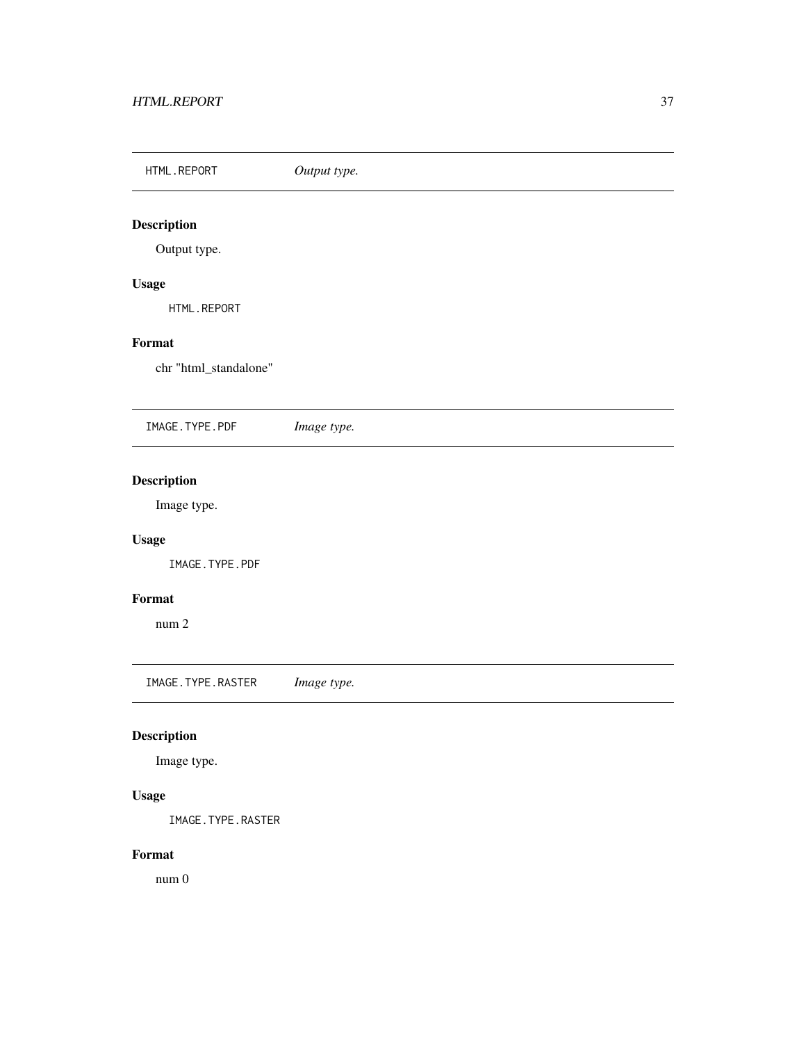## HTML.REPORT *Output type.*

### Description

Output type.

### Usage

```
HTML.REPORT
```

### Format

chr "html_standalone"

## IMAGE.TYPE.PDF *Image type.*

### Description

Image type.

### Usage

```
IMAGE.TYPE.PDF
```

### Format

num 2

## IMAGE.TYPE.RASTER *Image type.*

### Description

Image type.

### Usage

```
IMAGE.TYPE.RASTER
```

### Format

num 0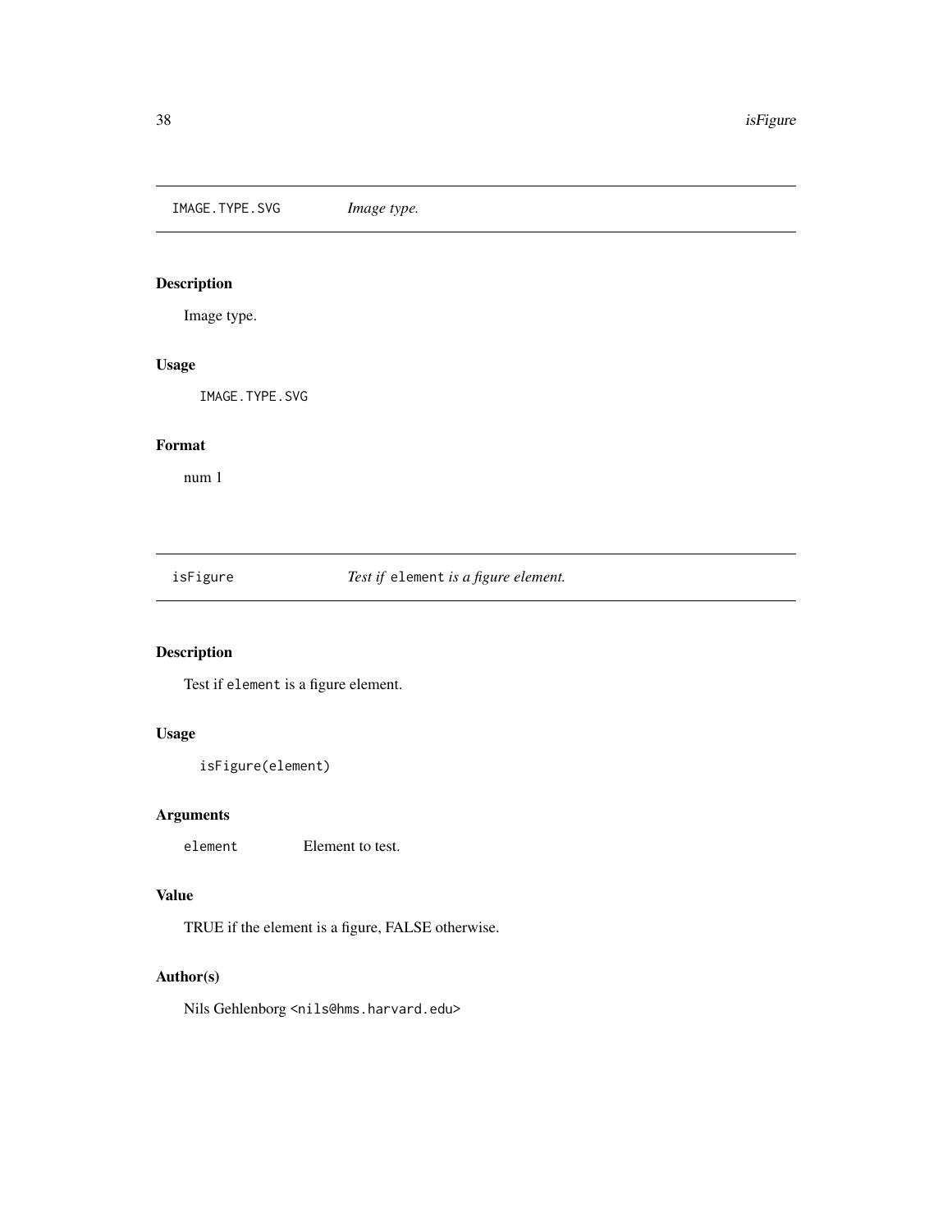## IMAGE.TYPE.SVG — *Image type.*

### Description

Image type.

### Usage

```
IMAGE.TYPE.SVG
```

### Format

num 1

## isFigure — *Test if* `element` *is a figure element.*

### Description

Test if `element` is a figure element.

### Usage

```
isFigure(element)
```

### Arguments

| | |
|---|---|
| `element` | Element to test. |

### Value

TRUE if the element is a figure, FALSE otherwise.

### Author(s)

Nils Gehlenborg `<nils@hms.harvard.edu>`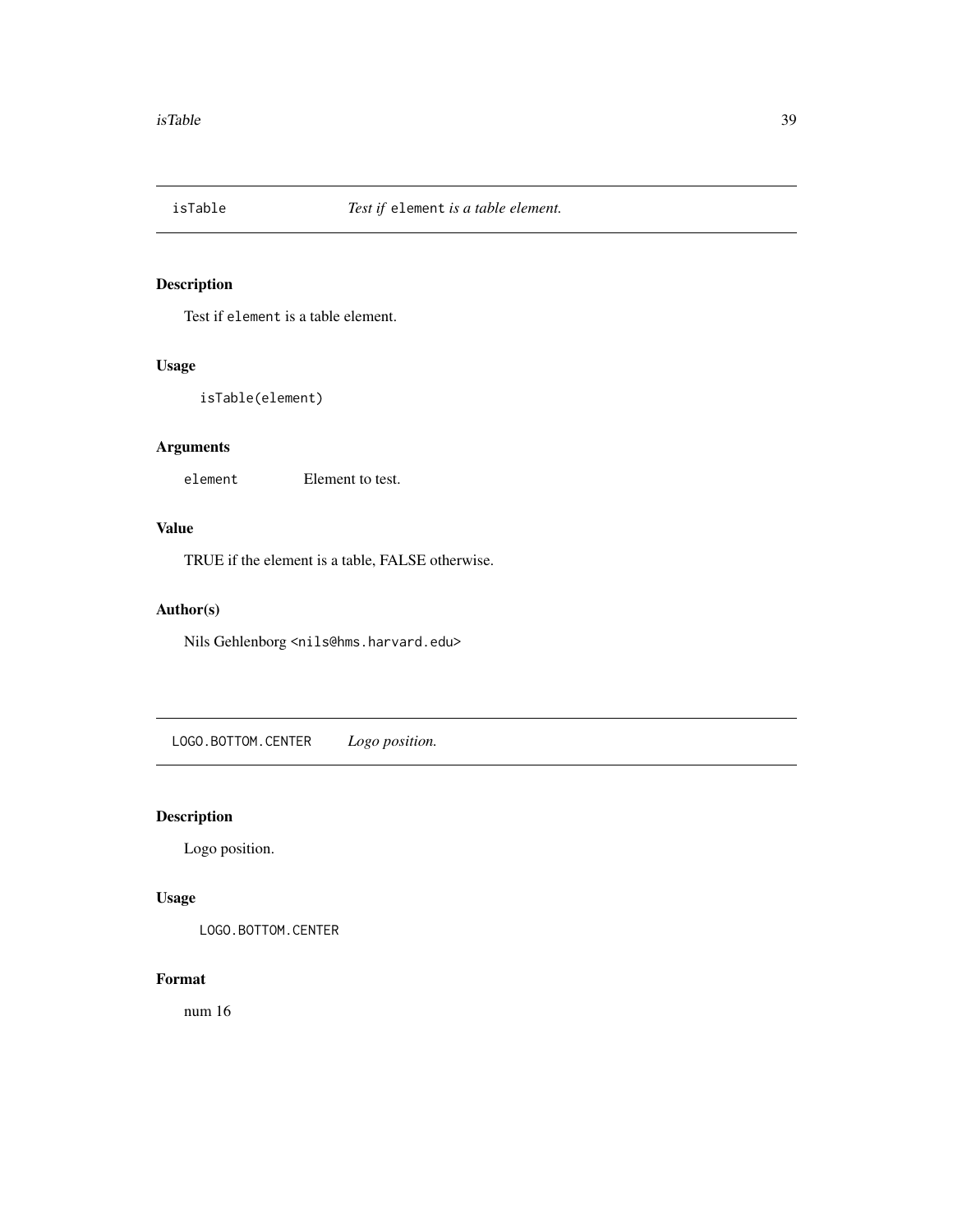## isTable — *Test if* `element` *is a table element.*

### Description

Test if `element` is a table element.

### Usage

```
isTable(element)
```

### Arguments

| | |
|---|---|
| `element` | Element to test. |

### Value

TRUE if the element is a table, FALSE otherwise.

### Author(s)

Nils Gehlenborg `<nils@hms.harvard.edu>`

## LOGO.BOTTOM.CENTER — *Logo position.*

### Description

Logo position.

### Usage

```
LOGO.BOTTOM.CENTER
```

### Format

num 16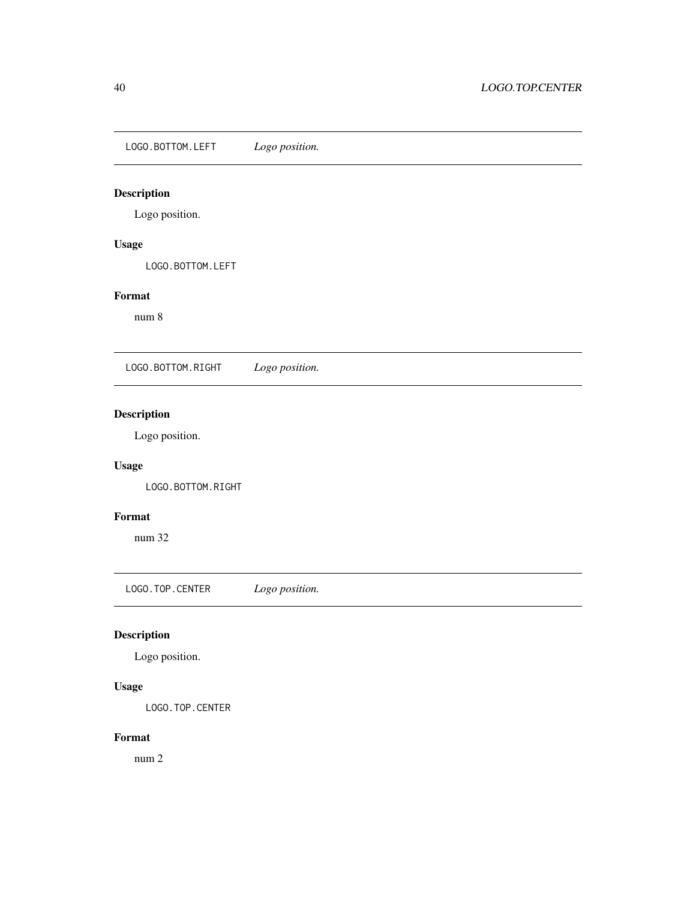## `LOGO.BOTTOM.LEFT` *Logo position.*

### Description

Logo position.

### Usage

```
LOGO.BOTTOM.LEFT
```

### Format

num 8

## `LOGO.BOTTOM.RIGHT` *Logo position.*

### Description

Logo position.

### Usage

```
LOGO.BOTTOM.RIGHT
```

### Format

num 32

## `LOGO.TOP.CENTER` *Logo position.*

### Description

Logo position.

### Usage

```
LOGO.TOP.CENTER
```

### Format

num 2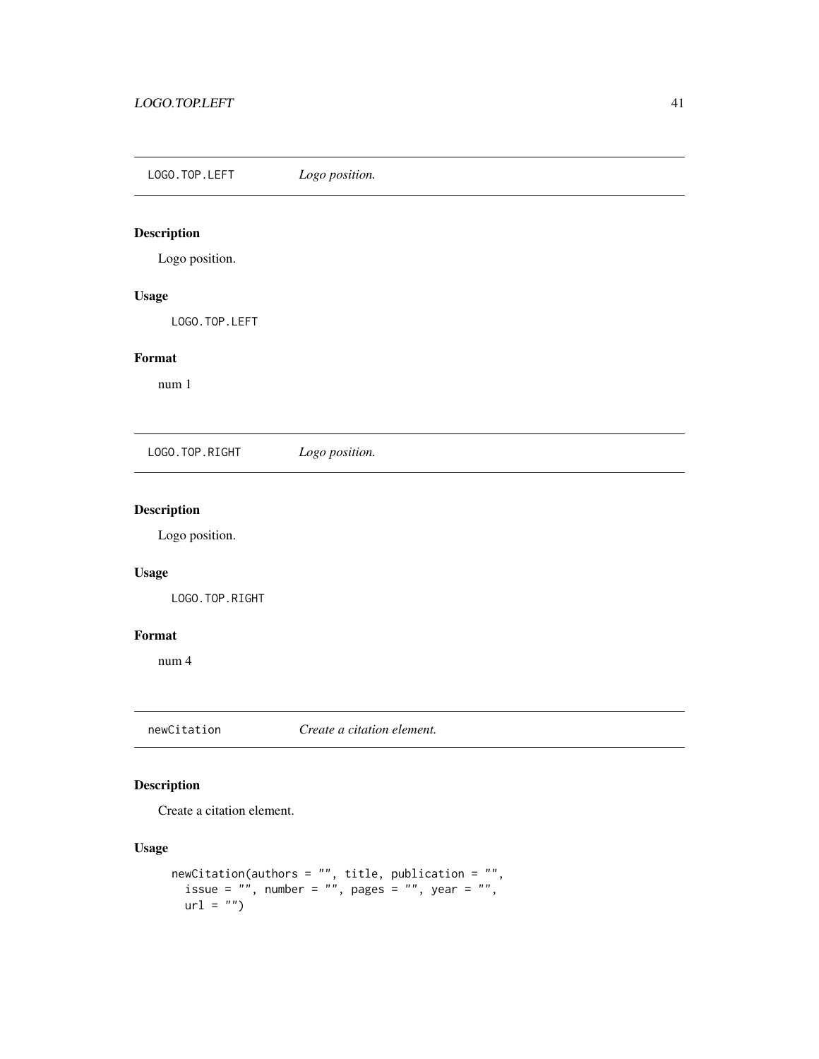## LOGO.TOP.LEFT *Logo position.*

### Description

Logo position.

### Usage

```
LOGO.TOP.LEFT
```

### Format

num 1

## LOGO.TOP.RIGHT *Logo position.*

### Description

Logo position.

### Usage

```
LOGO.TOP.RIGHT
```

### Format

num 4

## newCitation *Create a citation element.*

### Description

Create a citation element.

### Usage

```
newCitation(authors = "", title, publication = "",
  issue = "", number = "", pages = "", year = "",
  url = "")
```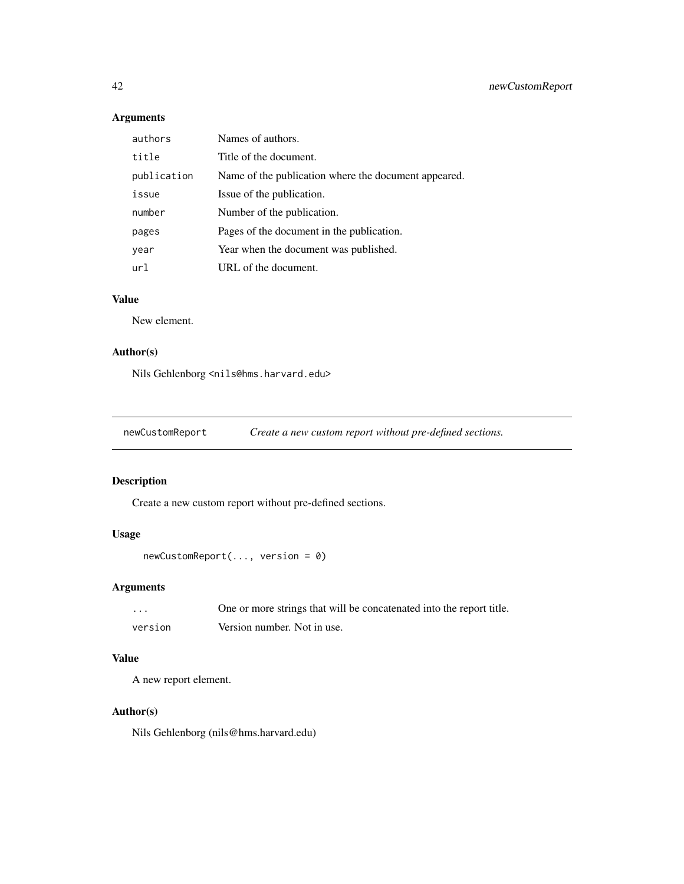### Arguments

| | |
|---|---|
| `authors` | Names of authors. |
| `title` | Title of the document. |
| `publication` | Name of the publication where the document appeared. |
| `issue` | Issue of the publication. |
| `number` | Number of the publication. |
| `pages` | Pages of the document in the publication. |
| `year` | Year when the document was published. |
| `url` | URL of the document. |

### Value

New element.

### Author(s)

Nils Gehlenborg <nils@hms.harvard.edu>

---

## newCustomReport — *Create a new custom report without pre-defined sections.*

---

### Description

Create a new custom report without pre-defined sections.

### Usage

```
newCustomReport(..., version = 0)
```

### Arguments

| | |
|---|---|
| `...` | One or more strings that will be concatenated into the report title. |
| `version` | Version number. Not in use. |

### Value

A new report element.

### Author(s)

Nils Gehlenborg (nils@hms.harvard.edu)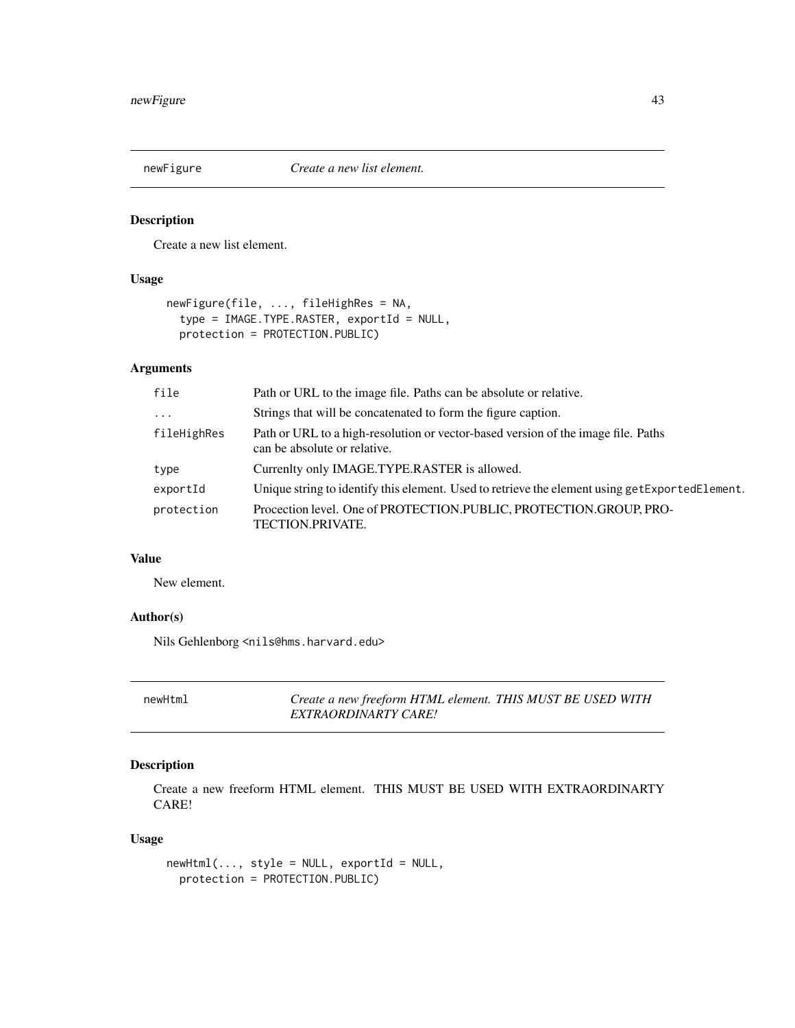## newFigure — *Create a new list element.*

### Description

Create a new list element.

### Usage

```
newFigure(file, ..., fileHighRes = NA,
  type = IMAGE.TYPE.RASTER, exportId = NULL,
  protection = PROTECTION.PUBLIC)
```

### Arguments

| | |
|---|---|
| `file` | Path or URL to the image file. Paths can be absolute or relative. |
| `...` | Strings that will be concatenated to form the figure caption. |
| `fileHighRes` | Path or URL to a high-resolution or vector-based version of the image file. Paths can be absolute or relative. |
| `type` | Currenlty only IMAGE.TYPE.RASTER is allowed. |
| `exportId` | Unique string to identify this element. Used to retrieve the element using `getExportedElement`. |
| `protection` | Procection level. One of PROTECTION.PUBLIC, PROTECTION.GROUP, PROTECTION.PRIVATE. |

### Value

New element.

### Author(s)

Nils Gehlenborg <nils@hms.harvard.edu>

## newHtml — *Create a new freeform HTML element. THIS MUST BE USED WITH EXTRAORDINARTY CARE!*

### Description

Create a new freeform HTML element. THIS MUST BE USED WITH EXTRAORDINARTY CARE!

### Usage

```
newHtml(..., style = NULL, exportId = NULL,
  protection = PROTECTION.PUBLIC)
```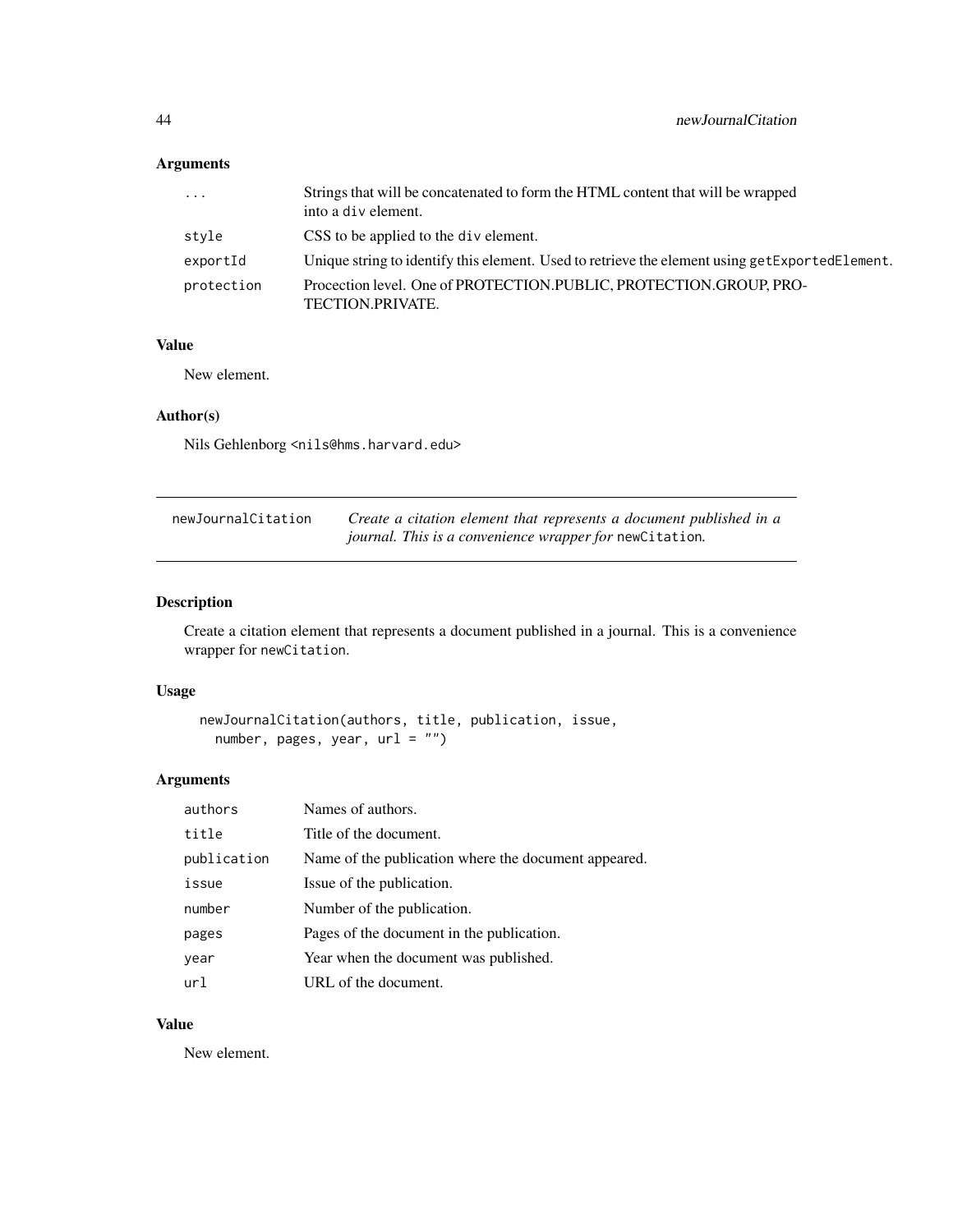### Arguments

| | |
|---|---|
| ... | Strings that will be concatenated to form the HTML content that will be wrapped into a div element. |
| style | CSS to be applied to the div element. |
| exportId | Unique string to identify this element. Used to retrieve the element using getExportedElement. |
| protection | Procection level. One of PROTECTION.PUBLIC, PROTECTION.GROUP, PROTECTION.PRIVATE. |

### Value

New element.

### Author(s)

Nils Gehlenborg <nils@hms.harvard.edu>

---

## newJournalCitation

*Create a citation element that represents a document published in a journal. This is a convenience wrapper for* newCitation*.*

---

### Description

Create a citation element that represents a document published in a journal. This is a convenience wrapper for newCitation.

### Usage

```
newJournalCitation(authors, title, publication, issue,
  number, pages, year, url = "")
```

### Arguments

| | |
|---|---|
| authors | Names of authors. |
| title | Title of the document. |
| publication | Name of the publication where the document appeared. |
| issue | Issue of the publication. |
| number | Number of the publication. |
| pages | Pages of the document in the publication. |
| year | Year when the document was published. |
| url | URL of the document. |

### Value

New element.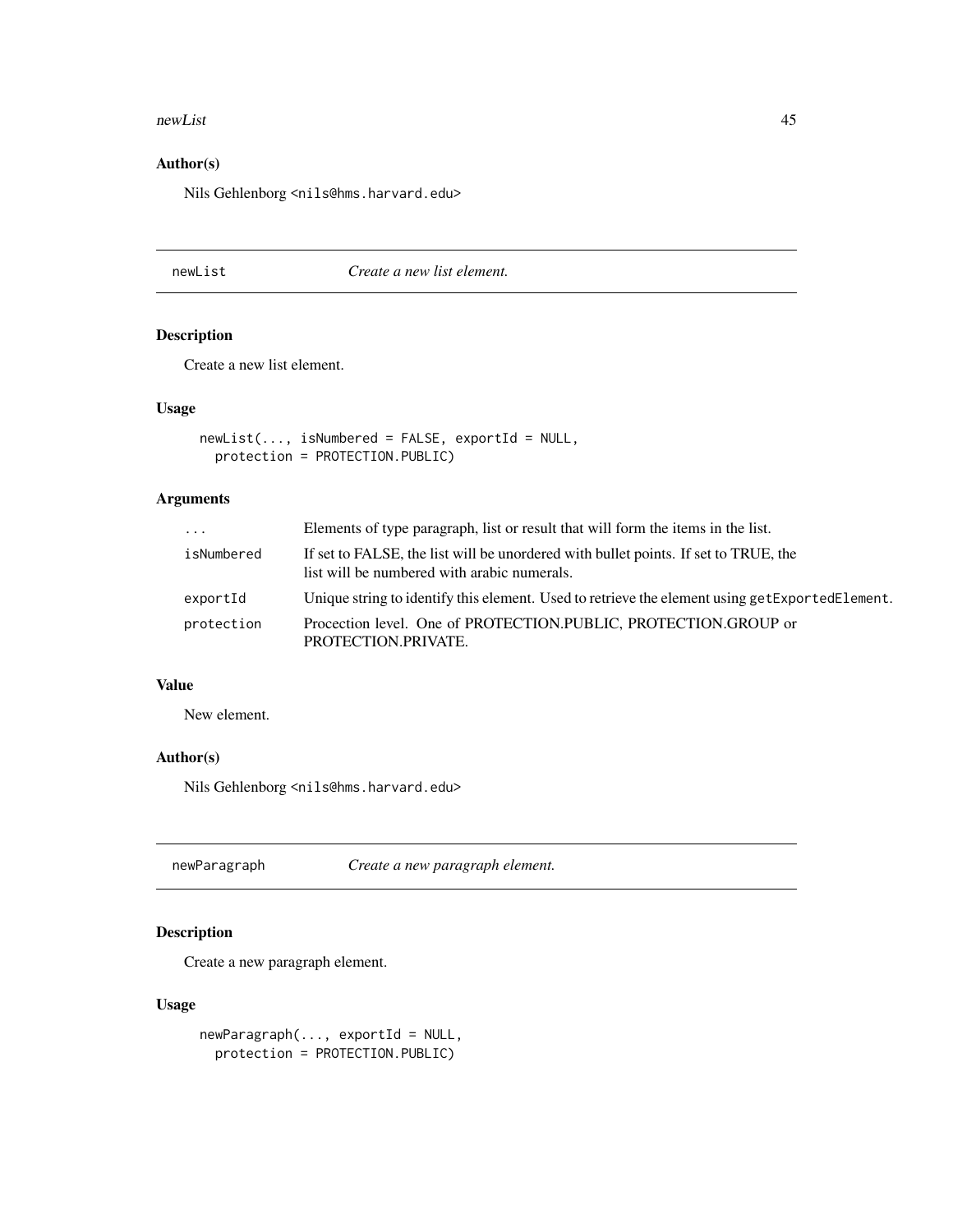### Author(s)

Nils Gehlenborg <nils@hms.harvard.edu>

---

## newList — *Create a new list element.*

### Description

Create a new list element.

### Usage

```
newList(..., isNumbered = FALSE, exportId = NULL,
  protection = PROTECTION.PUBLIC)
```

### Arguments

| | |
|---|---|
| ... | Elements of type paragraph, list or result that will form the items in the list. |
| isNumbered | If set to FALSE, the list will be unordered with bullet points. If set to TRUE, the list will be numbered with arabic numerals. |
| exportId | Unique string to identify this element. Used to retrieve the element using getExportedElement. |
| protection | Procection level. One of PROTECTION.PUBLIC, PROTECTION.GROUP or PROTECTION.PRIVATE. |

### Value

New element.

### Author(s)

Nils Gehlenborg <nils@hms.harvard.edu>

---

## newParagraph — *Create a new paragraph element.*

### Description

Create a new paragraph element.

### Usage

```
newParagraph(..., exportId = NULL,
  protection = PROTECTION.PUBLIC)
```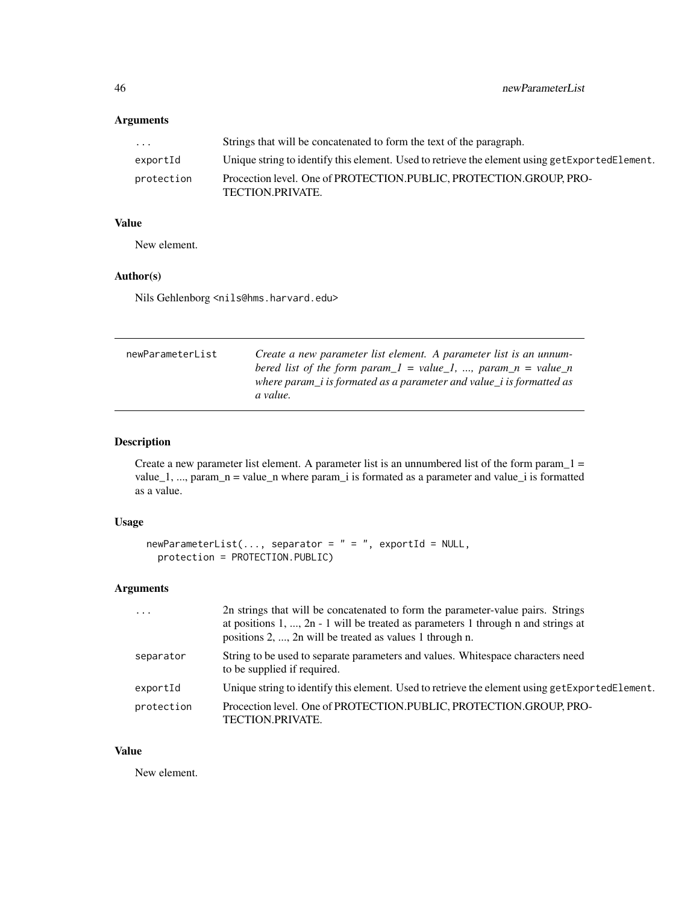### Arguments

| | |
|---|---|
| ... | Strings that will be concatenated to form the text of the paragraph. |
| exportId | Unique string to identify this element. Used to retrieve the element using `getExportedElement`. |
| protection | Procection level. One of PROTECTION.PUBLIC, PROTECTION.GROUP, PROTECTION.PRIVATE. |

### Value

New element.

### Author(s)

Nils Gehlenborg <nils@hms.harvard.edu>

---

## newParameterList

*Create a new parameter list element. A parameter list is an unnumbered list of the form param_1 = value_1, ..., param_n = value_n where param_i is formated as a parameter and value_i is formatted as a value.*

---

### Description

Create a new parameter list element. A parameter list is an unnumbered list of the form param_1 = value_1, ..., param_n = value_n where param_i is formated as a parameter and value_i is formatted as a value.

### Usage

```
newParameterList(..., separator = " = ", exportId = NULL,
  protection = PROTECTION.PUBLIC)
```

### Arguments

| | |
|---|---|
| ... | 2n strings that will be concatenated to form the parameter-value pairs. Strings at positions 1, ..., 2n - 1 will be treated as parameters 1 through n and strings at positions 2, ..., 2n will be treated as values 1 through n. |
| separator | String to be used to separate parameters and values. Whitespace characters need to be supplied if required. |
| exportId | Unique string to identify this element. Used to retrieve the element using `getExportedElement`. |
| protection | Procection level. One of PROTECTION.PUBLIC, PROTECTION.GROUP, PROTECTION.PRIVATE. |

### Value

New element.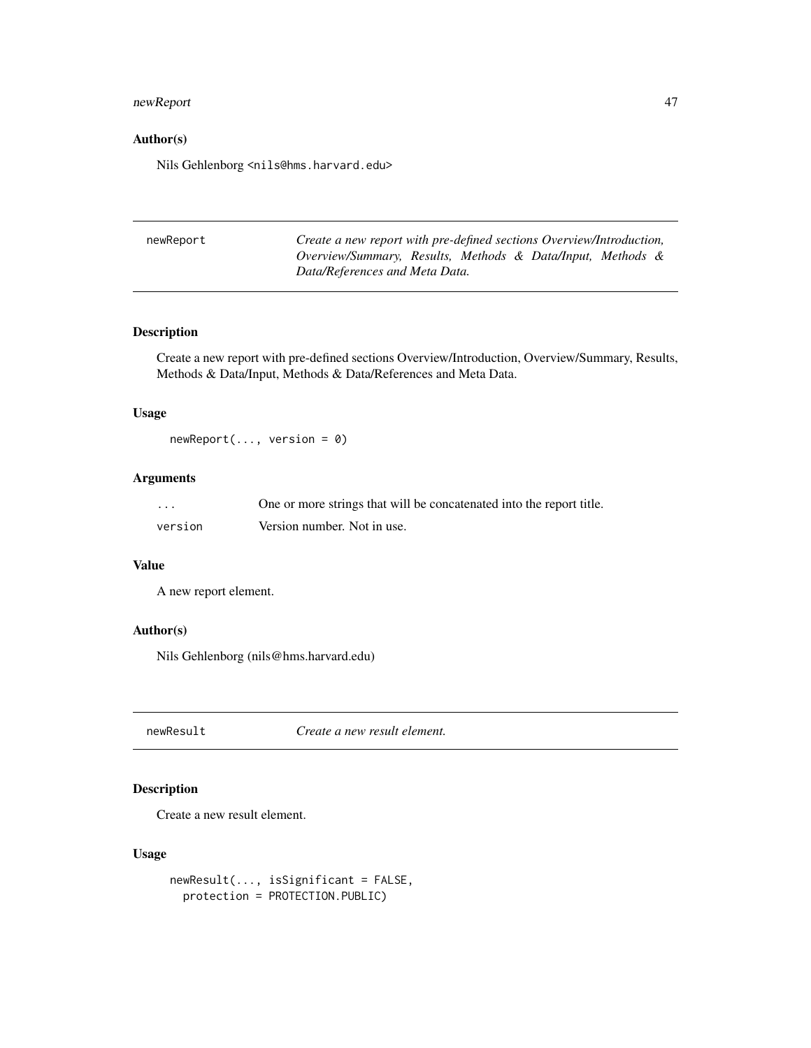## Author(s)

Nils Gehlenborg <nils@hms.harvard.edu>

---

newReport — *Create a new report with pre-defined sections Overview/Introduction, Overview/Summary, Results, Methods & Data/Input, Methods & Data/References and Meta Data.*

---

## Description

Create a new report with pre-defined sections Overview/Introduction, Overview/Summary, Results, Methods & Data/Input, Methods & Data/References and Meta Data.

## Usage

```
newReport(..., version = 0)
```

## Arguments

| | |
|---|---|
| ... | One or more strings that will be concatenated into the report title. |
| version | Version number. Not in use. |

## Value

A new report element.

## Author(s)

Nils Gehlenborg (nils@hms.harvard.edu)

---

newResult — *Create a new result element.*

---

## Description

Create a new result element.

## Usage

```
newResult(..., isSignificant = FALSE,
  protection = PROTECTION.PUBLIC)
```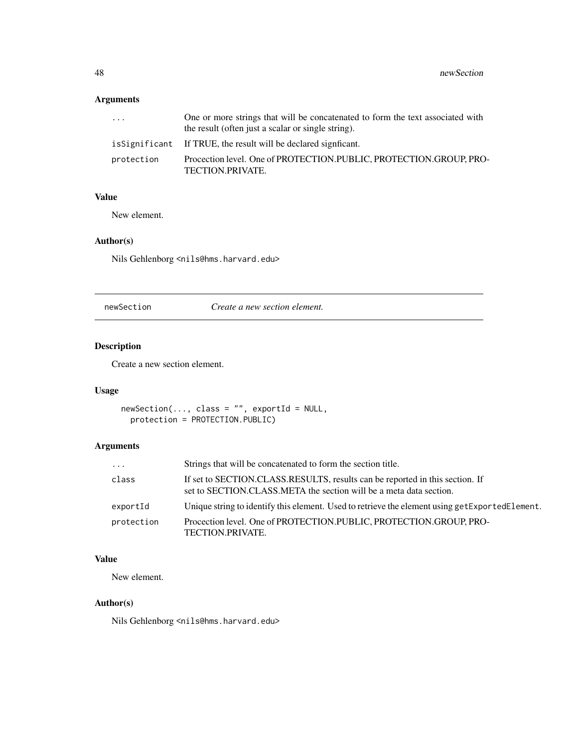## Arguments

| | |
|---|---|
| `...` | One or more strings that will be concatenated to form the text associated with the result (often just a scalar or single string). |
| `isSignificant` | If TRUE, the result will be declared signficant. |
| `protection` | Procection level. One of PROTECTION.PUBLIC, PROTECTION.GROUP, PROTECTION.PRIVATE. |

## Value

New element.

## Author(s)

Nils Gehlenborg <nils@hms.harvard.edu>

---

# newSection *Create a new section element.*

---

## Description

Create a new section element.

## Usage

```
newSection(..., class = "", exportId = NULL,
  protection = PROTECTION.PUBLIC)
```

## Arguments

| | |
|---|---|
| `...` | Strings that will be concatenated to form the section title. |
| `class` | If set to SECTION.CLASS.RESULTS, results can be reported in this section. If set to SECTION.CLASS.META the section will be a meta data section. |
| `exportId` | Unique string to identify this element. Used to retrieve the element using `getExportedElement`. |
| `protection` | Procection level. One of PROTECTION.PUBLIC, PROTECTION.GROUP, PROTECTION.PRIVATE. |

## Value

New element.

## Author(s)

Nils Gehlenborg <nils@hms.harvard.edu>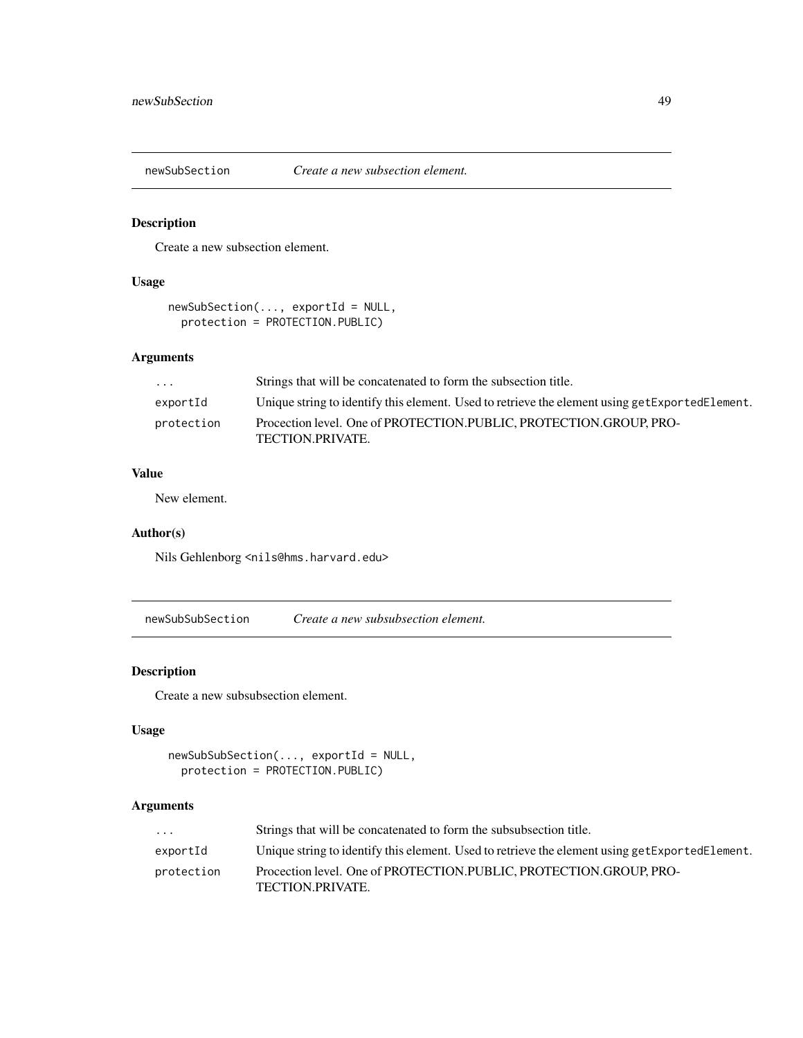## newSubSection *Create a new subsection element.*

### Description

Create a new subsection element.

### Usage

```
newSubSection(..., exportId = NULL,
  protection = PROTECTION.PUBLIC)
```

### Arguments

| | |
|---|---|
| `...` | Strings that will be concatenated to form the subsection title. |
| `exportId` | Unique string to identify this element. Used to retrieve the element using `getExportedElement`. |
| `protection` | Procection level. One of PROTECTION.PUBLIC, PROTECTION.GROUP, PROTECTION.PRIVATE. |

### Value

New element.

### Author(s)

Nils Gehlenborg <nils@hms.harvard.edu>

## newSubSubSection *Create a new subsubsection element.*

### Description

Create a new subsubsection element.

### Usage

```
newSubSubSection(..., exportId = NULL,
  protection = PROTECTION.PUBLIC)
```

### Arguments

| | |
|---|---|
| `...` | Strings that will be concatenated to form the subsubsection title. |
| `exportId` | Unique string to identify this element. Used to retrieve the element using `getExportedElement`. |
| `protection` | Procection level. One of PROTECTION.PUBLIC, PROTECTION.GROUP, PROTECTION.PRIVATE. |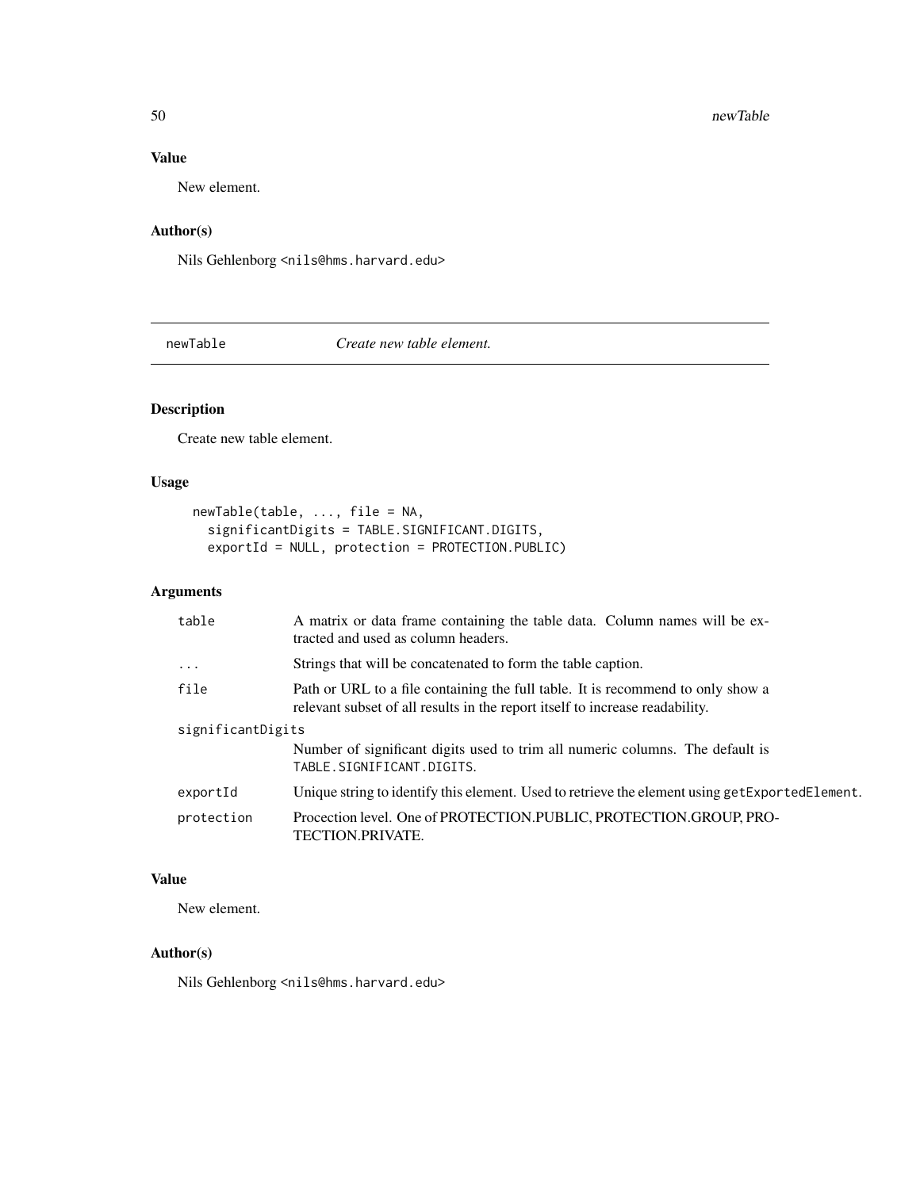### Value

New element.

### Author(s)

Nils Gehlenborg <nils@hms.harvard.edu>

---

## newTable *Create new table element.*

---

### Description

Create new table element.

### Usage

```
newTable(table, ..., file = NA,
  significantDigits = TABLE.SIGNIFICANT.DIGITS,
  exportId = NULL, protection = PROTECTION.PUBLIC)
```

### Arguments

| | |
|---|---|
| table | A matrix or data frame containing the table data. Column names will be extracted and used as column headers. |
| ... | Strings that will be concatenated to form the table caption. |
| file | Path or URL to a file containing the full table. It is recommend to only show a relevant subset of all results in the report itself to increase readability. |
| significantDigits | Number of significant digits used to trim all numeric columns. The default is `TABLE.SIGNIFICANT.DIGITS`. |
| exportId | Unique string to identify this element. Used to retrieve the element using `getExportedElement`. |
| protection | Procection level. One of PROTECTION.PUBLIC, PROTECTION.GROUP, PROTECTION.PRIVATE. |

### Value

New element.

### Author(s)

Nils Gehlenborg <nils@hms.harvard.edu>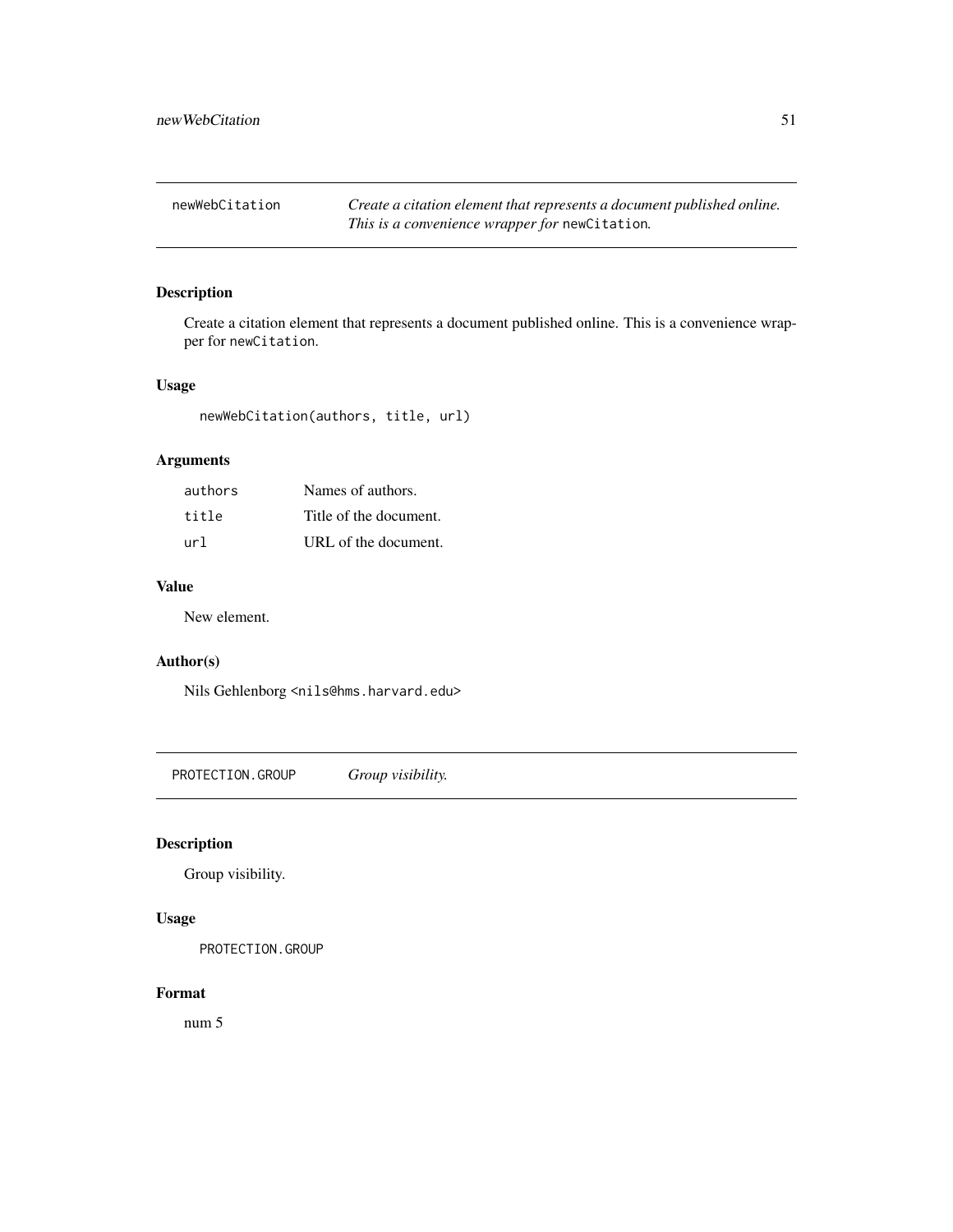## newWebCitation — *Create a citation element that represents a document published online. This is a convenience wrapper for* `newCitation`*.*

### Description

Create a citation element that represents a document published online. This is a convenience wrapper for `newCitation`.

### Usage

```
newWebCitation(authors, title, url)
```

### Arguments

| | |
|---|---|
| `authors` | Names of authors. |
| `title` | Title of the document. |
| `url` | URL of the document. |

### Value

New element.

### Author(s)

Nils Gehlenborg <nils@hms.harvard.edu>

## PROTECTION.GROUP — *Group visibility.*

### Description

Group visibility.

### Usage

```
PROTECTION.GROUP
```

### Format

num 5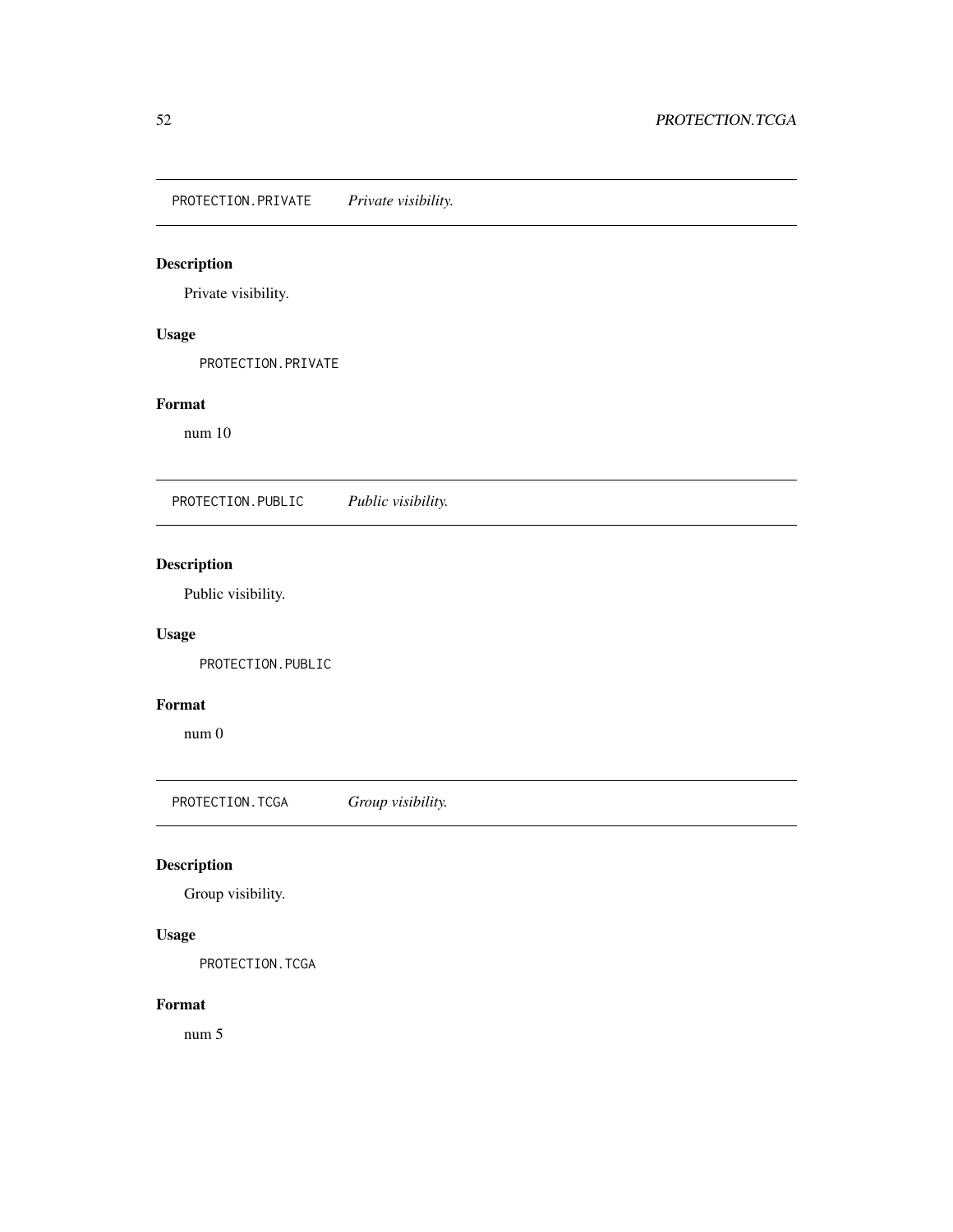## PROTECTION.PRIVATE *Private visibility.*

### Description

Private visibility.

### Usage

```
PROTECTION.PRIVATE
```

### Format

num 10

## PROTECTION.PUBLIC *Public visibility.*

### Description

Public visibility.

### Usage

```
PROTECTION.PUBLIC
```

### Format

num 0

## PROTECTION.TCGA *Group visibility.*

### Description

Group visibility.

### Usage

```
PROTECTION.TCGA
```

### Format

num 5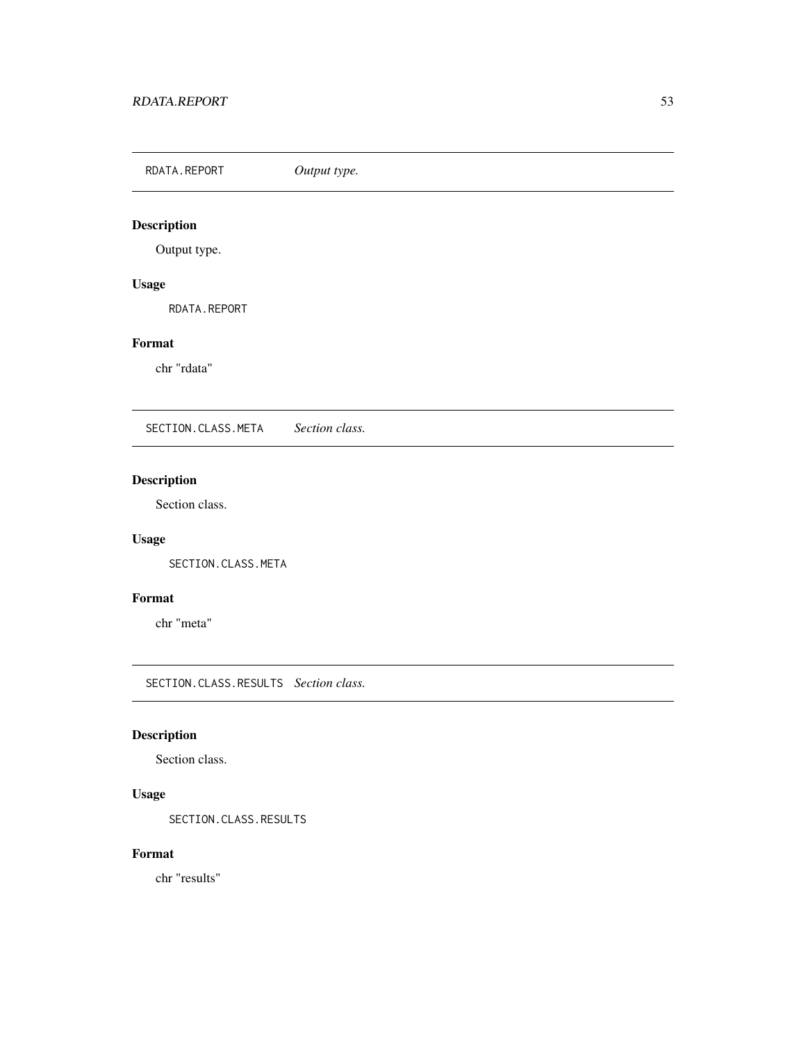## RDATA.REPORT *Output type.*

### Description

Output type.

### Usage

```
RDATA.REPORT
```

### Format

chr "rdata"

## SECTION.CLASS.META *Section class.*

### Description

Section class.

### Usage

```
SECTION.CLASS.META
```

### Format

chr "meta"

## SECTION.CLASS.RESULTS *Section class.*

### Description

Section class.

### Usage

```
SECTION.CLASS.RESULTS
```

### Format

chr "results"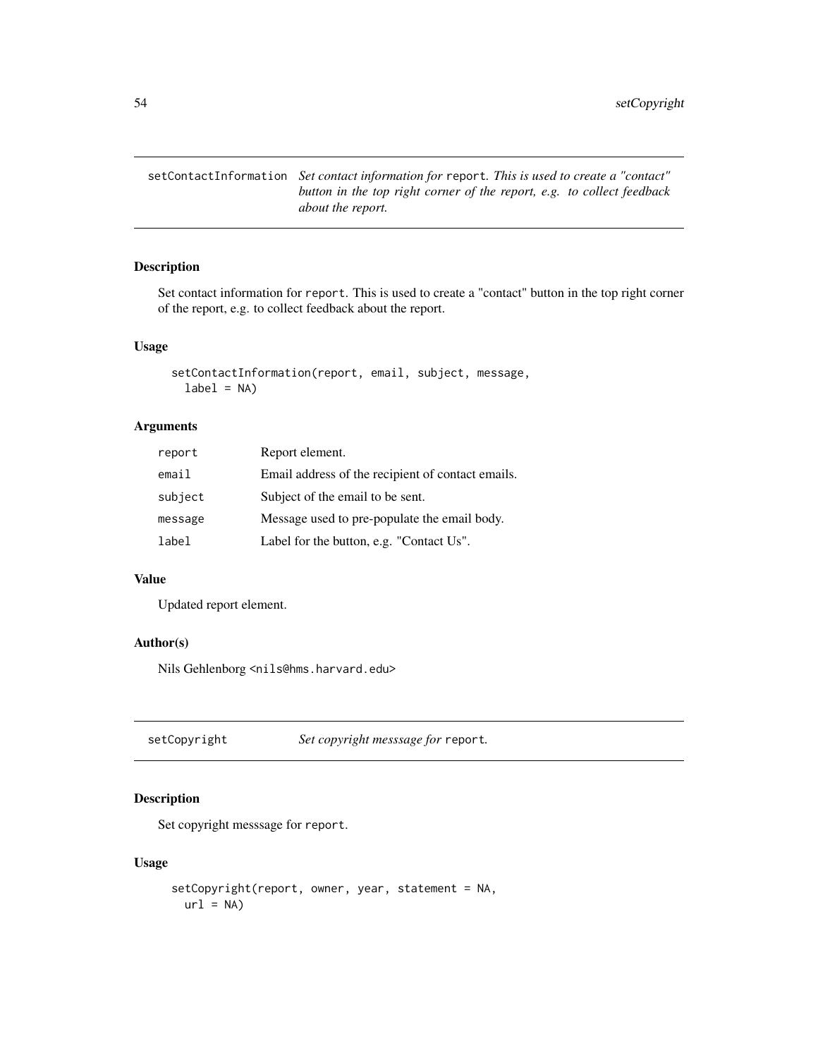## setContactInformation

*Set contact information for* `report`. *This is used to create a "contact" button in the top right corner of the report, e.g. to collect feedback about the report.*

### Description

Set contact information for `report`. This is used to create a "contact" button in the top right corner of the report, e.g. to collect feedback about the report.

### Usage

```
setContactInformation(report, email, subject, message,
  label = NA)
```

### Arguments

| | |
|---|---|
| `report` | Report element. |
| `email` | Email address of the recipient of contact emails. |
| `subject` | Subject of the email to be sent. |
| `message` | Message used to pre-populate the email body. |
| `label` | Label for the button, e.g. "Contact Us". |

### Value

Updated report element.

### Author(s)

Nils Gehlenborg <`nils@hms.harvard.edu`>

## setCopyright

*Set copyright messsage for* `report`.

### Description

Set copyright messsage for `report`.

### Usage

```
setCopyright(report, owner, year, statement = NA,
  url = NA)
```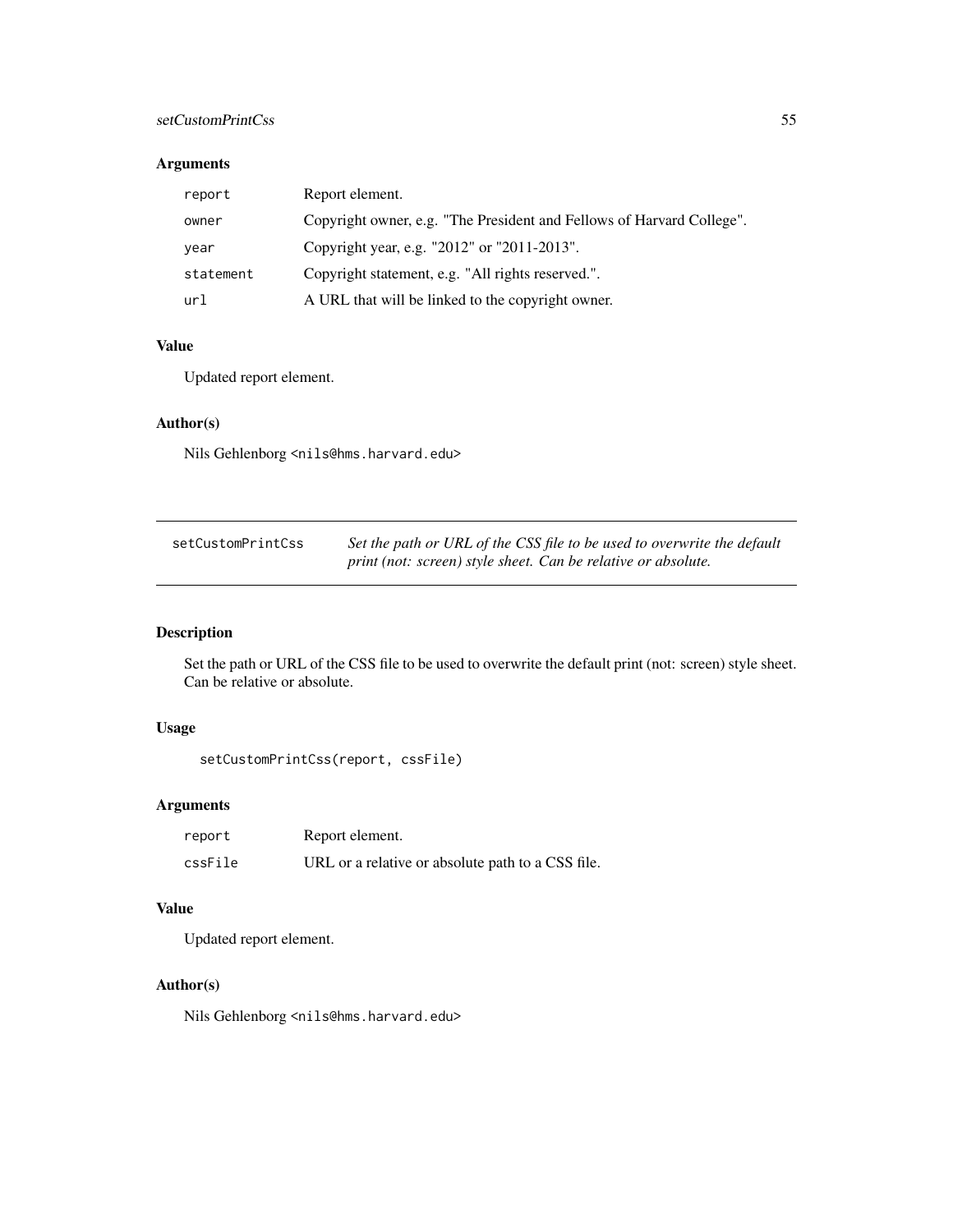### Arguments

| | |
|---|---|
| `report` | Report element. |
| `owner` | Copyright owner, e.g. "The President and Fellows of Harvard College". |
| `year` | Copyright year, e.g. "2012" or "2011-2013". |
| `statement` | Copyright statement, e.g. "All rights reserved.". |
| `url` | A URL that will be linked to the copyright owner. |

### Value

Updated report element.

### Author(s)

Nils Gehlenborg <nils@hms.harvard.edu>

---

## setCustomPrintCss — *Set the path or URL of the CSS file to be used to overwrite the default print (not: screen) style sheet. Can be relative or absolute.*

---

### Description

Set the path or URL of the CSS file to be used to overwrite the default print (not: screen) style sheet. Can be relative or absolute.

### Usage

```
setCustomPrintCss(report, cssFile)
```

### Arguments

| | |
|---|---|
| `report` | Report element. |
| `cssFile` | URL or a relative or absolute path to a CSS file. |

### Value

Updated report element.

### Author(s)

Nils Gehlenborg <nils@hms.harvard.edu>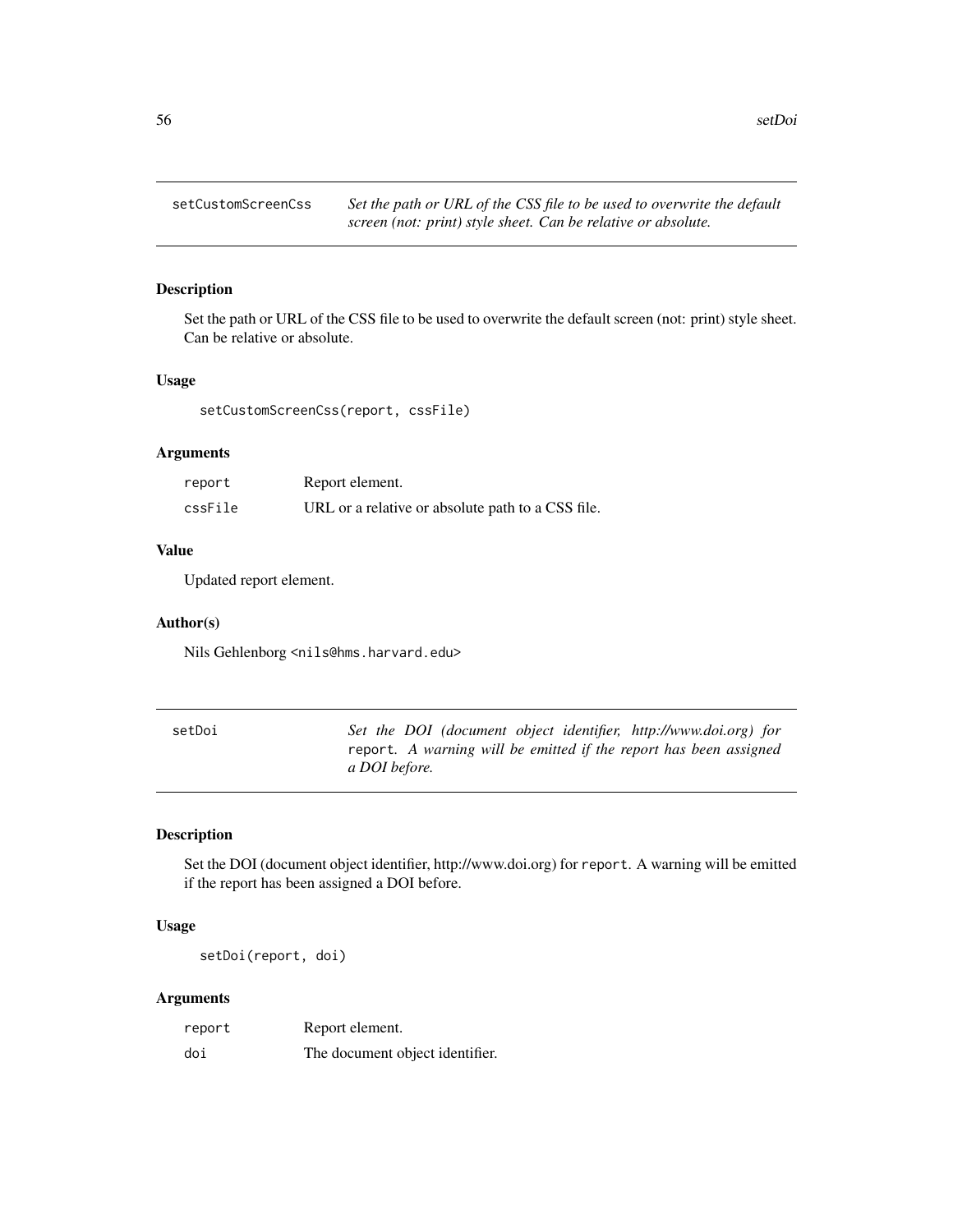## setCustomScreenCss — *Set the path or URL of the CSS file to be used to overwrite the default screen (not: print) style sheet. Can be relative or absolute.*

### Description

Set the path or URL of the CSS file to be used to overwrite the default screen (not: print) style sheet. Can be relative or absolute.

### Usage

```
setCustomScreenCss(report, cssFile)
```

### Arguments

| | |
|---|---|
| `report` | Report element. |
| `cssFile` | URL or a relative or absolute path to a CSS file. |

### Value

Updated report element.

### Author(s)

Nils Gehlenborg <nils@hms.harvard.edu>

## setDoi — *Set the DOI (document object identifier, http://www.doi.org) for `report`. A warning will be emitted if the report has been assigned a DOI before.*

### Description

Set the DOI (document object identifier, http://www.doi.org) for `report`. A warning will be emitted if the report has been assigned a DOI before.

### Usage

```
setDoi(report, doi)
```

### Arguments

| | |
|---|---|
| `report` | Report element. |
| `doi` | The document object identifier. |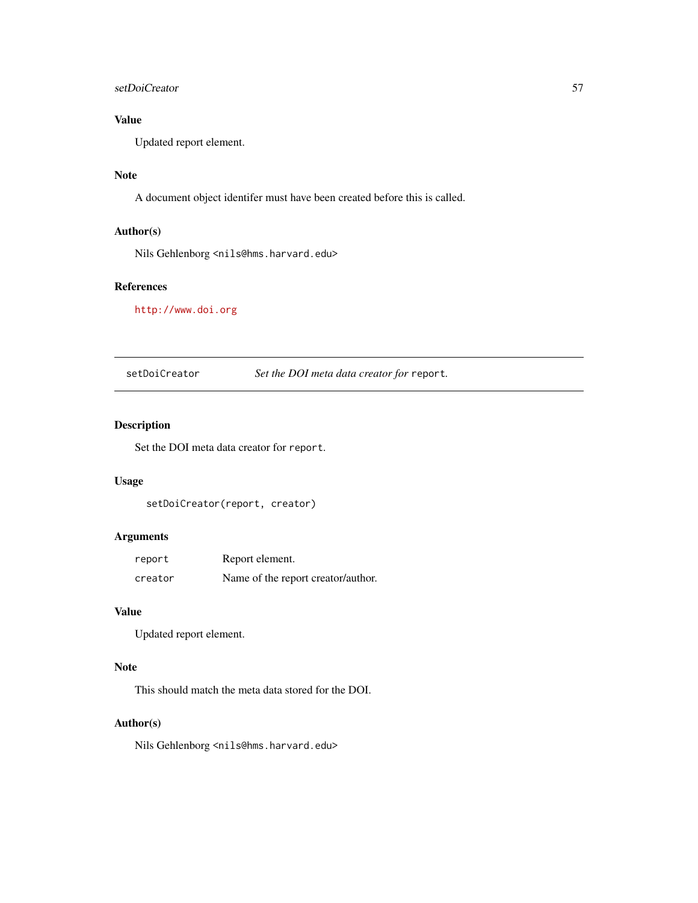### Value

Updated report element.

### Note

A document object identifer must have been created before this is called.

### Author(s)

Nils Gehlenborg <nils@hms.harvard.edu>

### References

http://www.doi.org

---

## setDoiCreator — *Set the DOI meta data creator for* `report`.

---

### Description

Set the DOI meta data creator for `report`.

### Usage

```
setDoiCreator(report, creator)
```

### Arguments

| | |
|---|---|
| `report` | Report element. |
| `creator` | Name of the report creator/author. |

### Value

Updated report element.

### Note

This should match the meta data stored for the DOI.

### Author(s)

Nils Gehlenborg <nils@hms.harvard.edu>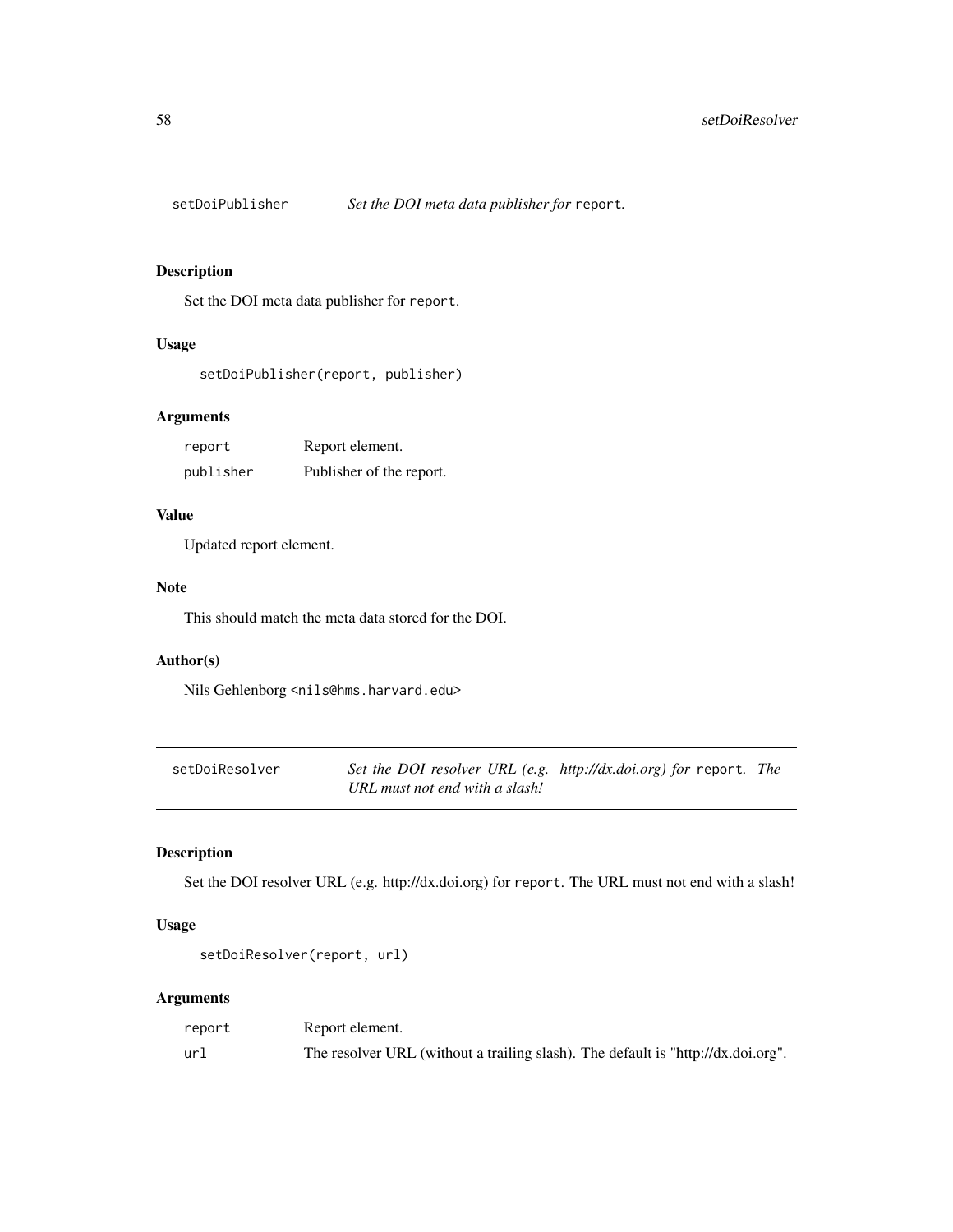## setDoiPublisher — *Set the DOI meta data publisher for* `report`*.*

### Description

Set the DOI meta data publisher for `report`.

### Usage

```
setDoiPublisher(report, publisher)
```

### Arguments

| | |
|---|---|
| `report` | Report element. |
| `publisher` | Publisher of the report. |

### Value

Updated report element.

### Note

This should match the meta data stored for the DOI.

### Author(s)

Nils Gehlenborg <nils@hms.harvard.edu>

## setDoiResolver — *Set the DOI resolver URL (e.g. http://dx.doi.org) for* `report`*. The URL must not end with a slash!*

### Description

Set the DOI resolver URL (e.g. http://dx.doi.org) for `report`. The URL must not end with a slash!

### Usage

```
setDoiResolver(report, url)
```

### Arguments

| | |
|---|---|
| `report` | Report element. |
| `url` | The resolver URL (without a trailing slash). The default is "http://dx.doi.org". |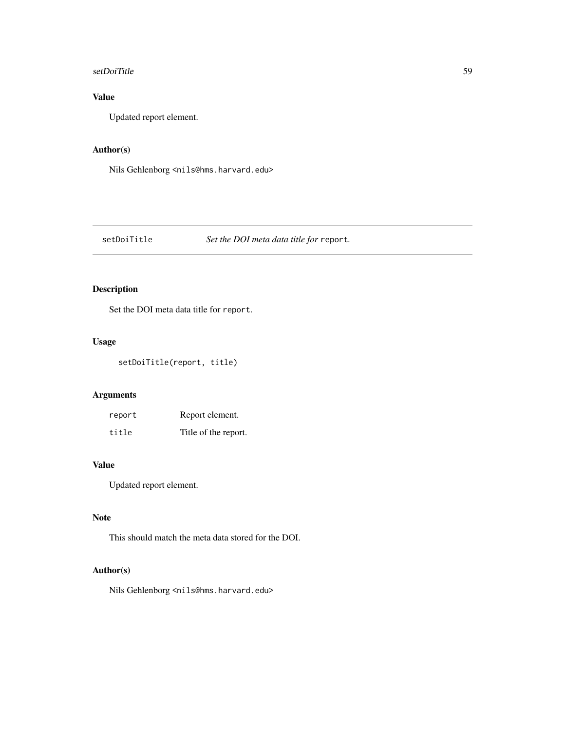## Value

Updated report element.

## Author(s)

Nils Gehlenborg <nils@hms.harvard.edu>

---

# setDoiTitle — *Set the DOI meta data title for* `report`.

## Description

Set the DOI meta data title for `report`.

## Usage

```
setDoiTitle(report, title)
```

## Arguments

| | |
|---|---|
| `report` | Report element. |
| `title` | Title of the report. |

## Value

Updated report element.

## Note

This should match the meta data stored for the DOI.

## Author(s)

Nils Gehlenborg <nils@hms.harvard.edu>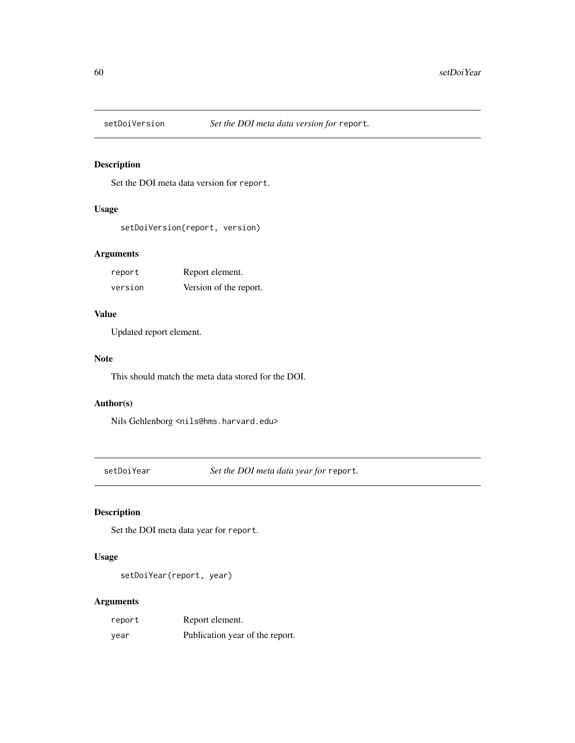## setDoiVersion — *Set the DOI meta data version for* `report`.

### Description

Set the DOI meta data version for `report`.

### Usage

```
setDoiVersion(report, version)
```

### Arguments

| | |
|---|---|
| `report` | Report element. |
| `version` | Version of the report. |

### Value

Updated report element.

### Note

This should match the meta data stored for the DOI.

### Author(s)

Nils Gehlenborg `<nils@hms.harvard.edu>`

## setDoiYear — *Set the DOI meta data year for* `report`.

### Description

Set the DOI meta data year for `report`.

### Usage

```
setDoiYear(report, year)
```

### Arguments

| | |
|---|---|
| `report` | Report element. |
| `year` | Publication year of the report. |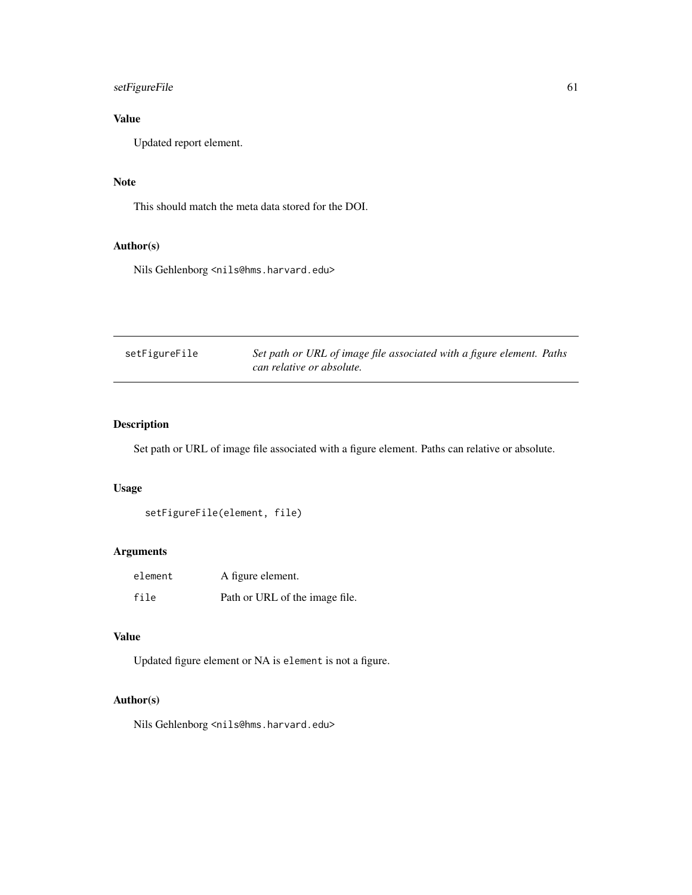## Value

Updated report element.

## Note

This should match the meta data stored for the DOI.

## Author(s)

Nils Gehlenborg <nils@hms.harvard.edu>

---

`setFigureFile` *Set path or URL of image file associated with a figure element. Paths can relative or absolute.*

---

## Description

Set path or URL of image file associated with a figure element. Paths can relative or absolute.

## Usage

```
setFigureFile(element, file)
```

## Arguments

| | |
|---|---|
| `element` | A figure element. |
| `file` | Path or URL of the image file. |

## Value

Updated figure element or NA is `element` is not a figure.

## Author(s)

Nils Gehlenborg <nils@hms.harvard.edu>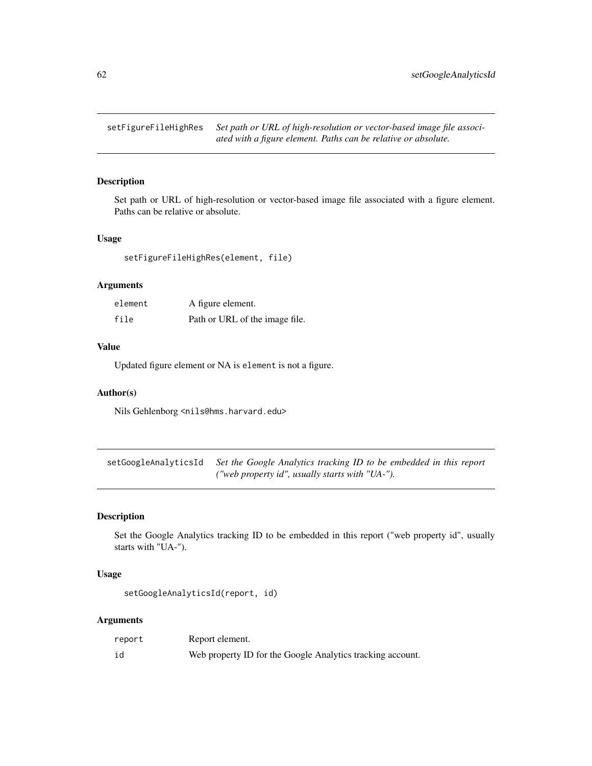## setFigureFileHighRes

*Set path or URL of high-resolution or vector-based image file associated with a figure element. Paths can be relative or absolute.*

### Description

Set path or URL of high-resolution or vector-based image file associated with a figure element. Paths can be relative or absolute.

### Usage

```
setFigureFileHighRes(element, file)
```

### Arguments

| | |
|---|---|
| element | A figure element. |
| file | Path or URL of the image file. |

### Value

Updated figure element or NA is `element` is not a figure.

### Author(s)

Nils Gehlenborg <nils@hms.harvard.edu>

## setGoogleAnalyticsId

*Set the Google Analytics tracking ID to be embedded in this report ("web property id", usually starts with "UA-").*

### Description

Set the Google Analytics tracking ID to be embedded in this report ("web property id", usually starts with "UA-").

### Usage

```
setGoogleAnalyticsId(report, id)
```

### Arguments

| | |
|---|---|
| report | Report element. |
| id | Web property ID for the Google Analytics tracking account. |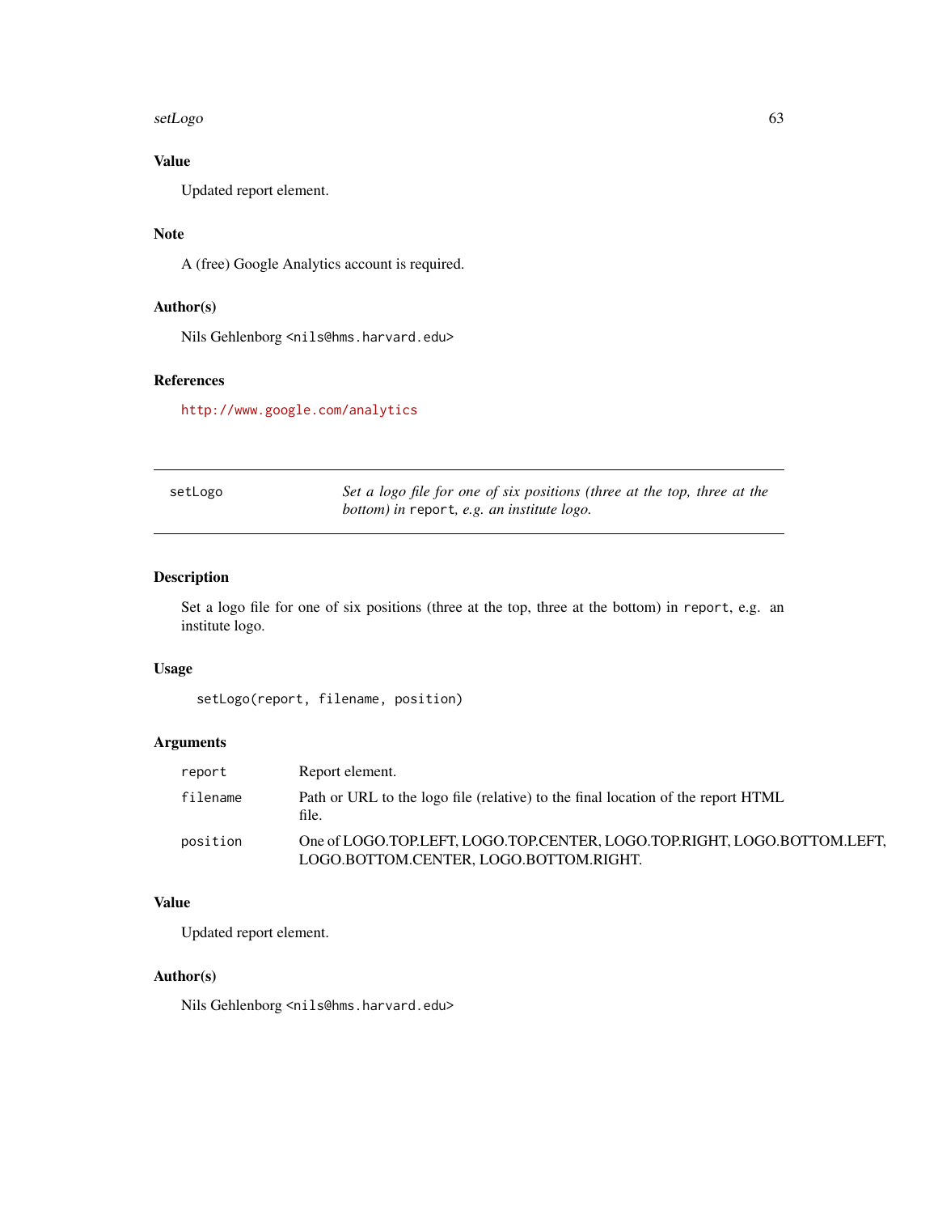### Value

Updated report element.

### Note

A (free) Google Analytics account is required.

### Author(s)

Nils Gehlenborg <nils@hms.harvard.edu>

### References

http://www.google.com/analytics

---

## setLogo — *Set a logo file for one of six positions (three at the top, three at the bottom) in `report`, e.g. an institute logo.*

---

### Description

Set a logo file for one of six positions (three at the top, three at the bottom) in `report`, e.g. an institute logo.

### Usage

```
setLogo(report, filename, position)
```

### Arguments

| | |
|---|---|
| `report` | Report element. |
| `filename` | Path or URL to the logo file (relative) to the final location of the report HTML file. |
| `position` | One of LOGO.TOP.LEFT, LOGO.TOP.CENTER, LOGO.TOP.RIGHT, LOGO.BOTTOM.LEFT, LOGO.BOTTOM.CENTER, LOGO.BOTTOM.RIGHT. |

### Value

Updated report element.

### Author(s)

Nils Gehlenborg <nils@hms.harvard.edu>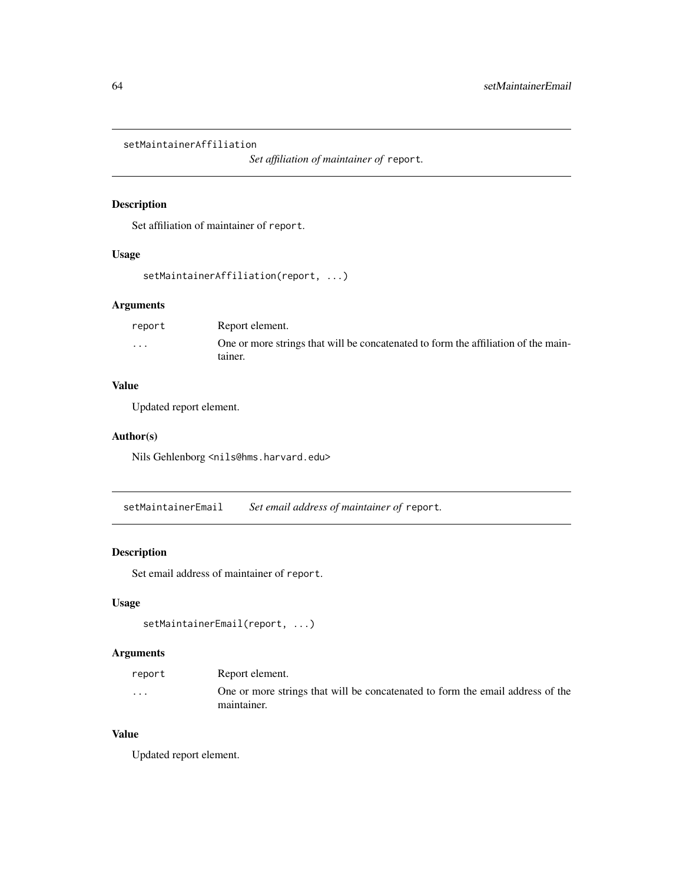## setMaintainerAffiliation — *Set affiliation of maintainer of* `report`.

### Description

Set affiliation of maintainer of `report`.

### Usage

```
setMaintainerAffiliation(report, ...)
```

### Arguments

| | |
|---|---|
| `report` | Report element. |
| `...` | One or more strings that will be concatenated to form the affiliation of the maintainer. |

### Value

Updated report element.

### Author(s)

Nils Gehlenborg <nils@hms.harvard.edu>

## setMaintainerEmail — *Set email address of maintainer of* `report`.

### Description

Set email address of maintainer of `report`.

### Usage

```
setMaintainerEmail(report, ...)
```

### Arguments

| | |
|---|---|
| `report` | Report element. |
| `...` | One or more strings that will be concatenated to form the email address of the maintainer. |

### Value

Updated report element.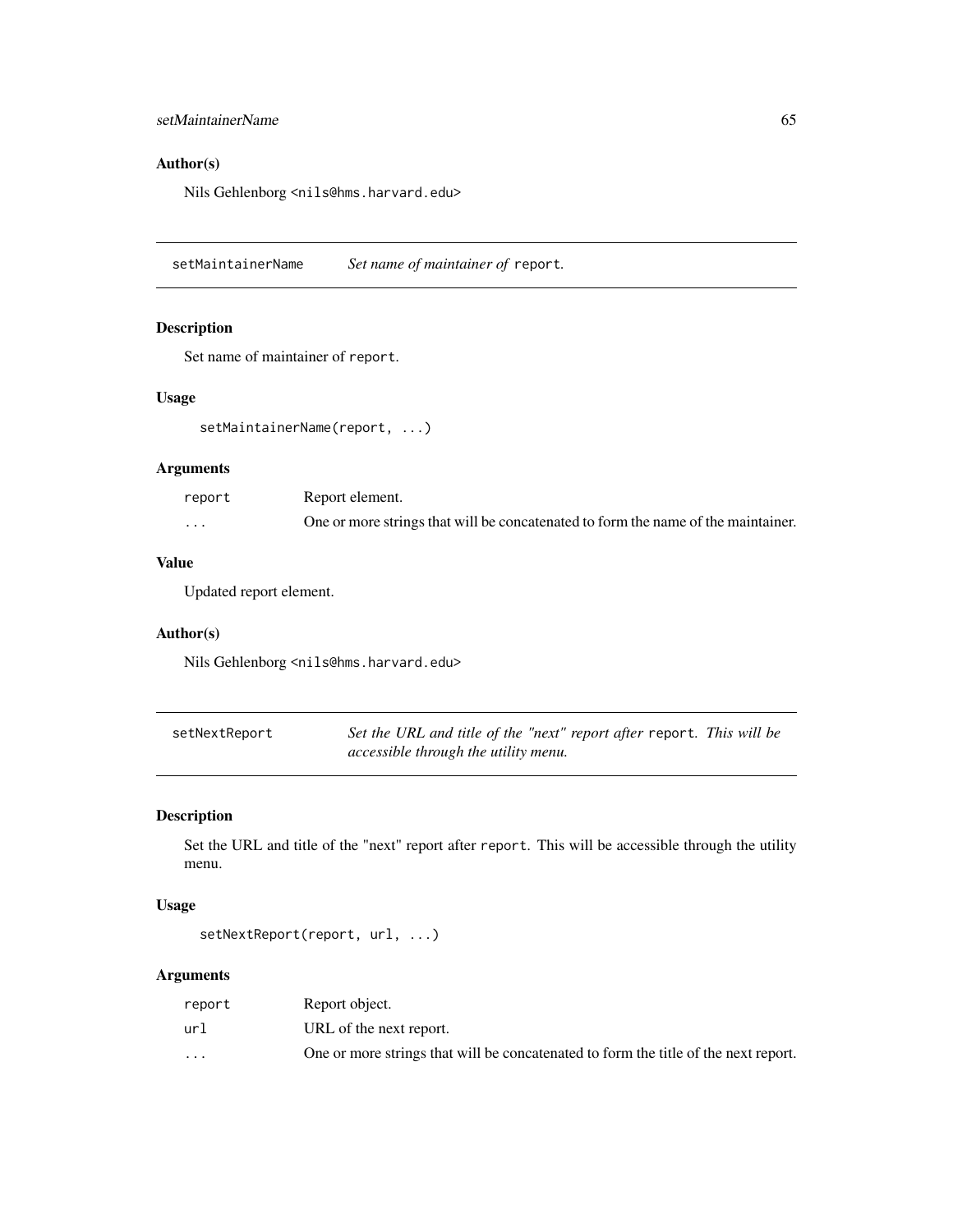### Author(s)

Nils Gehlenborg <nils@hms.harvard.edu>

---

## setMaintainerName — *Set name of maintainer of* `report`.

### Description

Set name of maintainer of `report`.

### Usage

```
setMaintainerName(report, ...)
```

### Arguments

| | |
|---|---|
| `report` | Report element. |
| `...` | One or more strings that will be concatenated to form the name of the maintainer. |

### Value

Updated report element.

### Author(s)

Nils Gehlenborg <nils@hms.harvard.edu>

---

## setNextReport — *Set the URL and title of the "next" report after* `report`*. This will be accessible through the utility menu.*

### Description

Set the URL and title of the "next" report after `report`. This will be accessible through the utility menu.

### Usage

```
setNextReport(report, url, ...)
```

### Arguments

| | |
|---|---|
| `report` | Report object. |
| `url` | URL of the next report. |
| `...` | One or more strings that will be concatenated to form the title of the next report. |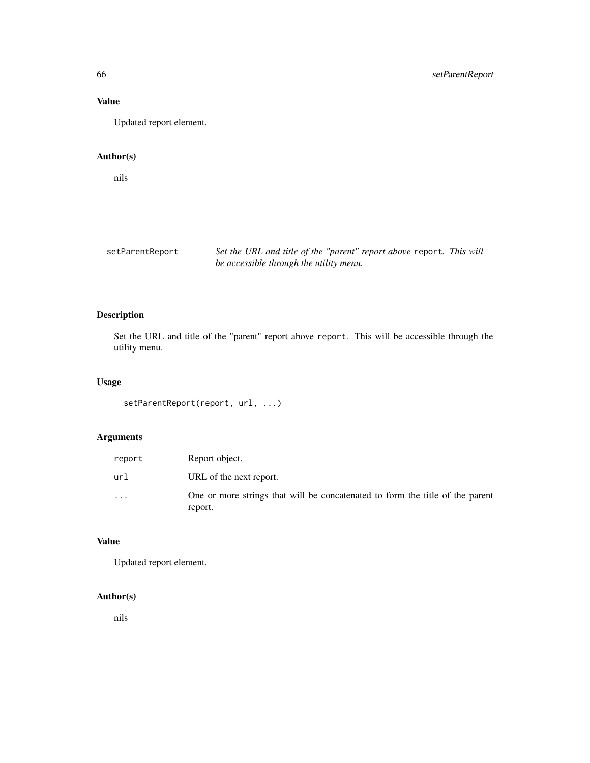## Value

Updated report element.

## Author(s)

nils

---

`setParentReport` *Set the URL and title of the "parent" report above* `report`*. This will be accessible through the utility menu.*

---

## Description

Set the URL and title of the "parent" report above `report`. This will be accessible through the utility menu.

## Usage

```
setParentReport(report, url, ...)
```

## Arguments

| | |
|---|---|
| `report` | Report object. |
| `url` | URL of the next report. |
| `...` | One or more strings that will be concatenated to form the title of the parent report. |

## Value

Updated report element.

## Author(s)

nils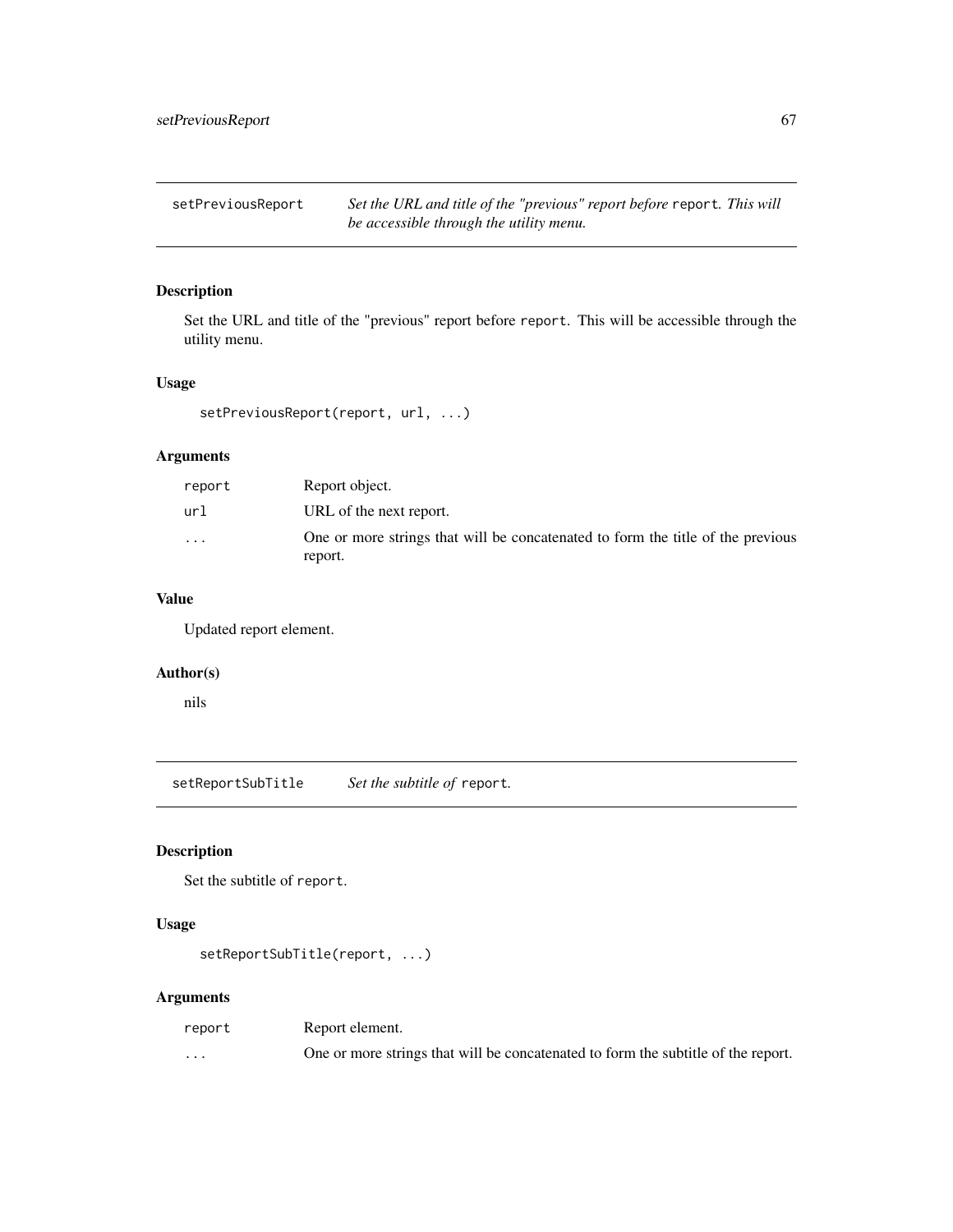## setPreviousReport — *Set the URL and title of the "previous" report before* `report`*. This will be accessible through the utility menu.*

### Description

Set the URL and title of the "previous" report before `report`. This will be accessible through the utility menu.

### Usage

```
setPreviousReport(report, url, ...)
```

### Arguments

| | |
|---|---|
| `report` | Report object. |
| `url` | URL of the next report. |
| `...` | One or more strings that will be concatenated to form the title of the previous report. |

### Value

Updated report element.

### Author(s)

nils

## setReportSubTitle — *Set the subtitle of* `report`*.*

### Description

Set the subtitle of `report`.

### Usage

```
setReportSubTitle(report, ...)
```

### Arguments

| | |
|---|---|
| `report` | Report element. |
| `...` | One or more strings that will be concatenated to form the subtitle of the report. |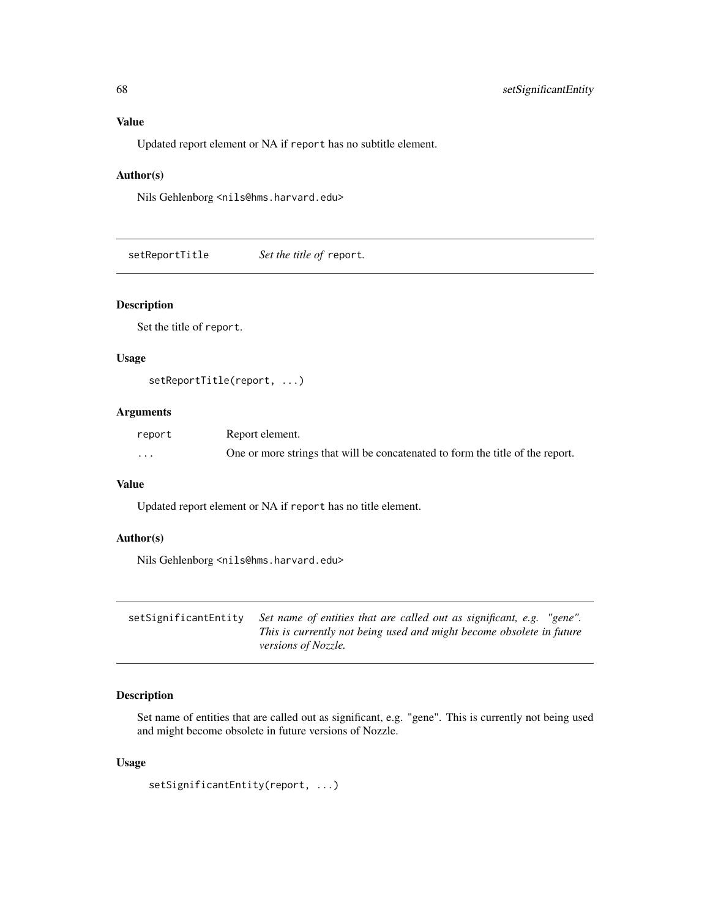### Value

Updated report element or NA if `report` has no subtitle element.

### Author(s)

Nils Gehlenborg <nils@hms.harvard.edu>

---

## setReportTitle — *Set the title of* `report`.

### Description

Set the title of `report`.

### Usage

```
setReportTitle(report, ...)
```

### Arguments

| | |
|---|---|
| `report` | Report element. |
| `...` | One or more strings that will be concatenated to form the title of the report. |

### Value

Updated report element or NA if `report` has no title element.

### Author(s)

Nils Gehlenborg <nils@hms.harvard.edu>

---

## setSignificantEntity — *Set name of entities that are called out as significant, e.g. "gene". This is currently not being used and might become obsolete in future versions of Nozzle.*

### Description

Set name of entities that are called out as significant, e.g. "gene". This is currently not being used and might become obsolete in future versions of Nozzle.

### Usage

```
setSignificantEntity(report, ...)
```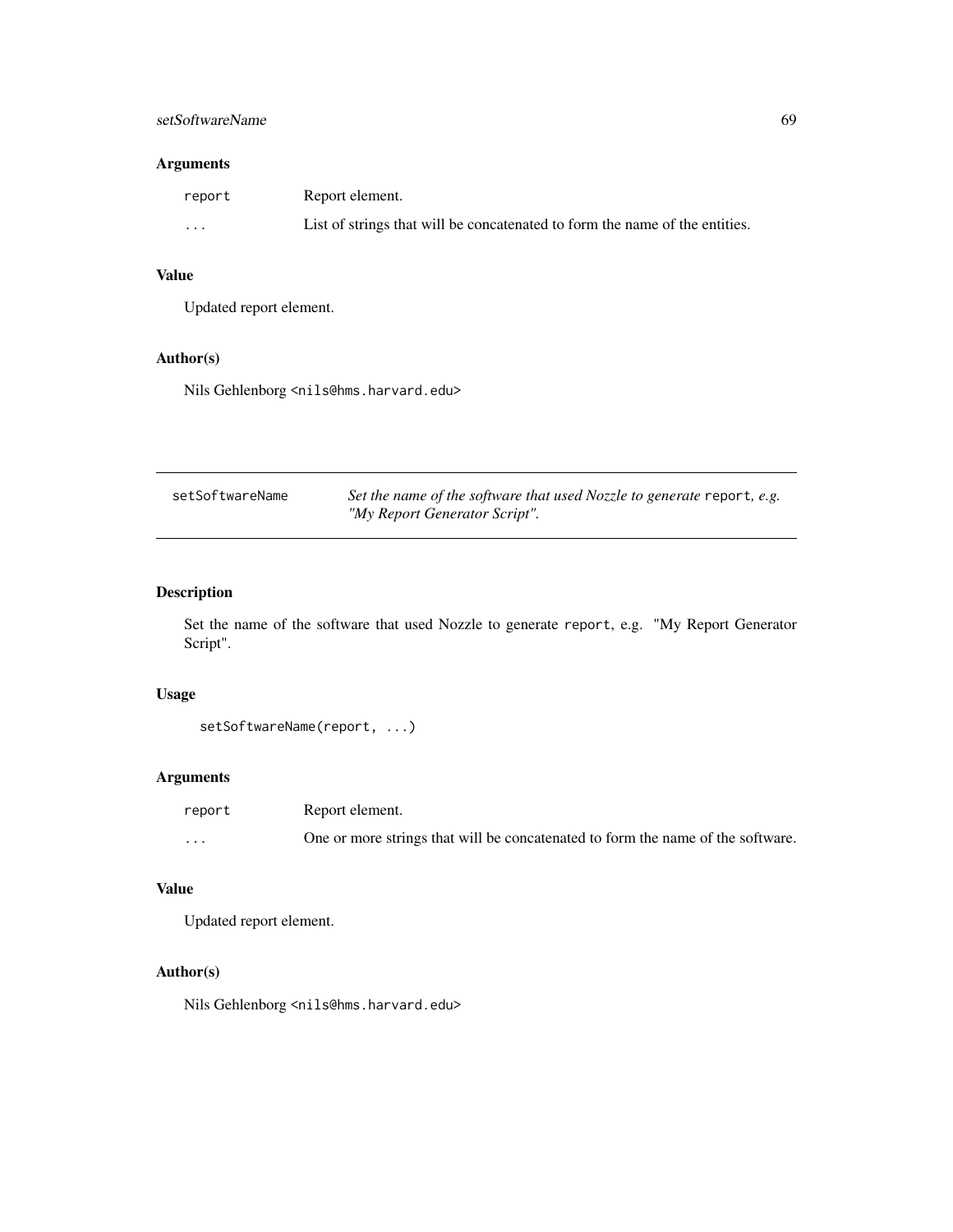### Arguments

| | |
|---|---|
| `report` | Report element. |
| `...` | List of strings that will be concatenated to form the name of the entities. |

### Value

Updated report element.

### Author(s)

Nils Gehlenborg <nils@hms.harvard.edu>

---

## setSoftwareName — *Set the name of the software that used Nozzle to generate* `report`*, e.g. "My Report Generator Script".*

---

### Description

Set the name of the software that used Nozzle to generate `report`, e.g. "My Report Generator Script".

### Usage

```
setSoftwareName(report, ...)
```

### Arguments

| | |
|---|---|
| `report` | Report element. |
| `...` | One or more strings that will be concatenated to form the name of the software. |

### Value

Updated report element.

### Author(s)

Nils Gehlenborg <nils@hms.harvard.edu>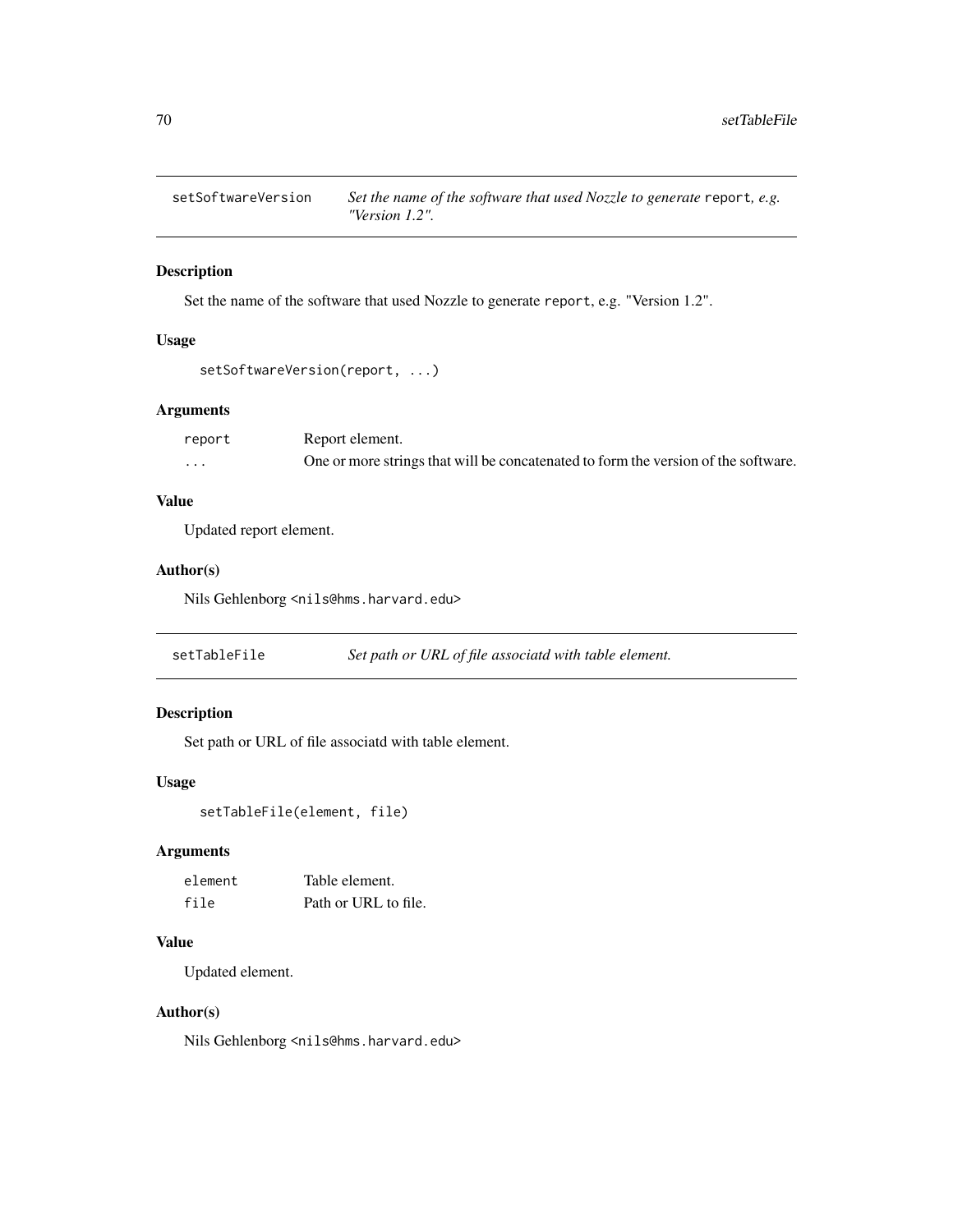## setSoftwareVersion — *Set the name of the software that used Nozzle to generate* `report`*, e.g. "Version 1.2".*

### Description

Set the name of the software that used Nozzle to generate `report`, e.g. "Version 1.2".

### Usage

```
setSoftwareVersion(report, ...)
```

### Arguments

| | |
|---|---|
| `report` | Report element. |
| `...` | One or more strings that will be concatenated to form the version of the software. |

### Value

Updated report element.

### Author(s)

Nils Gehlenborg `<nils@hms.harvard.edu>`

## setTableFile — *Set path or URL of file associatd with table element.*

### Description

Set path or URL of file associatd with table element.

### Usage

```
setTableFile(element, file)
```

### Arguments

| | |
|---|---|
| `element` | Table element. |
| `file` | Path or URL to file. |

### Value

Updated element.

### Author(s)

Nils Gehlenborg `<nils@hms.harvard.edu>`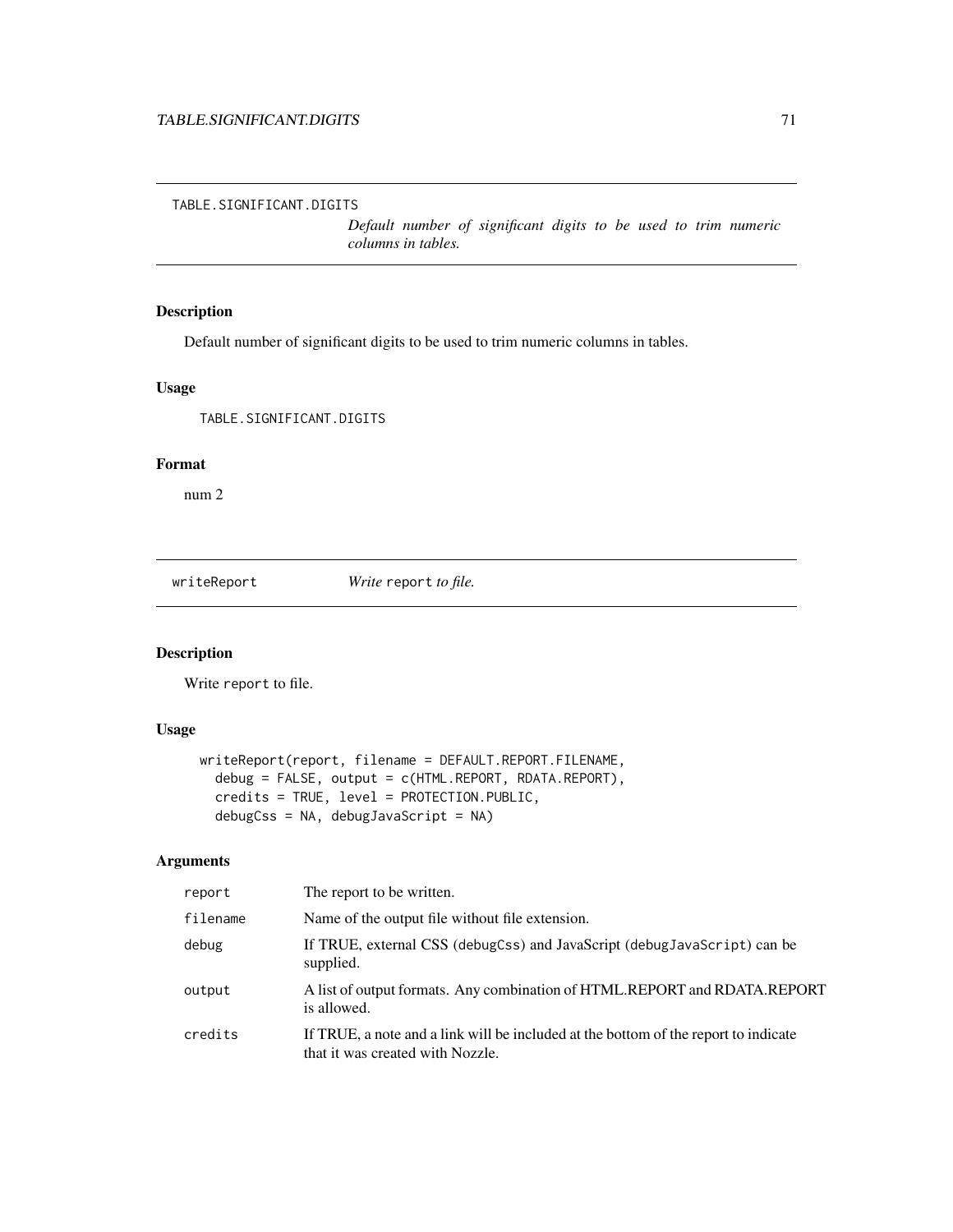## TABLE.SIGNIFICANT.DIGITS

*Default number of significant digits to be used to trim numeric columns in tables.*

### Description

Default number of significant digits to be used to trim numeric columns in tables.

### Usage

```
TABLE.SIGNIFICANT.DIGITS
```

### Format

num 2

## writeReport

*Write `report` to file.*

### Description

Write `report` to file.

### Usage

```
writeReport(report, filename = DEFAULT.REPORT.FILENAME,
  debug = FALSE, output = c(HTML.REPORT, RDATA.REPORT),
  credits = TRUE, level = PROTECTION.PUBLIC,
  debugCss = NA, debugJavaScript = NA)
```

### Arguments

| | |
|---|---|
| `report` | The report to be written. |
| `filename` | Name of the output file without file extension. |
| `debug` | If TRUE, external CSS (`debugCss`) and JavaScript (`debugJavaScript`) can be supplied. |
| `output` | A list of output formats. Any combination of HTML.REPORT and RDATA.REPORT is allowed. |
| `credits` | If TRUE, a note and a link will be included at the bottom of the report to indicate that it was created with Nozzle. |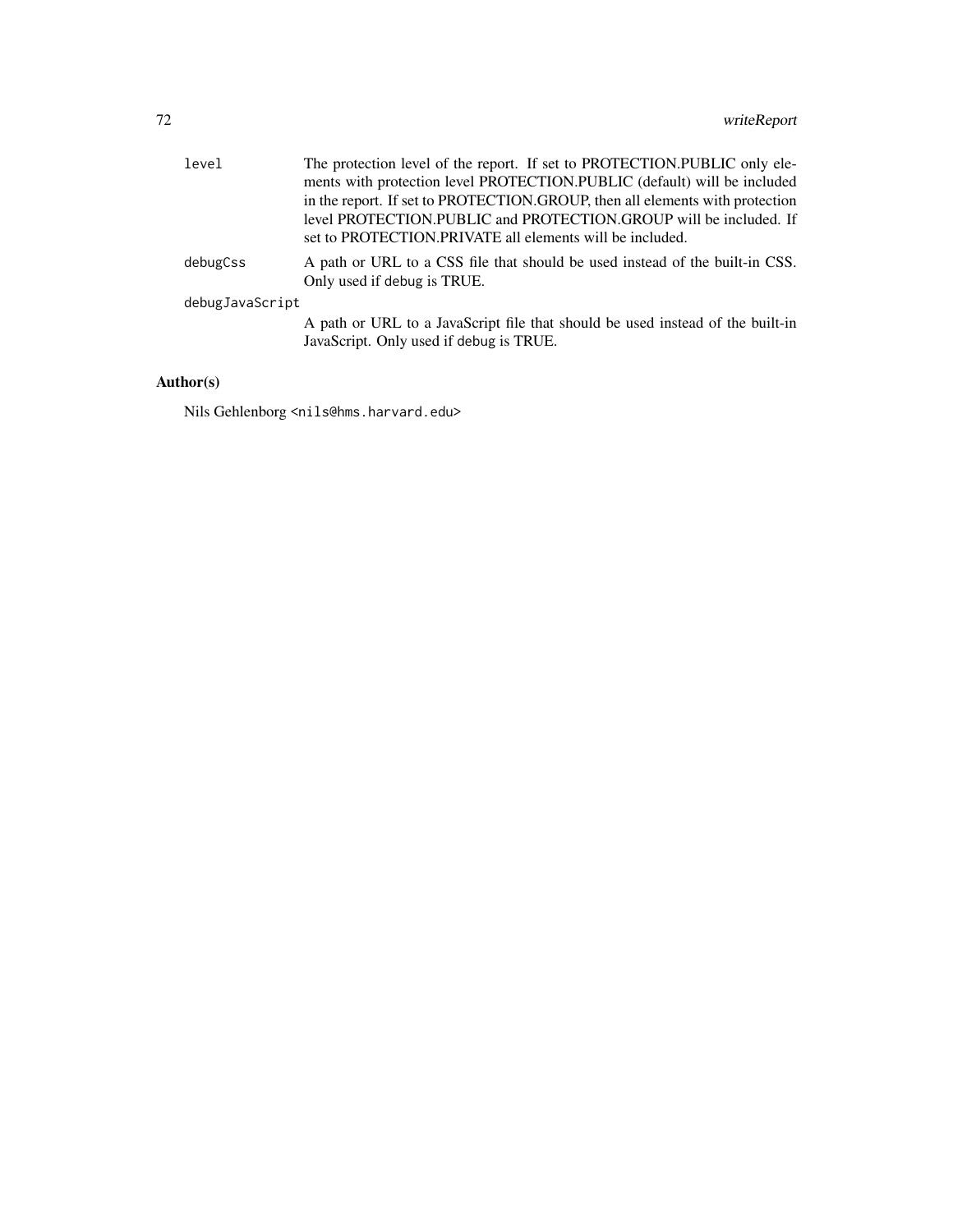| | |
|---|---|
| `level` | The protection level of the report. If set to PROTECTION.PUBLIC only elements with protection level PROTECTION.PUBLIC (default) will be included in the report. If set to PROTECTION.GROUP, then all elements with protection level PROTECTION.PUBLIC and PROTECTION.GROUP will be included. If set to PROTECTION.PRIVATE all elements will be included. |
| `debugCss` | A path or URL to a CSS file that should be used instead of the built-in CSS. Only used if `debug` is TRUE. |
| `debugJavaScript` | A path or URL to a JavaScript file that should be used instead of the built-in JavaScript. Only used if `debug` is TRUE. |

## Author(s)

Nils Gehlenborg `<nils@hms.harvard.edu>`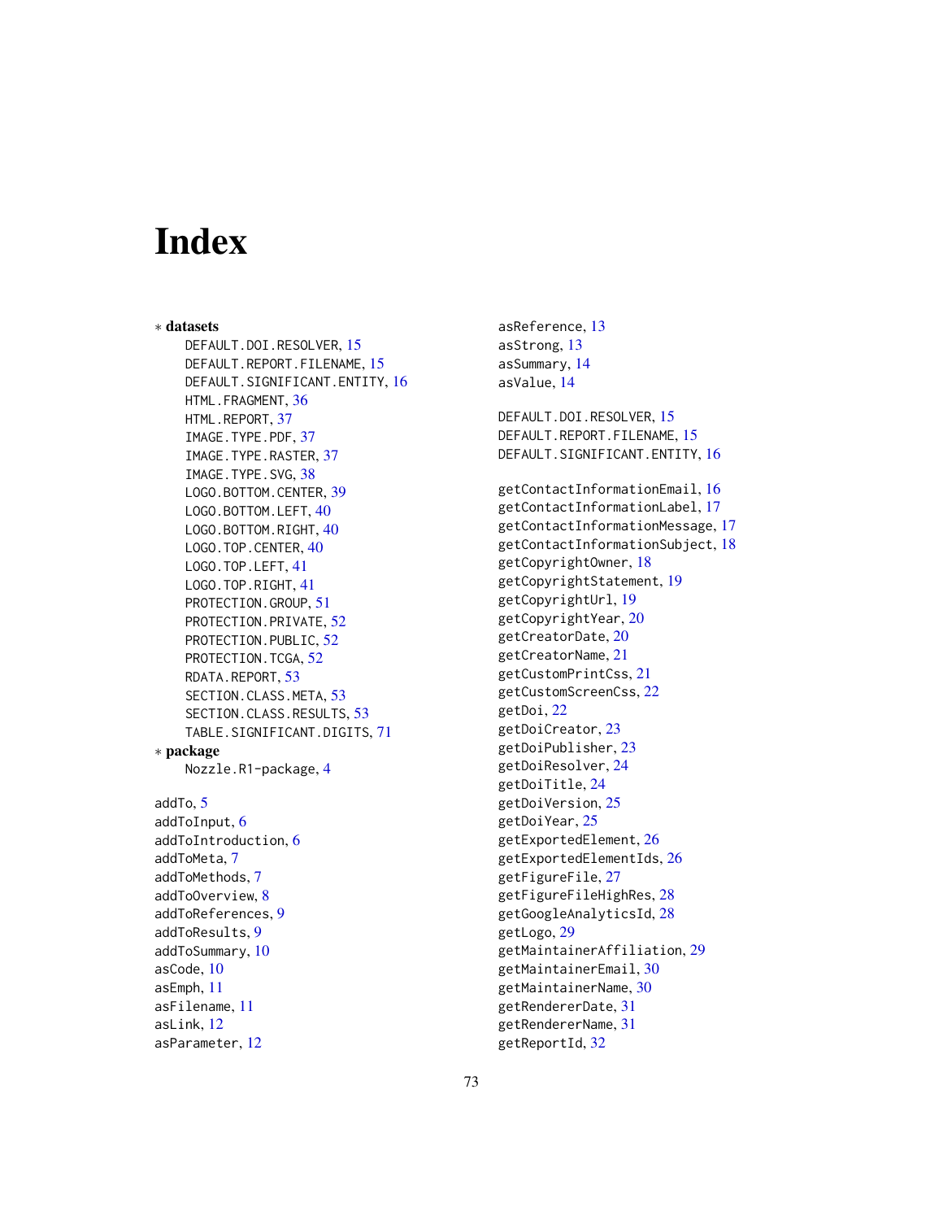# Index

∗ **datasets**

DEFAULT.DOI.RESOLVER, 15
DEFAULT.REPORT.FILENAME, 15
DEFAULT.SIGNIFICANT.ENTITY, 16
HTML.FRAGMENT, 36
HTML.REPORT, 37
IMAGE.TYPE.PDF, 37
IMAGE.TYPE.RASTER, 37
IMAGE.TYPE.SVG, 38
LOGO.BOTTOM.CENTER, 39
LOGO.BOTTOM.LEFT, 40
LOGO.BOTTOM.RIGHT, 40
LOGO.TOP.CENTER, 40
LOGO.TOP.LEFT, 41
LOGO.TOP.RIGHT, 41
PROTECTION.GROUP, 51
PROTECTION.PRIVATE, 52
PROTECTION.PUBLIC, 52
PROTECTION.TCGA, 52
RDATA.REPORT, 53
SECTION.CLASS.META, 53
SECTION.CLASS.RESULTS, 53
TABLE.SIGNIFICANT.DIGITS, 71

∗ **package**

Nozzle.R1-package, 4

addTo, 5
addToInput, 6
addToIntroduction, 6
addToMeta, 7
addToMethods, 7
addToOverview, 8
addToReferences, 9
addToResults, 9
addToSummary, 10
asCode, 10
asEmph, 11
asFilename, 11
asLink, 12
asParameter, 12
asReference, 13
asStrong, 13
asSummary, 14
asValue, 14

DEFAULT.DOI.RESOLVER, 15
DEFAULT.REPORT.FILENAME, 15
DEFAULT.SIGNIFICANT.ENTITY, 16

getContactInformationEmail, 16
getContactInformationLabel, 17
getContactInformationMessage, 17
getContactInformationSubject, 18
getCopyrightOwner, 18
getCopyrightStatement, 19
getCopyrightUrl, 19
getCopyrightYear, 20
getCreatorDate, 20
getCreatorName, 21
getCustomPrintCss, 21
getCustomScreenCss, 22
getDoi, 22
getDoiCreator, 23
getDoiPublisher, 23
getDoiResolver, 24
getDoiTitle, 24
getDoiVersion, 25
getDoiYear, 25
getExportedElement, 26
getExportedElementIds, 26
getFigureFile, 27
getFigureFileHighRes, 28
getGoogleAnalyticsId, 28
getLogo, 29
getMaintainerAffiliation, 29
getMaintainerEmail, 30
getMaintainerName, 30
getRendererDate, 31
getRendererName, 31
getReportId, 32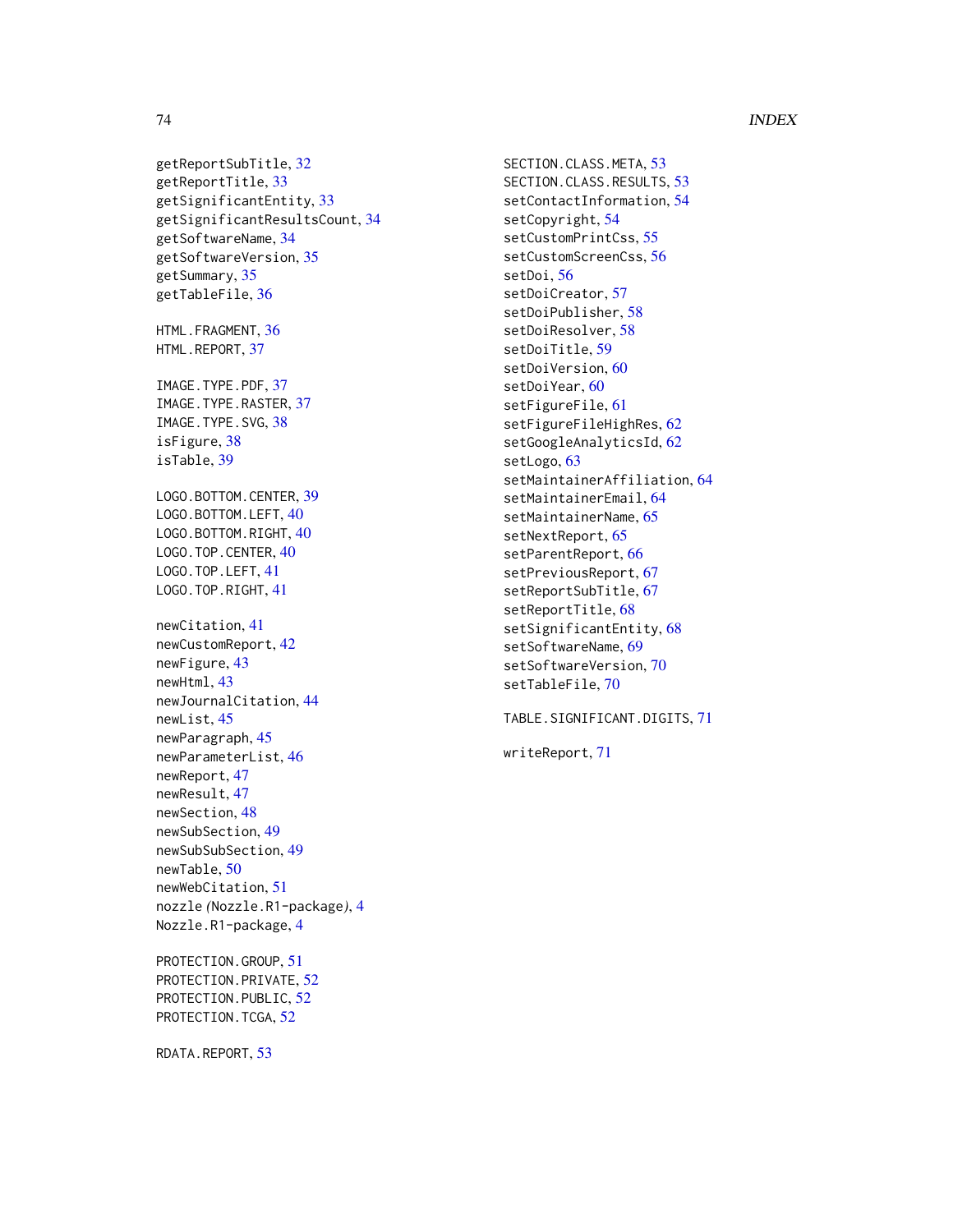getReportSubTitle, 32
getReportTitle, 33
getSignificantEntity, 33
getSignificantResultsCount, 34
getSoftwareName, 34
getSoftwareVersion, 35
getSummary, 35
getTableFile, 36

HTML.FRAGMENT, 36
HTML.REPORT, 37

IMAGE.TYPE.PDF, 37
IMAGE.TYPE.RASTER, 37
IMAGE.TYPE.SVG, 38
isFigure, 38
isTable, 39

LOGO.BOTTOM.CENTER, 39
LOGO.BOTTOM.LEFT, 40
LOGO.BOTTOM.RIGHT, 40
LOGO.TOP.CENTER, 40
LOGO.TOP.LEFT, 41
LOGO.TOP.RIGHT, 41

newCitation, 41
newCustomReport, 42
newFigure, 43
newHtml, 43
newJournalCitation, 44
newList, 45
newParagraph, 45
newParameterList, 46
newReport, 47
newResult, 47
newSection, 48
newSubSection, 49
newSubSubSection, 49
newTable, 50
newWebCitation, 51
nozzle *(*Nozzle.R1-package*)*, 4
Nozzle.R1-package, 4

PROTECTION.GROUP, 51
PROTECTION.PRIVATE, 52
PROTECTION.PUBLIC, 52
PROTECTION.TCGA, 52

RDATA.REPORT, 53

SECTION.CLASS.META, 53
SECTION.CLASS.RESULTS, 53
setContactInformation, 54
setCopyright, 54
setCustomPrintCss, 55
setCustomScreenCss, 56
setDoi, 56
setDoiCreator, 57
setDoiPublisher, 58
setDoiResolver, 58
setDoiTitle, 59
setDoiVersion, 60
setDoiYear, 60
setFigureFile, 61
setFigureFileHighRes, 62
setGoogleAnalyticsId, 62
setLogo, 63
setMaintainerAffiliation, 64
setMaintainerEmail, 64
setMaintainerName, 65
setNextReport, 65
setParentReport, 66
setPreviousReport, 67
setReportSubTitle, 67
setReportTitle, 68
setSignificantEntity, 68
setSoftwareName, 69
setSoftwareVersion, 70
setTableFile, 70

TABLE.SIGNIFICANT.DIGITS, 71

writeReport, 71